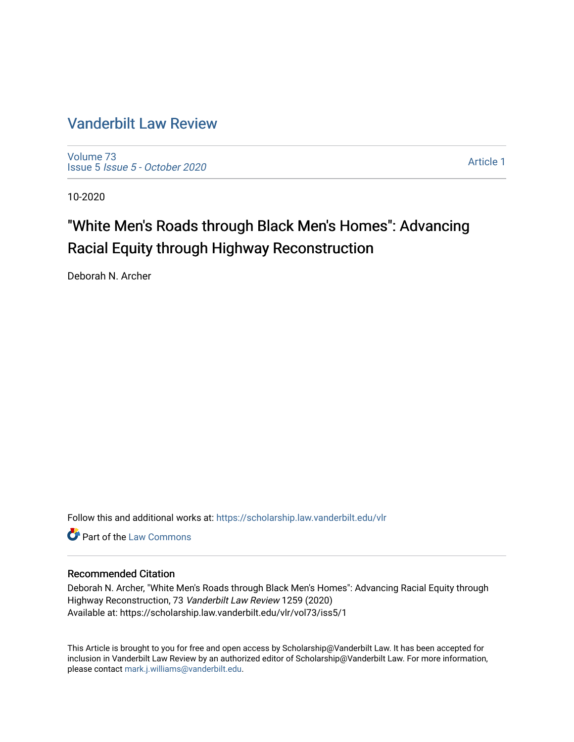# Vanderbilt Law Review

Volume 73
Issue 5 *Issue 5 - October 2020*

Article 1

10-2020

## "White Men's Roads through Black Men's Homes": Advancing Racial Equity through Highway Reconstruction

Deborah N. Archer

Follow this and additional works at: https://scholarship.law.vanderbilt.edu/vlr

Part of the Law Commons

### Recommended Citation

Deborah N. Archer, "White Men's Roads through Black Men's Homes": Advancing Racial Equity through Highway Reconstruction, 73 *Vanderbilt Law Review* 1259 (2020)
Available at: https://scholarship.law.vanderbilt.edu/vlr/vol73/iss5/1

This Article is brought to you for free and open access by Scholarship@Vanderbilt Law. It has been accepted for inclusion in Vanderbilt Law Review by an authorized editor of Scholarship@Vanderbilt Law. For more information, please contact mark.j.williams@vanderbilt.edu.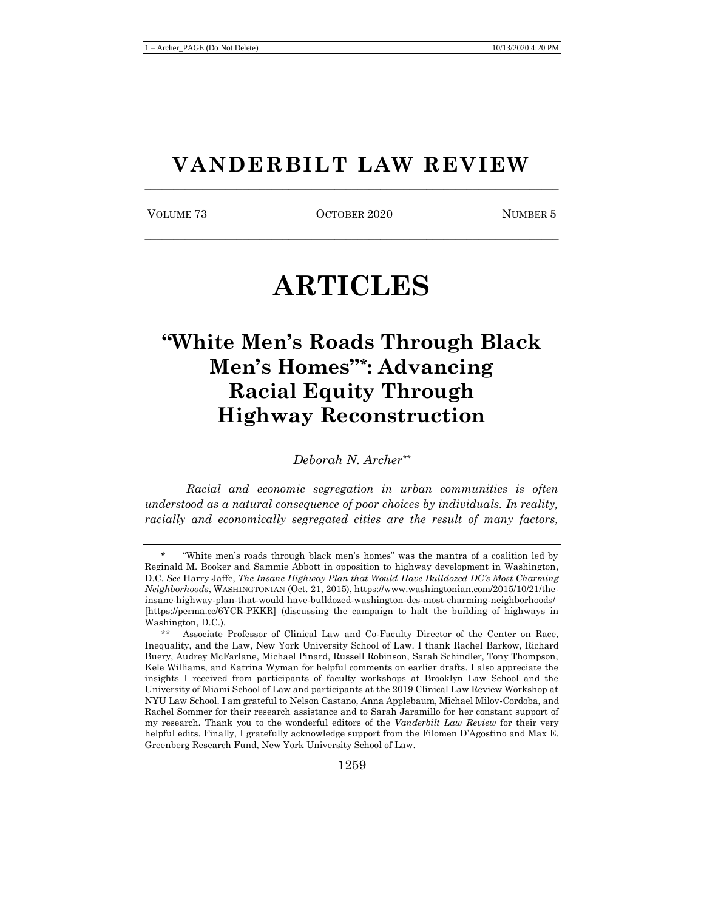# VANDERBILT LAW REVIEW

VOLUME 73 | OCTOBER 2020 | NUMBER 5

# ARTICLES

## "White Men's Roads Through Black Men's Homes"*: Advancing Racial Equity Through Highway Reconstruction

*Deborah N. Archer***

*Racial and economic segregation in urban communities is often understood as a natural consequence of poor choices by individuals. In reality, racially and economically segregated cities are the result of many factors,*

---

\* "White men's roads through black men's homes" was the mantra of a coalition led by Reginald M. Booker and Sammie Abbott in opposition to highway development in Washington, D.C. *See* Harry Jaffe, *The Insane Highway Plan that Would Have Bulldozed DC's Most Charming Neighborhoods*, WASHINGTONIAN (Oct. 21, 2015), https://www.washingtonian.com/2015/10/21/the-insane-highway-plan-that-would-have-bulldozed-washington-dcs-most-charming-neighborhoods/ [https://perma.cc/6YCR-PKKR] (discussing the campaign to halt the building of highways in Washington, D.C.).

\*\* Associate Professor of Clinical Law and Co-Faculty Director of the Center on Race, Inequality, and the Law, New York University School of Law. I thank Rachel Barkow, Richard Buery, Audrey McFarlane, Michael Pinard, Russell Robinson, Sarah Schindler, Tony Thompson, Kele Williams, and Katrina Wyman for helpful comments on earlier drafts. I also appreciate the insights I received from participants of faculty workshops at Brooklyn Law School and the University of Miami School of Law and participants at the 2019 Clinical Law Review Workshop at NYU Law School. I am grateful to Nelson Castano, Anna Applebaum, Michael Milov-Cordoba, and Rachel Sommer for their research assistance and to Sarah Jaramillo for her constant support of my research. Thank you to the wonderful editors of the *Vanderbilt Law Review* for their very helpful edits. Finally, I gratefully acknowledge support from the Filomen D'Agostino and Max E. Greenberg Research Fund, New York University School of Law.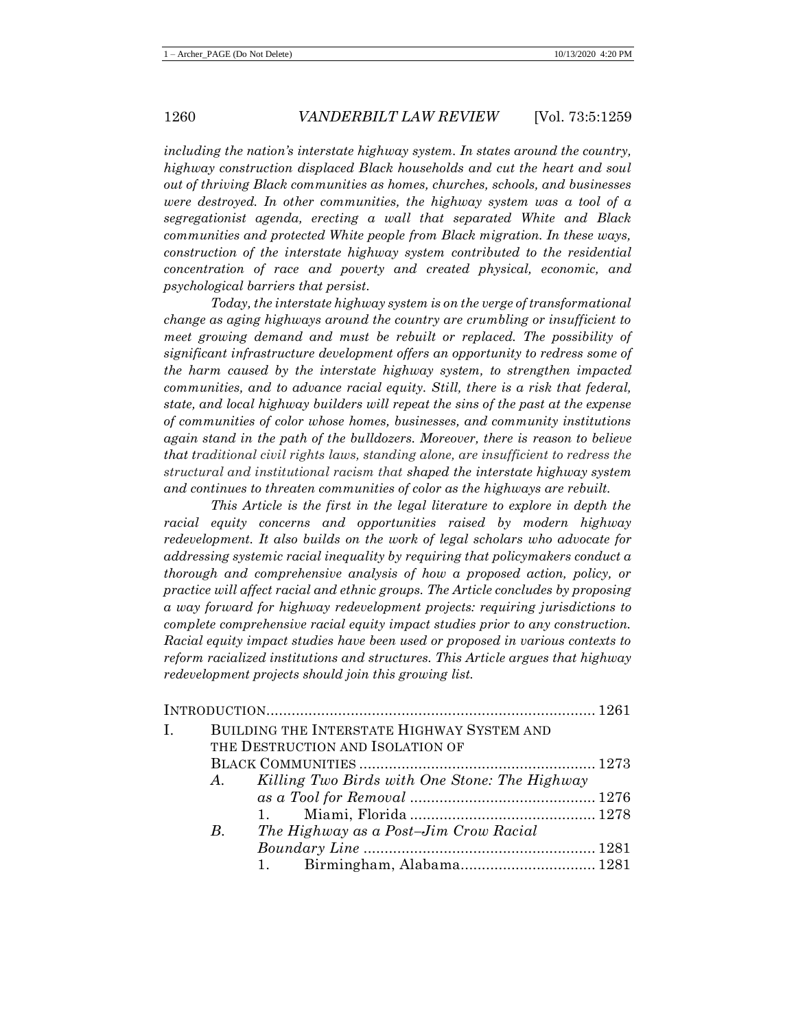*including the nation's interstate highway system. In states around the country, highway construction displaced Black households and cut the heart and soul out of thriving Black communities as homes, churches, schools, and businesses were destroyed. In other communities, the highway system was a tool of a segregationist agenda, erecting a wall that separated White and Black communities and protected White people from Black migration. In these ways, construction of the interstate highway system contributed to the residential concentration of race and poverty and created physical, economic, and psychological barriers that persist.*

*Today, the interstate highway system is on the verge of transformational change as aging highways around the country are crumbling or insufficient to meet growing demand and must be rebuilt or replaced. The possibility of significant infrastructure development offers an opportunity to redress some of the harm caused by the interstate highway system, to strengthen impacted communities, and to advance racial equity. Still, there is a risk that federal, state, and local highway builders will repeat the sins of the past at the expense of communities of color whose homes, businesses, and community institutions again stand in the path of the bulldozers. Moreover, there is reason to believe that traditional civil rights laws, standing alone, are insufficient to redress the structural and institutional racism that shaped the interstate highway system and continues to threaten communities of color as the highways are rebuilt.*

*This Article is the first in the legal literature to explore in depth the racial equity concerns and opportunities raised by modern highway redevelopment. It also builds on the work of legal scholars who advocate for addressing systemic racial inequality by requiring that policymakers conduct a thorough and comprehensive analysis of how a proposed action, policy, or practice will affect racial and ethnic groups. The Article concludes by proposing a way forward for highway redevelopment projects: requiring jurisdictions to complete comprehensive racial equity impact studies prior to any construction. Racial equity impact studies have been used or proposed in various contexts to reform racialized institutions and structures. This Article argues that highway redevelopment projects should join this growing list.*

INTRODUCTION .............................................................................. 1261

I. BUILDING THE INTERSTATE HIGHWAY SYSTEM AND THE DESTRUCTION AND ISOLATION OF BLACK COMMUNITIES ........................................................ 1273
   - A. *Killing Two Birds with One Stone: The Highway as a Tool for Removal* ............................................ 1276
      1. Miami, Florida ............................................ 1278
   - B. *The Highway as a Post–Jim Crow Racial Boundary Line* ....................................................... 1281
      1. Birmingham, Alabama................................ 1281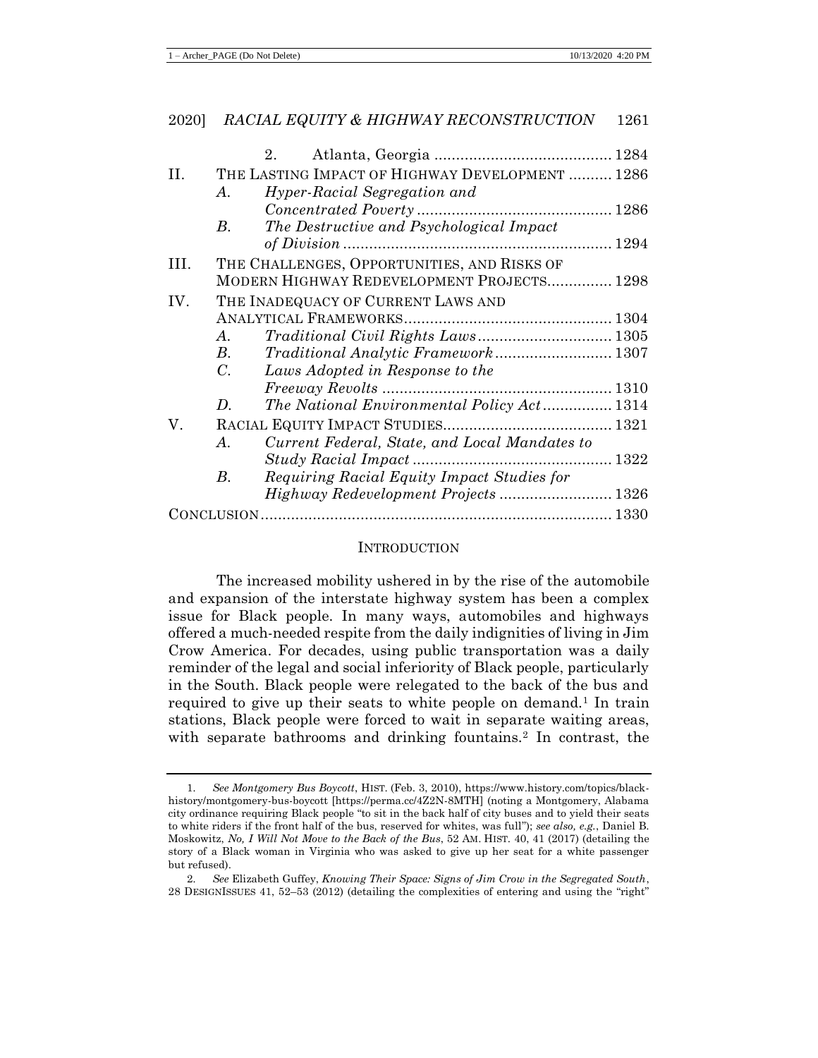|  |  |  |  |
|---|---|---|---|
|  |  | 2. Atlanta, Georgia | 1284 |
| II. | The Lasting Impact of Highway Development |  | 1286 |
|  | *A.* | *Hyper-Racial Segregation and Concentrated Poverty* | 1286 |
|  | *B.* | *The Destructive and Psychological Impact of Division* | 1294 |
| III. | The Challenges, Opportunities, and Risks of Modern Highway Redevelopment Projects |  | 1298 |
| IV. | The Inadequacy of Current Laws and Analytical Frameworks |  | 1304 |
|  | *A.* | *Traditional Civil Rights Laws* | 1305 |
|  | *B.* | *Traditional Analytic Framework* | 1307 |
|  | *C.* | *Laws Adopted in Response to the Freeway Revolts* | 1310 |
|  | *D.* | *The National Environmental Policy Act* | 1314 |
| V. | Racial Equity Impact Studies |  | 1321 |
|  | *A.* | *Current Federal, State, and Local Mandates to Study Racial Impact* | 1322 |
|  | *B.* | *Requiring Racial Equity Impact Studies for Highway Redevelopment Projects* | 1326 |
| Conclusion |  |  | 1330 |

## Introduction

The increased mobility ushered in by the rise of the automobile and expansion of the interstate highway system has been a complex issue for Black people. In many ways, automobiles and highways offered a much-needed respite from the daily indignities of living in Jim Crow America. For decades, using public transportation was a daily reminder of the legal and social inferiority of Black people, particularly in the South. Black people were relegated to the back of the bus and required to give up their seats to white people on demand.[1] In train stations, Black people were forced to wait in separate waiting areas, with separate bathrooms and drinking fountains.[2] In contrast, the

---

1. *See Montgomery Bus Boycott*, HIST. (Feb. 3, 2010), https://www.history.com/topics/black-history/montgomery-bus-boycott [https://perma.cc/4Z2N-8MTH] (noting a Montgomery, Alabama city ordinance requiring Black people "to sit in the back half of city buses and to yield their seats to white riders if the front half of the bus, reserved for whites, was full"); *see also, e.g.*, Daniel B. Moskowitz, *No, I Will Not Move to the Back of the Bus*, 52 AM. HIST. 40, 41 (2017) (detailing the story of a Black woman in Virginia who was asked to give up her seat for a white passenger but refused).

2. *See* Elizabeth Guffey, *Knowing Their Space: Signs of Jim Crow in the Segregated South*, 28 DESIGNISSUES 41, 52–53 (2012) (detailing the complexities of entering and using the "right"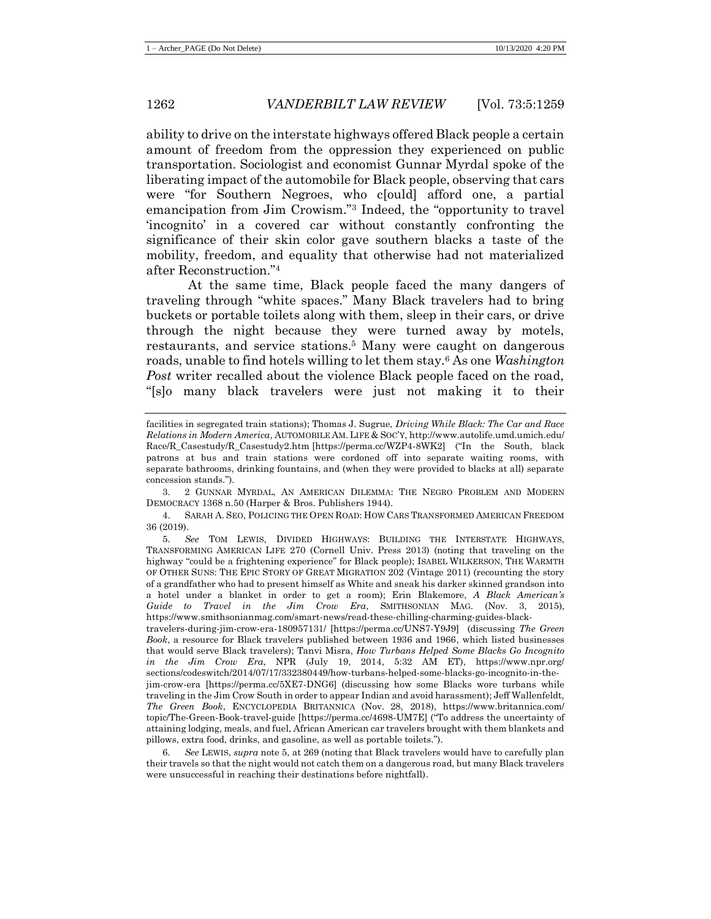ability to drive on the interstate highways offered Black people a certain amount of freedom from the oppression they experienced on public transportation. Sociologist and economist Gunnar Myrdal spoke of the liberating impact of the automobile for Black people, observing that cars were "for Southern Negroes, who c[ould] afford one, a partial emancipation from Jim Crowism."[3] Indeed, the "opportunity to travel 'incognito' in a covered car without constantly confronting the significance of their skin color gave southern blacks a taste of the mobility, freedom, and equality that otherwise had not materialized after Reconstruction."[4]

At the same time, Black people faced the many dangers of traveling through "white spaces." Many Black travelers had to bring buckets or portable toilets along with them, sleep in their cars, or drive through the night because they were turned away by motels, restaurants, and service stations.[5] Many were caught on dangerous roads, unable to find hotels willing to let them stay.[6] As one *Washington Post* writer recalled about the violence Black people faced on the road, "[s]o many black travelers were just not making it to their

---

facilities in segregated train stations); Thomas J. Sugrue, *Driving While Black: The Car and Race Relations in Modern America*, AUTOMOBILE AM. LIFE & SOC'Y, http://www.autolife.umd.edu/Race/R_Casestudy/R_Casestudy2.htm [https://perma.cc/WZP4-8WK2] ("In the South, black patrons at bus and train stations were cordoned off into separate waiting rooms, with separate bathrooms, drinking fountains, and (when they were provided to blacks at all) separate concession stands.").

3. 2 GUNNAR MYRDAL, AN AMERICAN DILEMMA: THE NEGRO PROBLEM AND MODERN DEMOCRACY 1368 n.50 (Harper & Bros. Publishers 1944).

4. SARAH A. SEO, POLICING THE OPEN ROAD: HOW CARS TRANSFORMED AMERICAN FREEDOM 36 (2019).

5. *See* TOM LEWIS, DIVIDED HIGHWAYS: BUILDING THE INTERSTATE HIGHWAYS, TRANSFORMING AMERICAN LIFE 270 (Cornell Univ. Press 2013) (noting that traveling on the highway "could be a frightening experience" for Black people); ISABEL WILKERSON, THE WARMTH OF OTHER SUNS: THE EPIC STORY OF GREAT MIGRATION 202 (Vintage 2011) (recounting the story of a grandfather who had to present himself as White and sneak his darker skinned grandson into a hotel under a blanket in order to get a room); Erin Blakemore, *A Black American's Guide to Travel in the Jim Crow Era*, SMITHSONIAN MAG. (Nov. 3, 2015), https://www.smithsonianmag.com/smart-news/read-these-chilling-charming-guides-black-travelers-during-jim-crow-era-180957131/ [https://perma.cc/UNS7-Y9J9] (discussing *The Green Book*, a resource for Black travelers published between 1936 and 1966, which listed businesses that would serve Black travelers); Tanvi Misra, *How Turbans Helped Some Blacks Go Incognito in the Jim Crow Era*, NPR (July 19, 2014, 5:32 AM ET), https://www.npr.org/sections/codeswitch/2014/07/17/332380449/how-turbans-helped-some-blacks-go-incognito-in-the-jim-crow-era [https://perma.cc/5XE7-DNG6] (discussing how some Blacks wore turbans while traveling in the Jim Crow South in order to appear Indian and avoid harassment); Jeff Wallenfeldt, *The Green Book*, ENCYCLOPEDIA BRITANNICA (Nov. 28, 2018), https://www.britannica.com/topic/The-Green-Book-travel-guide [https://perma.cc/4698-UM7E] ("To address the uncertainty of attaining lodging, meals, and fuel, African American car travelers brought with them blankets and pillows, extra food, drinks, and gasoline, as well as portable toilets.").

6. *See* LEWIS, *supra* note 5, at 269 (noting that Black travelers would have to carefully plan their travels so that the night would not catch them on a dangerous road, but many Black travelers were unsuccessful in reaching their destinations before nightfall).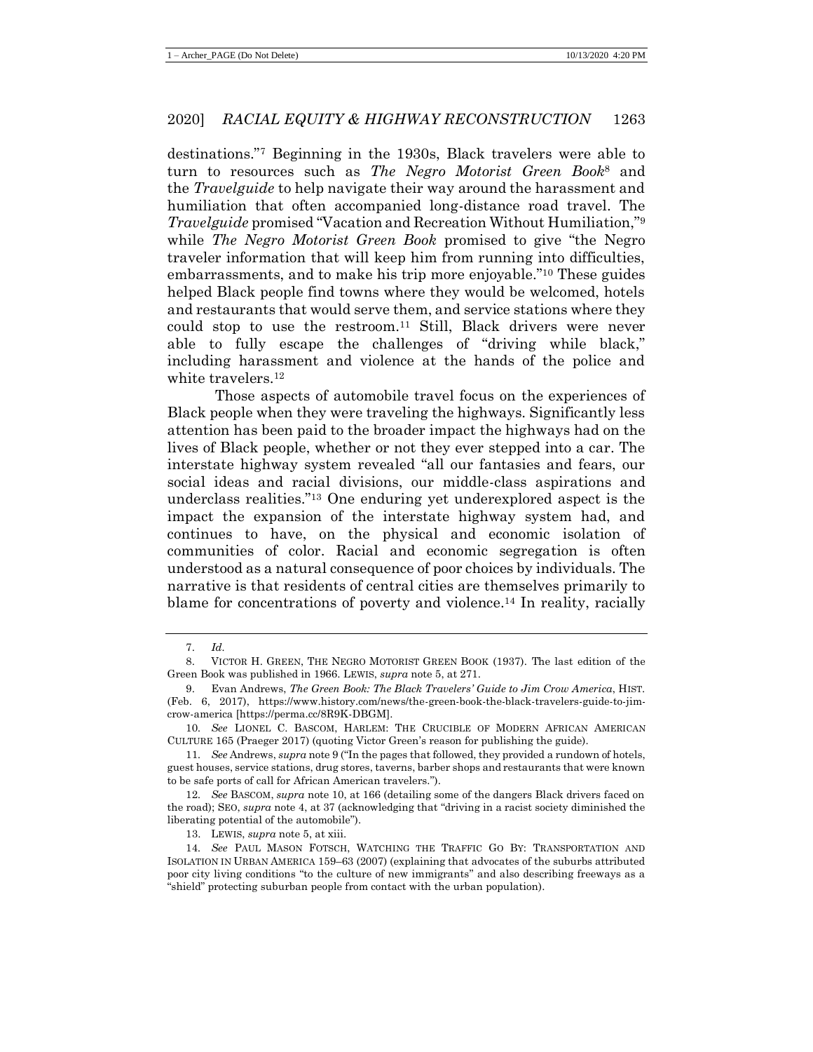destinations."[7] Beginning in the 1930s, Black travelers were able to turn to resources such as *The Negro Motorist Green Book*[8] and the *Travelguide* to help navigate their way around the harassment and humiliation that often accompanied long-distance road travel. The *Travelguide* promised "Vacation and Recreation Without Humiliation,"[9] while *The Negro Motorist Green Book* promised to give "the Negro traveler information that will keep him from running into difficulties, embarrassments, and to make his trip more enjoyable."[10] These guides helped Black people find towns where they would be welcomed, hotels and restaurants that would serve them, and service stations where they could stop to use the restroom.[11] Still, Black drivers were never able to fully escape the challenges of "driving while black," including harassment and violence at the hands of the police and white travelers.[12]

Those aspects of automobile travel focus on the experiences of Black people when they were traveling the highways. Significantly less attention has been paid to the broader impact the highways had on the lives of Black people, whether or not they ever stepped into a car. The interstate highway system revealed "all our fantasies and fears, our social ideas and racial divisions, our middle-class aspirations and underclass realities."[13] One enduring yet underexplored aspect is the impact the expansion of the interstate highway system had, and continues to have, on the physical and economic isolation of communities of color. Racial and economic segregation is often understood as a natural consequence of poor choices by individuals. The narrative is that residents of central cities are themselves primarily to blame for concentrations of poverty and violence.[14] In reality, racially

---

7. *Id.*

8. VICTOR H. GREEN, THE NEGRO MOTORIST GREEN BOOK (1937). The last edition of the Green Book was published in 1966. LEWIS, *supra* note 5, at 271.

9. Evan Andrews, *The Green Book: The Black Travelers' Guide to Jim Crow America*, HIST. (Feb. 6, 2017), https://www.history.com/news/the-green-book-the-black-travelers-guide-to-jim-crow-america [https://perma.cc/8R9K-DBGM].

10. *See* LIONEL C. BASCOM, HARLEM: THE CRUCIBLE OF MODERN AFRICAN AMERICAN CULTURE 165 (Praeger 2017) (quoting Victor Green's reason for publishing the guide).

11. *See* Andrews, *supra* note 9 ("In the pages that followed, they provided a rundown of hotels, guest houses, service stations, drug stores, taverns, barber shops and restaurants that were known to be safe ports of call for African American travelers.").

12. *See* BASCOM, *supra* note 10, at 166 (detailing some of the dangers Black drivers faced on the road); SEO, *supra* note 4, at 37 (acknowledging that "driving in a racist society diminished the liberating potential of the automobile").

13. LEWIS, *supra* note 5, at xiii.

14. *See* PAUL MASON FOTSCH, WATCHING THE TRAFFIC GO BY: TRANSPORTATION AND ISOLATION IN URBAN AMERICA 159–63 (2007) (explaining that advocates of the suburbs attributed poor city living conditions "to the culture of new immigrants" and also describing freeways as a "shield" protecting suburban people from contact with the urban population).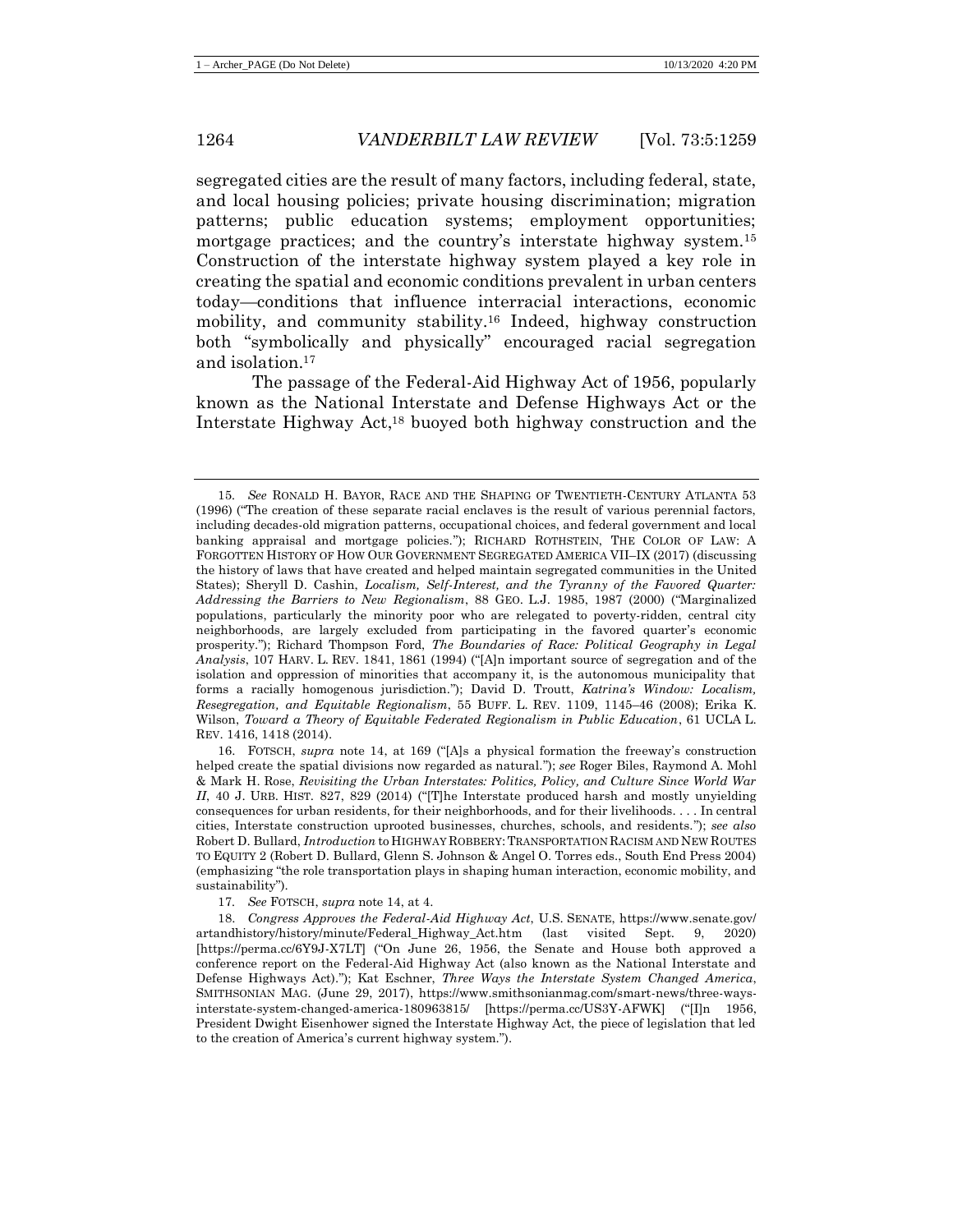segregated cities are the result of many factors, including federal, state, and local housing policies; private housing discrimination; migration patterns; public education systems; employment opportunities; mortgage practices; and the country's interstate highway system.[15] Construction of the interstate highway system played a key role in creating the spatial and economic conditions prevalent in urban centers today—conditions that influence interracial interactions, economic mobility, and community stability.[16] Indeed, highway construction both "symbolically and physically" encouraged racial segregation and isolation.[17]

The passage of the Federal-Aid Highway Act of 1956, popularly known as the National Interstate and Defense Highways Act or the Interstate Highway Act,[18] buoyed both highway construction and the

---

15. *See* RONALD H. BAYOR, RACE AND THE SHAPING OF TWENTIETH-CENTURY ATLANTA 53 (1996) ("The creation of these separate racial enclaves is the result of various perennial factors, including decades-old migration patterns, occupational choices, and federal government and local banking appraisal and mortgage policies."); RICHARD ROTHSTEIN, THE COLOR OF LAW: A FORGOTTEN HISTORY OF HOW OUR GOVERNMENT SEGREGATED AMERICA VII–IX (2017) (discussing the history of laws that have created and helped maintain segregated communities in the United States); Sheryll D. Cashin, *Localism, Self-Interest, and the Tyranny of the Favored Quarter: Addressing the Barriers to New Regionalism*, 88 GEO. L.J. 1985, 1987 (2000) ("Marginalized populations, particularly the minority poor who are relegated to poverty-ridden, central city neighborhoods, are largely excluded from participating in the favored quarter's economic prosperity."); Richard Thompson Ford, *The Boundaries of Race: Political Geography in Legal Analysis*, 107 HARV. L. REV. 1841, 1861 (1994) ("[A]n important source of segregation and of the isolation and oppression of minorities that accompany it, is the autonomous municipality that forms a racially homogenous jurisdiction."); David D. Troutt, *Katrina's Window: Localism, Resegregation, and Equitable Regionalism*, 55 BUFF. L. REV. 1109, 1145–46 (2008); Erika K. Wilson, *Toward a Theory of Equitable Federated Regionalism in Public Education*, 61 UCLA L. REV. 1416, 1418 (2014).

16. FOTSCH, *supra* note 14, at 169 ("[A]s a physical formation the freeway's construction helped create the spatial divisions now regarded as natural."); *see* Roger Biles, Raymond A. Mohl & Mark H. Rose, *Revisiting the Urban Interstates: Politics, Policy, and Culture Since World War II*, 40 J. URB. HIST. 827, 829 (2014) ("[T]he Interstate produced harsh and mostly unyielding consequences for urban residents, for their neighborhoods, and for their livelihoods. . . . In central cities, Interstate construction uprooted businesses, churches, schools, and residents."); *see also* Robert D. Bullard, *Introduction* to HIGHWAY ROBBERY: TRANSPORTATION RACISM AND NEW ROUTES TO EQUITY 2 (Robert D. Bullard, Glenn S. Johnson & Angel O. Torres eds., South End Press 2004) (emphasizing "the role transportation plays in shaping human interaction, economic mobility, and sustainability").

17. *See* FOTSCH, *supra* note 14, at 4.

18. *Congress Approves the Federal-Aid Highway Act*, U.S. SENATE, https://www.senate.gov/artandhistory/history/minute/Federal_Highway_Act.htm (last visited Sept. 9, 2020) [https://perma.cc/6Y9J-X7LT] ("On June 26, 1956, the Senate and House both approved a conference report on the Federal-Aid Highway Act (also known as the National Interstate and Defense Highways Act)."); Kat Eschner, *Three Ways the Interstate System Changed America*, SMITHSONIAN MAG. (June 29, 2017), https://www.smithsonianmag.com/smart-news/three-ways-interstate-system-changed-america-180963815/ [https://perma.cc/US3Y-AFWK] ("[I]n 1956, President Dwight Eisenhower signed the Interstate Highway Act, the piece of legislation that led to the creation of America's current highway system.").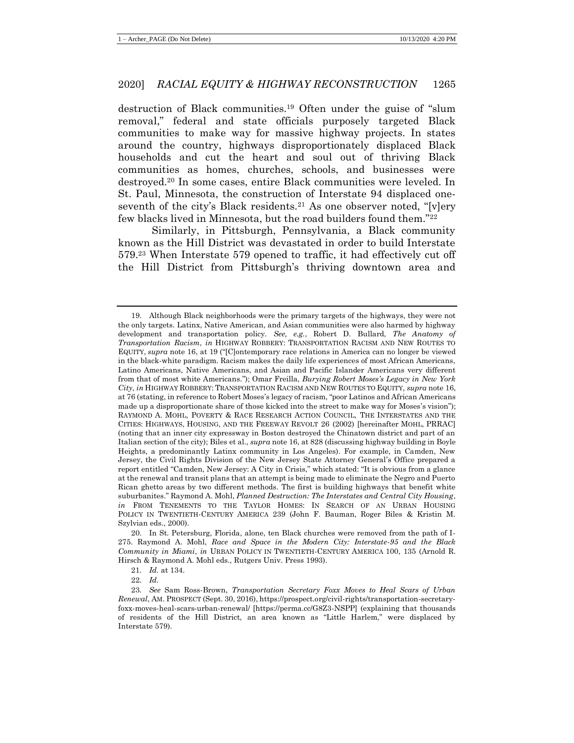destruction of Black communities.[19] Often under the guise of "slum removal," federal and state officials purposely targeted Black communities to make way for massive highway projects. In states around the country, highways disproportionately displaced Black households and cut the heart and soul out of thriving Black communities as homes, churches, schools, and businesses were destroyed.[20] In some cases, entire Black communities were leveled. In St. Paul, Minnesota, the construction of Interstate 94 displaced one-seventh of the city's Black residents.[21] As one observer noted, "[v]ery few blacks lived in Minnesota, but the road builders found them."[22]

Similarly, in Pittsburgh, Pennsylvania, a Black community known as the Hill District was devastated in order to build Interstate 579.[23] When Interstate 579 opened to traffic, it had effectively cut off the Hill District from Pittsburgh's thriving downtown area and

---

19. Although Black neighborhoods were the primary targets of the highways, they were not the only targets. Latinx, Native American, and Asian communities were also harmed by highway development and transportation policy. *See, e.g.*, Robert D. Bullard, *The Anatomy of Transportation Racism*, *in* HIGHWAY ROBBERY: TRANSPORTATION RACISM AND NEW ROUTES TO EQUITY, *supra* note 16, at 19 ("[C]ontemporary race relations in America can no longer be viewed in the black-white paradigm. Racism makes the daily life experiences of most African Americans, Latino Americans, Native Americans, and Asian and Pacific Islander Americans very different from that of most white Americans."); Omar Freilla, *Burying Robert Moses's Legacy in New York City*, *in* HIGHWAY ROBBERY: TRANSPORTATION RACISM AND NEW ROUTES TO EQUITY, *supra* note 16, at 76 (stating, in reference to Robert Moses's legacy of racism, "poor Latinos and African Americans made up a disproportionate share of those kicked into the street to make way for Moses's vision"); RAYMOND A. MOHL, POVERTY & RACE RESEARCH ACTION COUNCIL, THE INTERSTATES AND THE CITIES: HIGHWAYS, HOUSING, AND THE FREEWAY REVOLT 26 (2002) [hereinafter MOHL, PRRAC] (noting that an inner city expressway in Boston destroyed the Chinatown district and part of an Italian section of the city); Biles et al., *supra* note 16, at 828 (discussing highway building in Boyle Heights, a predominantly Latinx community in Los Angeles). For example, in Camden, New Jersey, the Civil Rights Division of the New Jersey State Attorney General's Office prepared a report entitled "Camden, New Jersey: A City in Crisis," which stated: "It is obvious from a glance at the renewal and transit plans that an attempt is being made to eliminate the Negro and Puerto Rican ghetto areas by two different methods. The first is building highways that benefit white suburbanites." Raymond A. Mohl, *Planned Destruction: The Interstates and Central City Housing*, *in* FROM TENEMENTS TO THE TAYLOR HOMES: IN SEARCH OF AN URBAN HOUSING POLICY IN TWENTIETH-CENTURY AMERICA 239 (John F. Bauman, Roger Biles & Kristin M. Szylvian eds., 2000).

20. In St. Petersburg, Florida, alone, ten Black churches were removed from the path of I-275. Raymond A. Mohl, *Race and Space in the Modern City: Interstate-95 and the Black Community in Miami*, *in* URBAN POLICY IN TWENTIETH-CENTURY AMERICA 100, 135 (Arnold R. Hirsch & Raymond A. Mohl eds., Rutgers Univ. Press 1993).

21. *Id.* at 134.

22. *Id.*

23. *See* Sam Ross-Brown, *Transportation Secretary Foxx Moves to Heal Scars of Urban Renewal*, AM. PROSPECT (Sept. 30, 2016), https://prospect.org/civil-rights/transportation-secretary-foxx-moves-heal-scars-urban-renewal/ [https://perma.cc/G8Z3-NSPP] (explaining that thousands of residents of the Hill District, an area known as "Little Harlem," were displaced by Interstate 579).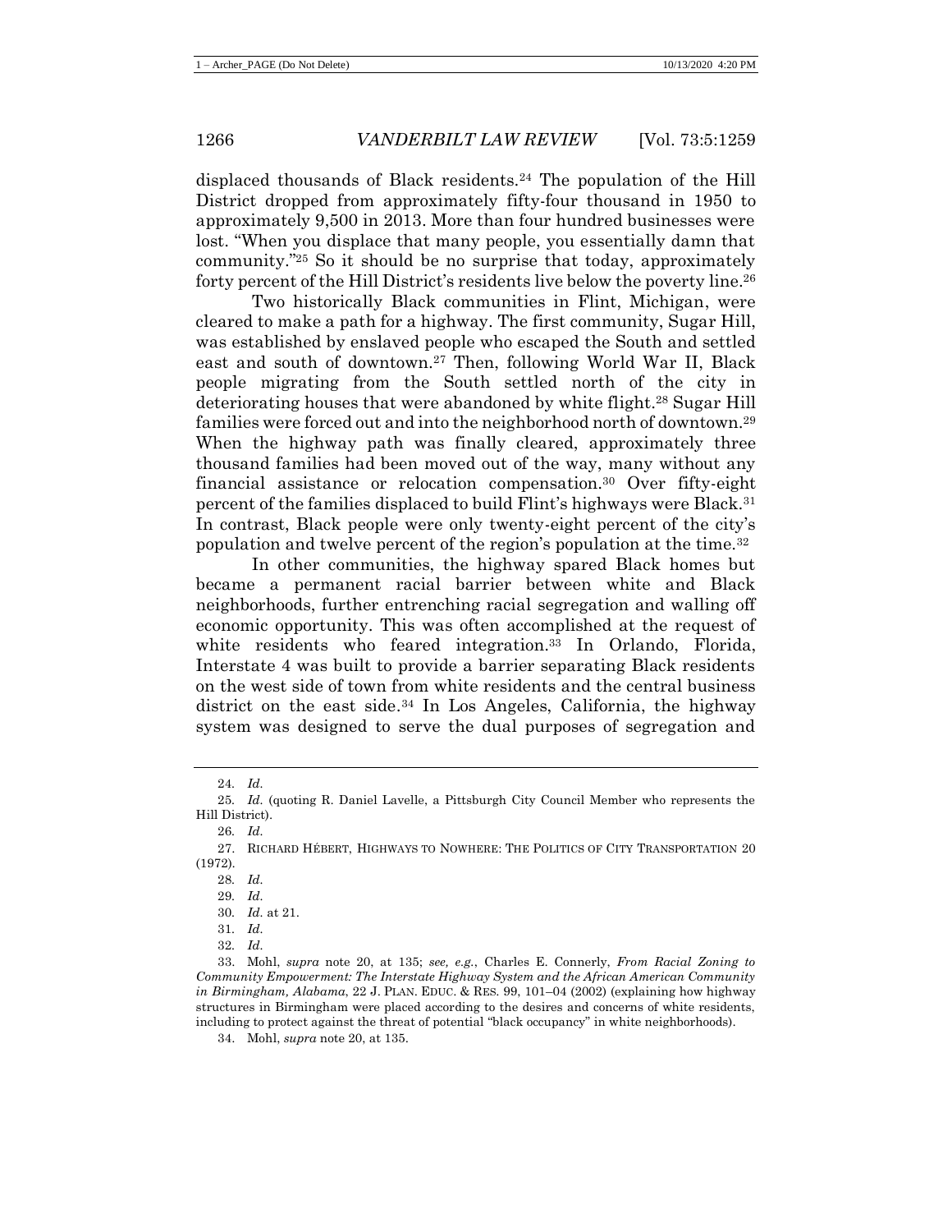displaced thousands of Black residents.[24] The population of the Hill District dropped from approximately fifty-four thousand in 1950 to approximately 9,500 in 2013. More than four hundred businesses were lost. "When you displace that many people, you essentially damn that community."[25] So it should be no surprise that today, approximately forty percent of the Hill District's residents live below the poverty line.[26]

Two historically Black communities in Flint, Michigan, were cleared to make a path for a highway. The first community, Sugar Hill, was established by enslaved people who escaped the South and settled east and south of downtown.[27] Then, following World War II, Black people migrating from the South settled north of the city in deteriorating houses that were abandoned by white flight.[28] Sugar Hill families were forced out and into the neighborhood north of downtown.[29] When the highway path was finally cleared, approximately three thousand families had been moved out of the way, many without any financial assistance or relocation compensation.[30] Over fifty-eight percent of the families displaced to build Flint's highways were Black.[31] In contrast, Black people were only twenty-eight percent of the city's population and twelve percent of the region's population at the time.[32]

In other communities, the highway spared Black homes but became a permanent racial barrier between white and Black neighborhoods, further entrenching racial segregation and walling off economic opportunity. This was often accomplished at the request of white residents who feared integration.[33] In Orlando, Florida, Interstate 4 was built to provide a barrier separating Black residents on the west side of town from white residents and the central business district on the east side.[34] In Los Angeles, California, the highway system was designed to serve the dual purposes of segregation and

---

24. *Id.*

25. *Id.* (quoting R. Daniel Lavelle, a Pittsburgh City Council Member who represents the Hill District).

26. *Id.*

27. RICHARD HÉBERT, HIGHWAYS TO NOWHERE: THE POLITICS OF CITY TRANSPORTATION 20 (1972).

28. *Id.*

29. *Id.*

30. *Id.* at 21.

31. *Id.*

32. *Id.*

33. Mohl, *supra* note 20, at 135; *see, e.g.*, Charles E. Connerly, *From Racial Zoning to Community Empowerment: The Interstate Highway System and the African American Community in Birmingham, Alabama*, 22 J. PLAN. EDUC. & RES. 99, 101–04 (2002) (explaining how highway structures in Birmingham were placed according to the desires and concerns of white residents, including to protect against the threat of potential "black occupancy" in white neighborhoods).

34. Mohl, *supra* note 20, at 135.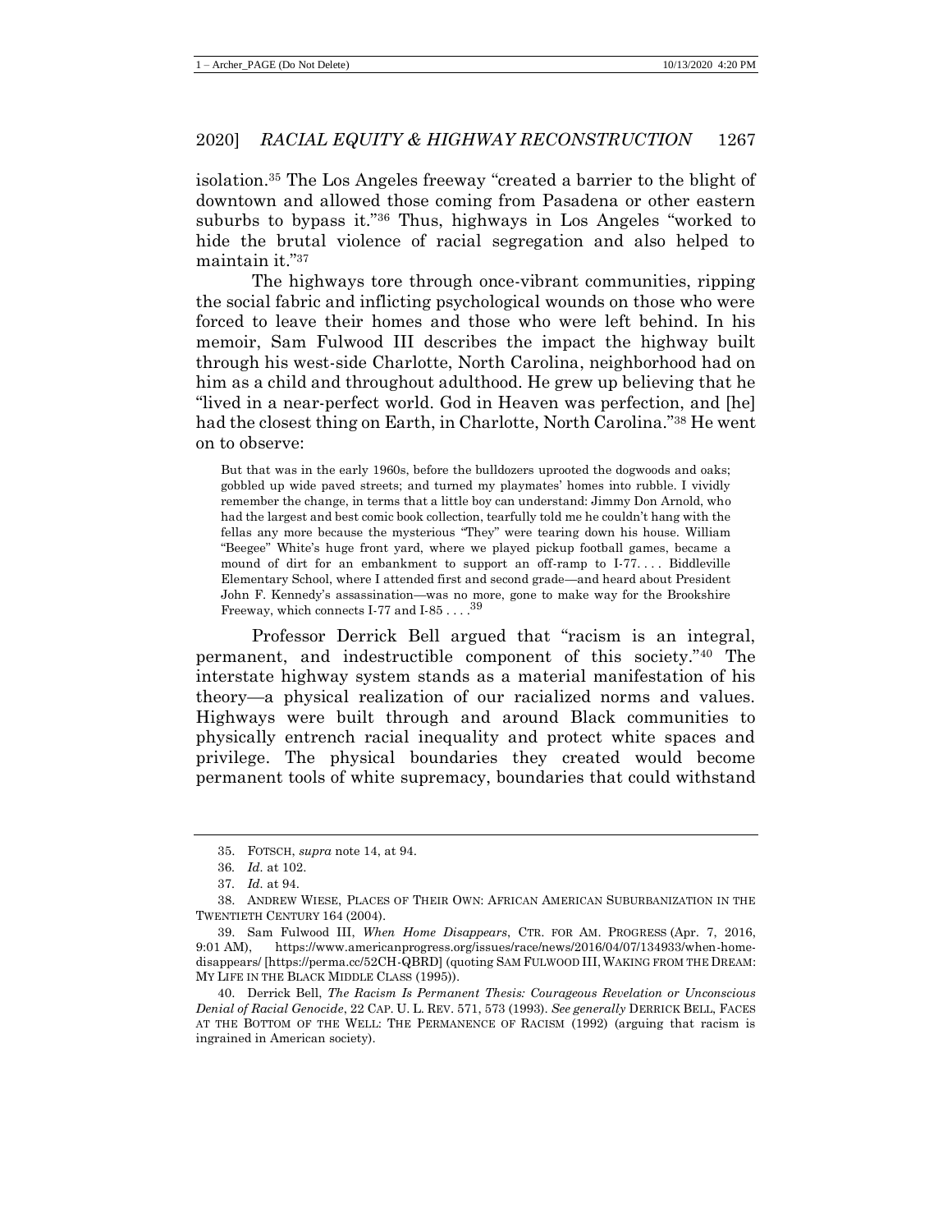isolation.[35] The Los Angeles freeway "created a barrier to the blight of downtown and allowed those coming from Pasadena or other eastern suburbs to bypass it."[36] Thus, highways in Los Angeles "worked to hide the brutal violence of racial segregation and also helped to maintain it."[37]

The highways tore through once-vibrant communities, ripping the social fabric and inflicting psychological wounds on those who were forced to leave their homes and those who were left behind. In his memoir, Sam Fulwood III describes the impact the highway built through his west-side Charlotte, North Carolina, neighborhood had on him as a child and throughout adulthood. He grew up believing that he "lived in a near-perfect world. God in Heaven was perfection, and [he] had the closest thing on Earth, in Charlotte, North Carolina."[38] He went on to observe:

> But that was in the early 1960s, before the bulldozers uprooted the dogwoods and oaks; gobbled up wide paved streets; and turned my playmates' homes into rubble. I vividly remember the change, in terms that a little boy can understand: Jimmy Don Arnold, who had the largest and best comic book collection, tearfully told me he couldn't hang with the fellas any more because the mysterious "They" were tearing down his house. William "Beegee" White's huge front yard, where we played pickup football games, became a mound of dirt for an embankment to support an off-ramp to I-77. . . . Biddleville Elementary School, where I attended first and second grade—and heard about President John F. Kennedy's assassination—was no more, gone to make way for the Brookshire Freeway, which connects I-77 and I-85 . . . .[39]

Professor Derrick Bell argued that "racism is an integral, permanent, and indestructible component of this society."[40] The interstate highway system stands as a material manifestation of his theory—a physical realization of our racialized norms and values. Highways were built through and around Black communities to physically entrench racial inequality and protect white spaces and privilege. The physical boundaries they created would become permanent tools of white supremacy, boundaries that could withstand

---

35. FOTSCH, *supra* note 14, at 94.

36. *Id.* at 102.

37. *Id.* at 94.

38. ANDREW WIESE, PLACES OF THEIR OWN: AFRICAN AMERICAN SUBURBANIZATION IN THE TWENTIETH CENTURY 164 (2004).

39. Sam Fulwood III, *When Home Disappears*, CTR. FOR AM. PROGRESS (Apr. 7, 2016, 9:01 AM), https://www.americanprogress.org/issues/race/news/2016/04/07/134933/when-home-disappears/ [https://perma.cc/52CH-QBRD] (quoting SAM FULWOOD III, WAKING FROM THE DREAM: MY LIFE IN THE BLACK MIDDLE CLASS (1995)).

40. Derrick Bell, *The Racism Is Permanent Thesis: Courageous Revelation or Unconscious Denial of Racial Genocide*, 22 CAP. U. L. REV. 571, 573 (1993). *See generally* DERRICK BELL, FACES AT THE BOTTOM OF THE WELL: THE PERMANENCE OF RACISM (1992) (arguing that racism is ingrained in American society).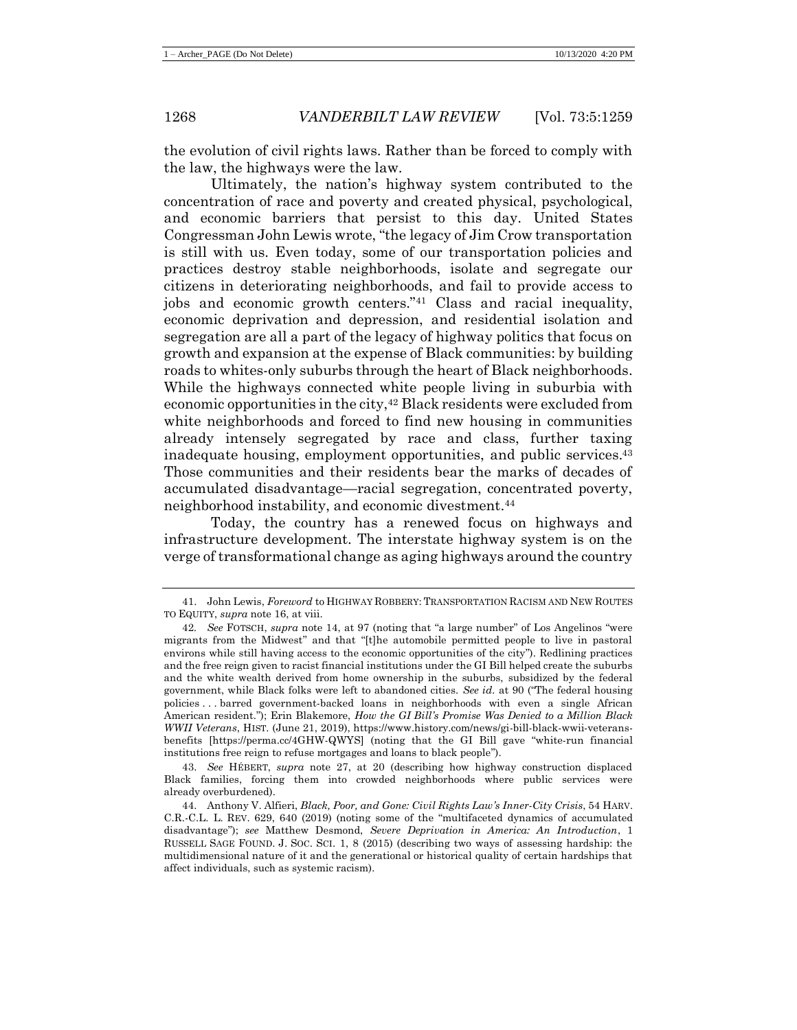the evolution of civil rights laws. Rather than be forced to comply with the law, the highways were the law.

Ultimately, the nation's highway system contributed to the concentration of race and poverty and created physical, psychological, and economic barriers that persist to this day. United States Congressman John Lewis wrote, "the legacy of Jim Crow transportation is still with us. Even today, some of our transportation policies and practices destroy stable neighborhoods, isolate and segregate our citizens in deteriorating neighborhoods, and fail to provide access to jobs and economic growth centers."[41] Class and racial inequality, economic deprivation and depression, and residential isolation and segregation are all a part of the legacy of highway politics that focus on growth and expansion at the expense of Black communities: by building roads to whites-only suburbs through the heart of Black neighborhoods. While the highways connected white people living in suburbia with economic opportunities in the city,[42] Black residents were excluded from white neighborhoods and forced to find new housing in communities already intensely segregated by race and class, further taxing inadequate housing, employment opportunities, and public services.[43] Those communities and their residents bear the marks of decades of accumulated disadvantage—racial segregation, concentrated poverty, neighborhood instability, and economic divestment.[44]

Today, the country has a renewed focus on highways and infrastructure development. The interstate highway system is on the verge of transformational change as aging highways around the country

---

41. John Lewis, *Foreword* to HIGHWAY ROBBERY: TRANSPORTATION RACISM AND NEW ROUTES TO EQUITY, *supra* note 16, at viii.

42. *See* FOTSCH, *supra* note 14, at 97 (noting that "a large number" of Los Angelinos "were migrants from the Midwest" and that "[t]he automobile permitted people to live in pastoral environs while still having access to the economic opportunities of the city"). Redlining practices and the free reign given to racist financial institutions under the GI Bill helped create the suburbs and the white wealth derived from home ownership in the suburbs, subsidized by the federal government, while Black folks were left to abandoned cities. *See id.* at 90 ("The federal housing policies . . . barred government-backed loans in neighborhoods with even a single African American resident."); Erin Blakemore, *How the GI Bill's Promise Was Denied to a Million Black WWII Veterans*, HIST. (June 21, 2019), https://www.history.com/news/gi-bill-black-wwii-veterans-benefits [https://perma.cc/4GHW-QWYS] (noting that the GI Bill gave "white-run financial institutions free reign to refuse mortgages and loans to black people").

43. *See* HÉBERT, *supra* note 27, at 20 (describing how highway construction displaced Black families, forcing them into crowded neighborhoods where public services were already overburdened).

44. Anthony V. Alfieri, *Black, Poor, and Gone: Civil Rights Law's Inner-City Crisis*, 54 HARV. C.R.-C.L. L. REV. 629, 640 (2019) (noting some of the "multifaceted dynamics of accumulated disadvantage"); *see* Matthew Desmond, *Severe Deprivation in America: An Introduction*, 1 RUSSELL SAGE FOUND. J. SOC. SCI. 1, 8 (2015) (describing two ways of assessing hardship: the multidimensional nature of it and the generational or historical quality of certain hardships that affect individuals, such as systemic racism).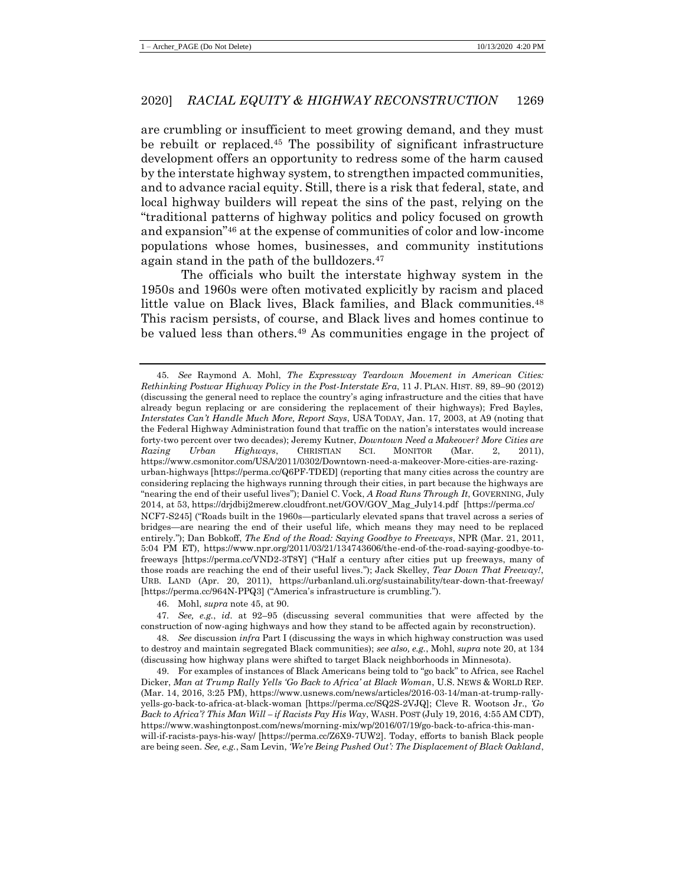are crumbling or insufficient to meet growing demand, and they must be rebuilt or replaced.[45] The possibility of significant infrastructure development offers an opportunity to redress some of the harm caused by the interstate highway system, to strengthen impacted communities, and to advance racial equity. Still, there is a risk that federal, state, and local highway builders will repeat the sins of the past, relying on the "traditional patterns of highway politics and policy focused on growth and expansion"[46] at the expense of communities of color and low-income populations whose homes, businesses, and community institutions again stand in the path of the bulldozers.[47]

The officials who built the interstate highway system in the 1950s and 1960s were often motivated explicitly by racism and placed little value on Black lives, Black families, and Black communities.[48] This racism persists, of course, and Black lives and homes continue to be valued less than others.[49] As communities engage in the project of

---

45. *See* Raymond A. Mohl, *The Expressway Teardown Movement in American Cities: Rethinking Postwar Highway Policy in the Post-Interstate Era*, 11 J. PLAN. HIST. 89, 89–90 (2012) (discussing the general need to replace the country's aging infrastructure and the cities that have already begun replacing or are considering the replacement of their highways); Fred Bayles, *Interstates Can't Handle Much More, Report Says*, USA TODAY, Jan. 17, 2003, at A9 (noting that the Federal Highway Administration found that traffic on the nation's interstates would increase forty-two percent over two decades); Jeremy Kutner, *Downtown Need a Makeover? More Cities are Razing Urban Highways*, CHRISTIAN SCI. MONITOR (Mar. 2, 2011), https://www.csmonitor.com/USA/2011/0302/Downtown-need-a-makeover-More-cities-are-razing-urban-highways [https://perma.cc/Q6PF-TDED] (reporting that many cities across the country are considering replacing the highways running through their cities, in part because the highways are "nearing the end of their useful lives"); Daniel C. Vock, *A Road Runs Through It*, GOVERNING, July 2014, at 53, https://drjdbij2merew.cloudfront.net/GOV/GOV_Mag_July14.pdf [https://perma.cc/NCF7-S245] ("Roads built in the 1960s—particularly elevated spans that travel across a series of bridges—are nearing the end of their useful life, which means they may need to be replaced entirely."); Dan Bobkoff, *The End of the Road: Saying Goodbye to Freeways*, NPR (Mar. 21, 2011, 5:04 PM ET), https://www.npr.org/2011/03/21/134743606/the-end-of-the-road-saying-goodbye-to-freeways [https://perma.cc/VND2-3T8Y] ("Half a century after cities put up freeways, many of those roads are reaching the end of their useful lives."); Jack Skelley, *Tear Down That Freeway!*, URB. LAND (Apr. 20, 2011), https://urbanland.uli.org/sustainability/tear-down-that-freeway/ [https://perma.cc/964N-PPQ3] ("America's infrastructure is crumbling.").

46. Mohl, *supra* note 45, at 90.

47. *See, e.g.*, *id.* at 92–95 (discussing several communities that were affected by the construction of now-aging highways and how they stand to be affected again by reconstruction).

48. *See* discussion *infra* Part I (discussing the ways in which highway construction was used to destroy and maintain segregated Black communities); *see also, e.g.*, Mohl, *supra* note 20, at 134 (discussing how highway plans were shifted to target Black neighborhoods in Minnesota).

49. For examples of instances of Black Americans being told to "go back" to Africa, see Rachel Dicker, *Man at Trump Rally Yells 'Go Back to Africa' at Black Woman*, U.S. NEWS & WORLD REP. (Mar. 14, 2016, 3:25 PM), https://www.usnews.com/news/articles/2016-03-14/man-at-trump-rally-yells-go-back-to-africa-at-black-woman [https://perma.cc/SQ2S-2VJQ]; Cleve R. Wootson Jr., *'Go Back to Africa'? This Man Will – if Racists Pay His Way*, WASH. POST (July 19, 2016, 4:55 AM CDT), https://www.washingtonpost.com/news/morning-mix/wp/2016/07/19/go-back-to-africa-this-man-will-if-racists-pays-his-way/ [https://perma.cc/Z6X9-7UW2]. Today, efforts to banish Black people are being seen. *See, e.g.*, Sam Levin, *'We're Being Pushed Out': The Displacement of Black Oakland*,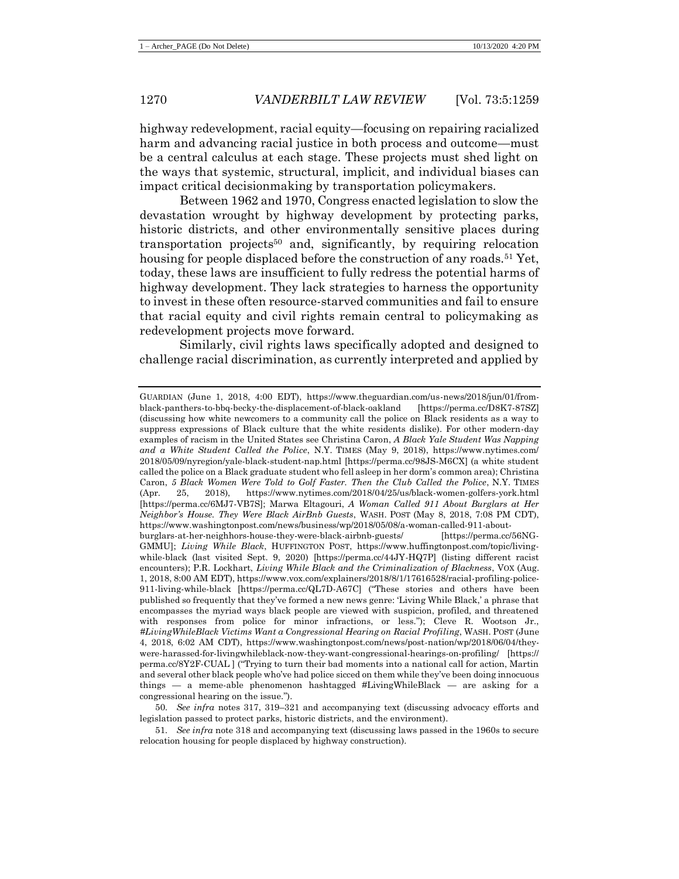highway redevelopment, racial equity—focusing on repairing racialized harm and advancing racial justice in both process and outcome—must be a central calculus at each stage. These projects must shed light on the ways that systemic, structural, implicit, and individual biases can impact critical decisionmaking by transportation policymakers.

Between 1962 and 1970, Congress enacted legislation to slow the devastation wrought by highway development by protecting parks, historic districts, and other environmentally sensitive places during transportation projects[50] and, significantly, by requiring relocation housing for people displaced before the construction of any roads.[51] Yet, today, these laws are insufficient to fully redress the potential harms of highway development. They lack strategies to harness the opportunity to invest in these often resource-starved communities and fail to ensure that racial equity and civil rights remain central to policymaking as redevelopment projects move forward.

Similarly, civil rights laws specifically adopted and designed to challenge racial discrimination, as currently interpreted and applied by

---

GUARDIAN (June 1, 2018, 4:00 EDT), https://www.theguardian.com/us-news/2018/jun/01/from-black-panthers-to-bbq-becky-the-displacement-of-black-oakland [https://perma.cc/D8K7-87SZ] (discussing how white newcomers to a community call the police on Black residents as a way to suppress expressions of Black culture that the white residents dislike). For other modern-day examples of racism in the United States see Christina Caron, *A Black Yale Student Was Napping and a White Student Called the Police*, N.Y. TIMES (May 9, 2018), https://www.nytimes.com/2018/05/09/nyregion/yale-black-student-nap.html [https://perma.cc/98JS-M6CX] (a white student called the police on a Black graduate student who fell asleep in her dorm's common area); Christina Caron, *5 Black Women Were Told to Golf Faster. Then the Club Called the Police*, N.Y. TIMES (Apr. 25, 2018), https://www.nytimes.com/2018/04/25/us/black-women-golfers-york.html [https://perma.cc/6MJ7-VB7S]; Marwa Eltagouri, *A Woman Called 911 About Burglars at Her Neighbor's House. They Were Black AirBnb Guests*, WASH. POST (May 8, 2018, 7:08 PM CDT), https://www.washingtonpost.com/news/business/wp/2018/05/08/a-woman-called-911-about-burglars-at-her-neighhors-house-they-were-black-airbnb-guests/ [https://perma.cc/56NG-GMMU]; *Living While Black*, HUFFINGTON POST, https://www.huffingtonpost.com/topic/living-while-black (last visited Sept. 9, 2020) [https://perma.cc/44JY-HQ7P] (listing different racist encounters); P.R. Lockhart, *Living While Black and the Criminalization of Blackness*, VOX (Aug. 1, 2018, 8:00 AM EDT), https://www.vox.com/explainers/2018/8/1/17616528/racial-profiling-police-911-living-while-black [https://perma.cc/QL7D-A67C] ("These stories and others have been published so frequently that they've formed a new news genre: 'Living While Black,' a phrase that encompasses the myriad ways black people are viewed with suspicion, profiled, and threatened with responses from police for minor infractions, or less."); Cleve R. Wootson Jr., *#LivingWhileBlack Victims Want a Congressional Hearing on Racial Profiling*, WASH. POST (June 4, 2018, 6:02 AM CDT), https://www.washingtonpost.com/news/post-nation/wp/2018/06/04/they-were-harassed-for-livingwhileblack-now-they-want-congressional-hearings-on-profiling/ [https://perma.cc/8Y2F-CUAL ] ("Trying to turn their bad moments into a national call for action, Martin and several other black people who've had police sicced on them while they've been doing innocuous things — a meme-able phenomenon hashtagged #LivingWhileBlack — are asking for a congressional hearing on the issue.").

50. *See infra* notes 317, 319–321 and accompanying text (discussing advocacy efforts and legislation passed to protect parks, historic districts, and the environment).

51. *See infra* note 318 and accompanying text (discussing laws passed in the 1960s to secure relocation housing for people displaced by highway construction).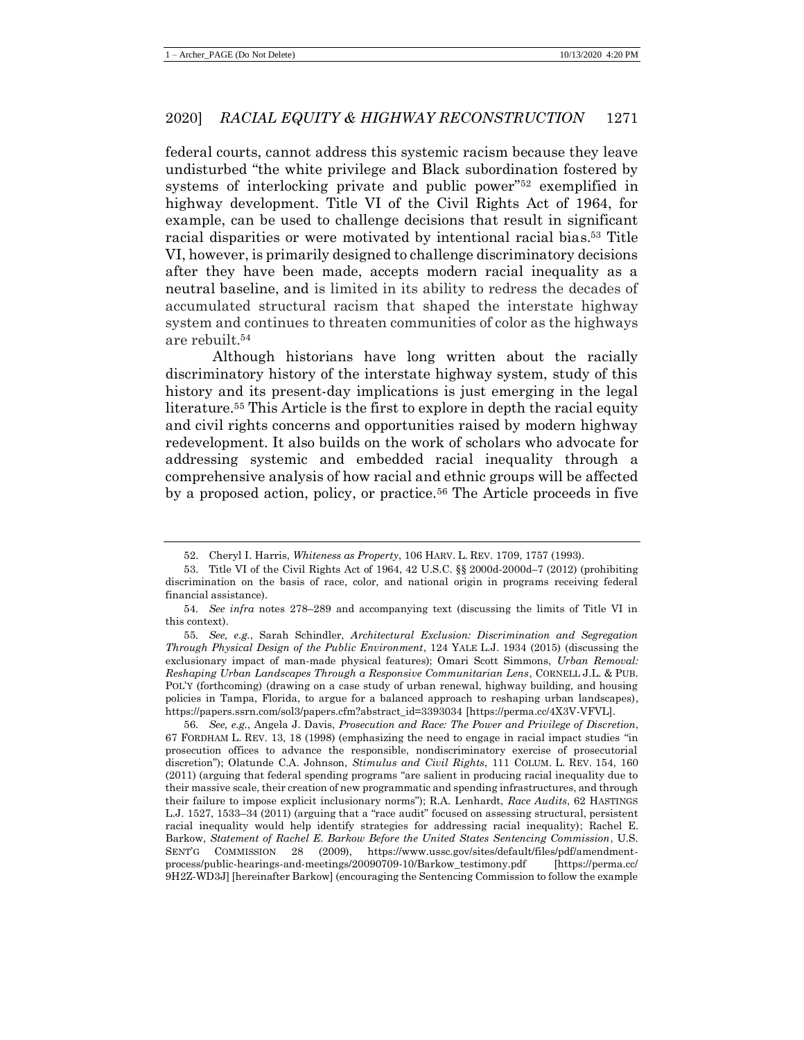federal courts, cannot address this systemic racism because they leave undisturbed "the white privilege and Black subordination fostered by systems of interlocking private and public power"[52] exemplified in highway development. Title VI of the Civil Rights Act of 1964, for example, can be used to challenge decisions that result in significant racial disparities or were motivated by intentional racial bias.[53] Title VI, however, is primarily designed to challenge discriminatory decisions after they have been made, accepts modern racial inequality as a neutral baseline, and is limited in its ability to redress the decades of accumulated structural racism that shaped the interstate highway system and continues to threaten communities of color as the highways are rebuilt.[54]

Although historians have long written about the racially discriminatory history of the interstate highway system, study of this history and its present-day implications is just emerging in the legal literature.[55] This Article is the first to explore in depth the racial equity and civil rights concerns and opportunities raised by modern highway redevelopment. It also builds on the work of scholars who advocate for addressing systemic and embedded racial inequality through a comprehensive analysis of how racial and ethnic groups will be affected by a proposed action, policy, or practice.[56] The Article proceeds in five

---

52. Cheryl I. Harris, *Whiteness as Property*, 106 HARV. L. REV. 1709, 1757 (1993).

53. Title VI of the Civil Rights Act of 1964, 42 U.S.C. §§ 2000d-2000d–7 (2012) (prohibiting discrimination on the basis of race, color, and national origin in programs receiving federal financial assistance).

54. *See infra* notes 278–289 and accompanying text (discussing the limits of Title VI in this context).

55. *See, e.g.*, Sarah Schindler, *Architectural Exclusion: Discrimination and Segregation Through Physical Design of the Public Environment*, 124 YALE L.J. 1934 (2015) (discussing the exclusionary impact of man-made physical features); Omari Scott Simmons, *Urban Removal: Reshaping Urban Landscapes Through a Responsive Communitarian Lens*, CORNELL J.L. & PUB. POL'Y (forthcoming) (drawing on a case study of urban renewal, highway building, and housing policies in Tampa, Florida, to argue for a balanced approach to reshaping urban landscapes), https://papers.ssrn.com/sol3/papers.cfm?abstract_id=3393034 [https://perma.cc/4X3V-VFVL].

56. *See, e.g.*, Angela J. Davis, *Prosecution and Race: The Power and Privilege of Discretion*, 67 FORDHAM L. REV. 13, 18 (1998) (emphasizing the need to engage in racial impact studies "in prosecution offices to advance the responsible, nondiscriminatory exercise of prosecutorial discretion"); Olatunde C.A. Johnson, *Stimulus and Civil Rights*, 111 COLUM. L. REV. 154, 160 (2011) (arguing that federal spending programs "are salient in producing racial inequality due to their massive scale, their creation of new programmatic and spending infrastructures, and through their failure to impose explicit inclusionary norms"); R.A. Lenhardt, *Race Audits*, 62 HASTINGS L.J. 1527, 1533–34 (2011) (arguing that a "race audit" focused on assessing structural, persistent racial inequality would help identify strategies for addressing racial inequality); Rachel E. Barkow, *Statement of Rachel E. Barkow Before the United States Sentencing Commission*, U.S. SENT'G COMMISSION 28 (2009), https://www.ussc.gov/sites/default/files/pdf/amendment-process/public-hearings-and-meetings/20090709-10/Barkow_testimony.pdf [https://perma.cc/9H2Z-WD3J] [hereinafter Barkow] (encouraging the Sentencing Commission to follow the example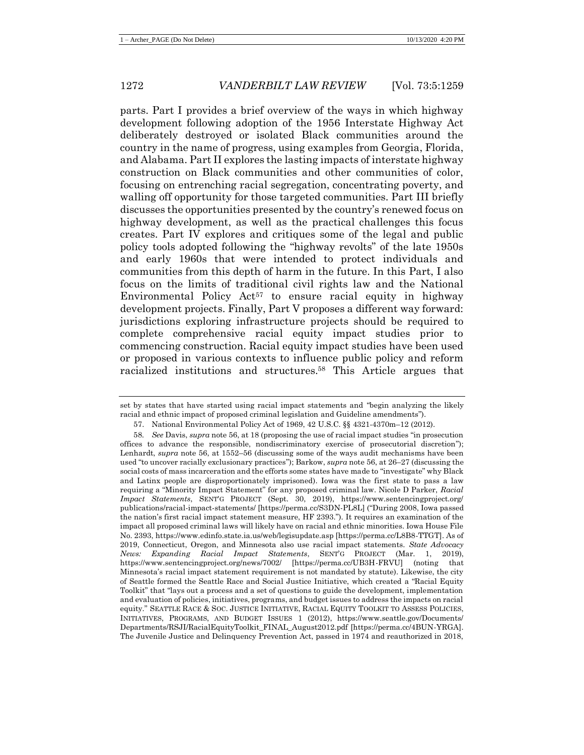parts. Part I provides a brief overview of the ways in which highway development following adoption of the 1956 Interstate Highway Act deliberately destroyed or isolated Black communities around the country in the name of progress, using examples from Georgia, Florida, and Alabama. Part II explores the lasting impacts of interstate highway construction on Black communities and other communities of color, focusing on entrenching racial segregation, concentrating poverty, and walling off opportunity for those targeted communities. Part III briefly discusses the opportunities presented by the country's renewed focus on highway development, as well as the practical challenges this focus creates. Part IV explores and critiques some of the legal and public policy tools adopted following the "highway revolts" of the late 1950s and early 1960s that were intended to protect individuals and communities from this depth of harm in the future. In this Part, I also focus on the limits of traditional civil rights law and the National Environmental Policy Act[57] to ensure racial equity in highway development projects. Finally, Part V proposes a different way forward: jurisdictions exploring infrastructure projects should be required to complete comprehensive racial equity impact studies prior to commencing construction. Racial equity impact studies have been used or proposed in various contexts to influence public policy and reform racialized institutions and structures.[58] This Article argues that

---

set by states that have started using racial impact statements and "begin analyzing the likely racial and ethnic impact of proposed criminal legislation and Guideline amendments").

57. National Environmental Policy Act of 1969, 42 U.S.C. §§ 4321-4370m–12 (2012).

58. *See* Davis, *supra* note 56, at 18 (proposing the use of racial impact studies "in prosecution offices to advance the responsible, nondiscriminatory exercise of prosecutorial discretion"); Lenhardt, *supra* note 56, at 1552–56 (discussing some of the ways audit mechanisms have been used "to uncover racially exclusionary practices"); Barkow, *supra* note 56, at 26–27 (discussing the social costs of mass incarceration and the efforts some states have made to "investigate" why Black and Latinx people are disproportionately imprisoned). Iowa was the first state to pass a law requiring a "Minority Impact Statement" for any proposed criminal law. Nicole D Parker, *Racial Impact Statements*, SENT'G PROJECT (Sept. 30, 2019), https://www.sentencingproject.org/publications/racial-impact-statements/ [https://perma.cc/S3DN-PL8L] ("During 2008, Iowa passed the nation's first racial impact statement measure, HF 2393."). It requires an examination of the impact all proposed criminal laws will likely have on racial and ethnic minorities. Iowa House File No. 2393, https://www.edinfo.state.ia.us/web/legisupdate.asp [https://perma.cc/L8B8-TTGT]. As of 2019, Connecticut, Oregon, and Minnesota also use racial impact statements. *State Advocacy News: Expanding Racial Impact Statements*, SENT'G PROJECT (Mar. 1, 2019), https://www.sentencingproject.org/news/7002/ [https://perma.cc/UB3H-FRVU] (noting that Minnesota's racial impact statement requirement is not mandated by statute). Likewise, the city of Seattle formed the Seattle Race and Social Justice Initiative, which created a "Racial Equity Toolkit" that "lays out a process and a set of questions to guide the development, implementation and evaluation of policies, initiatives, programs, and budget issues to address the impacts on racial equity." SEATTLE RACE & SOC. JUSTICE INITIATIVE, RACIAL EQUITY TOOLKIT TO ASSESS POLICIES, INITIATIVES, PROGRAMS, AND BUDGET ISSUES 1 (2012), https://www.seattle.gov/Documents/Departments/RSJI/RacialEquityToolkit_FINAL_August2012.pdf [https://perma.cc/4BUN-YRGA]. The Juvenile Justice and Delinquency Prevention Act, passed in 1974 and reauthorized in 2018,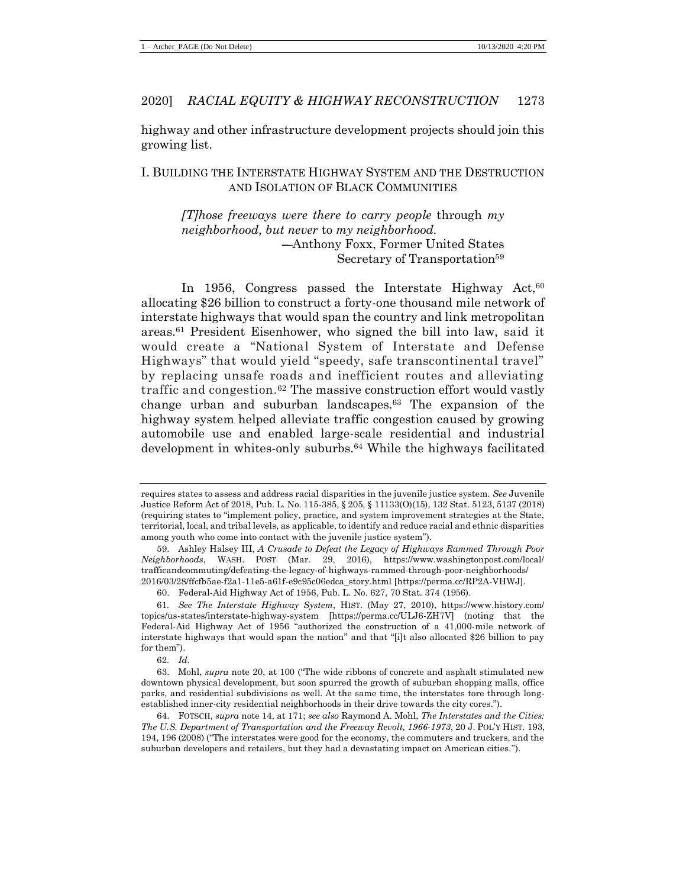highway and other infrastructure development projects should join this growing list.

## I. BUILDING THE INTERSTATE HIGHWAY SYSTEM AND THE DESTRUCTION AND ISOLATION OF BLACK COMMUNITIES

> *[T]hose freeways were there to carry people* through *my neighborhood, but never* to *my neighborhood.*
>
> —Anthony Foxx, Former United States Secretary of Transportation[59]

In 1956, Congress passed the Interstate Highway Act,[60] allocating $26 billion to construct a forty-one thousand mile network of interstate highways that would span the country and link metropolitan areas.[61] President Eisenhower, who signed the bill into law, said it would create a "National System of Interstate and Defense Highways" that would yield "speedy, safe transcontinental travel" by replacing unsafe roads and inefficient routes and alleviating traffic and congestion.[62] The massive construction effort would vastly change urban and suburban landscapes.[63] The expansion of the highway system helped alleviate traffic congestion caused by growing automobile use and enabled large-scale residential and industrial development in whites-only suburbs.[64] While the highways facilitated

---

requires states to assess and address racial disparities in the juvenile justice system. *See* Juvenile Justice Reform Act of 2018, Pub. L. No. 115-385, § 205, § 11133(O)(15), 132 Stat. 5123, 5137 (2018) (requiring states to "implement policy, practice, and system improvement strategies at the State, territorial, local, and tribal levels, as applicable, to identify and reduce racial and ethnic disparities among youth who come into contact with the juvenile justice system").

59. Ashley Halsey III, *A Crusade to Defeat the Legacy of Highways Rammed Through Poor Neighborhoods*, WASH. POST (Mar. 29, 2016), https://www.washingtonpost.com/local/trafficandcommuting/defeating-the-legacy-of-highways-rammed-through-poor-neighborhoods/2016/03/28/ffcfb5ae-f2a1-11e5-a61f-e9c95c06edca_story.html [https://perma.cc/RP2A-VHWJ].

60. Federal-Aid Highway Act of 1956, Pub. L. No. 627, 70 Stat. 374 (1956).

61. *See The Interstate Highway System*, HIST. (May 27, 2010), https://www.history.com/topics/us-states/interstate-highway-system [https://perma.cc/ULJ6-ZH7V] (noting that the Federal-Aid Highway Act of 1956 "authorized the construction of a 41,000-mile network of interstate highways that would span the nation" and that "[i]t also allocated $26 billion to pay for them").

62. *Id.*

63. Mohl, *supra* note 20, at 100 ("The wide ribbons of concrete and asphalt stimulated new downtown physical development, but soon spurred the growth of suburban shopping malls, office parks, and residential subdivisions as well. At the same time, the interstates tore through long-established inner-city residential neighborhoods in their drive towards the city cores.").

64. FOTSCH, *supra* note 14, at 171; *see also* Raymond A. Mohl, *The Interstates and the Cities: The U.S. Department of Transportation and the Freeway Revolt, 1966-1973*, 20 J. POL'Y HIST. 193, 194, 196 (2008) ("The interstates were good for the economy, the commuters and truckers, and the suburban developers and retailers, but they had a devastating impact on American cities.").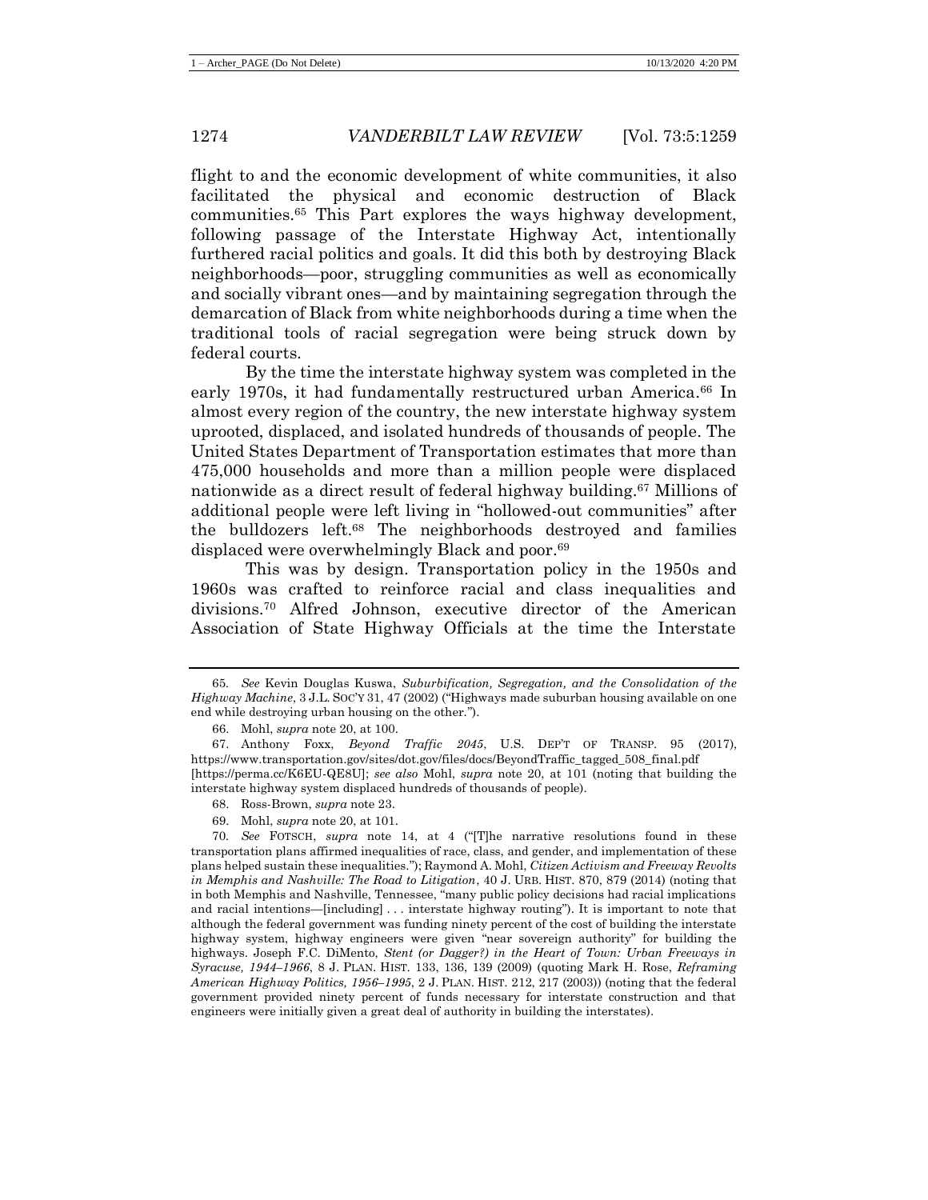flight to and the economic development of white communities, it also facilitated the physical and economic destruction of Black communities.[65] This Part explores the ways highway development, following passage of the Interstate Highway Act, intentionally furthered racial politics and goals. It did this both by destroying Black neighborhoods—poor, struggling communities as well as economically and socially vibrant ones—and by maintaining segregation through the demarcation of Black from white neighborhoods during a time when the traditional tools of racial segregation were being struck down by federal courts.

By the time the interstate highway system was completed in the early 1970s, it had fundamentally restructured urban America.[66] In almost every region of the country, the new interstate highway system uprooted, displaced, and isolated hundreds of thousands of people. The United States Department of Transportation estimates that more than 475,000 households and more than a million people were displaced nationwide as a direct result of federal highway building.[67] Millions of additional people were left living in "hollowed-out communities" after the bulldozers left.[68] The neighborhoods destroyed and families displaced were overwhelmingly Black and poor.[69]

This was by design. Transportation policy in the 1950s and 1960s was crafted to reinforce racial and class inequalities and divisions.[70] Alfred Johnson, executive director of the American Association of State Highway Officials at the time the Interstate

---

65. *See* Kevin Douglas Kuswa, *Suburbification, Segregation, and the Consolidation of the Highway Machine*, 3 J.L. SOC'Y 31, 47 (2002) ("Highways made suburban housing available on one end while destroying urban housing on the other.").

66. Mohl, *supra* note 20, at 100.

67. Anthony Foxx, *Beyond Traffic 2045*, U.S. DEP'T OF TRANSP. 95 (2017), https://www.transportation.gov/sites/dot.gov/files/docs/BeyondTraffic_tagged_508_final.pdf [https://perma.cc/K6EU-QE8U]; *see also* Mohl, *supra* note 20, at 101 (noting that building the interstate highway system displaced hundreds of thousands of people).

68. Ross-Brown, *supra* note 23.

69. Mohl, *supra* note 20, at 101.

70. *See* FOTSCH, *supra* note 14, at 4 ("[T]he narrative resolutions found in these transportation plans affirmed inequalities of race, class, and gender, and implementation of these plans helped sustain these inequalities."); Raymond A. Mohl, *Citizen Activism and Freeway Revolts in Memphis and Nashville: The Road to Litigation*, 40 J. URB. HIST. 870, 879 (2014) (noting that in both Memphis and Nashville, Tennessee, "many public policy decisions had racial implications and racial intentions—[including] . . . interstate highway routing"). It is important to note that although the federal government was funding ninety percent of the cost of building the interstate highway system, highway engineers were given "near sovereign authority" for building the highways. Joseph F.C. DiMento, *Stent (or Dagger?) in the Heart of Town: Urban Freeways in Syracuse, 1944–1966*, 8 J. PLAN. HIST. 133, 136, 139 (2009) (quoting Mark H. Rose, *Reframing American Highway Politics, 1956–1995*, 2 J. PLAN. HIST. 212, 217 (2003)) (noting that the federal government provided ninety percent of funds necessary for interstate construction and that engineers were initially given a great deal of authority in building the interstates).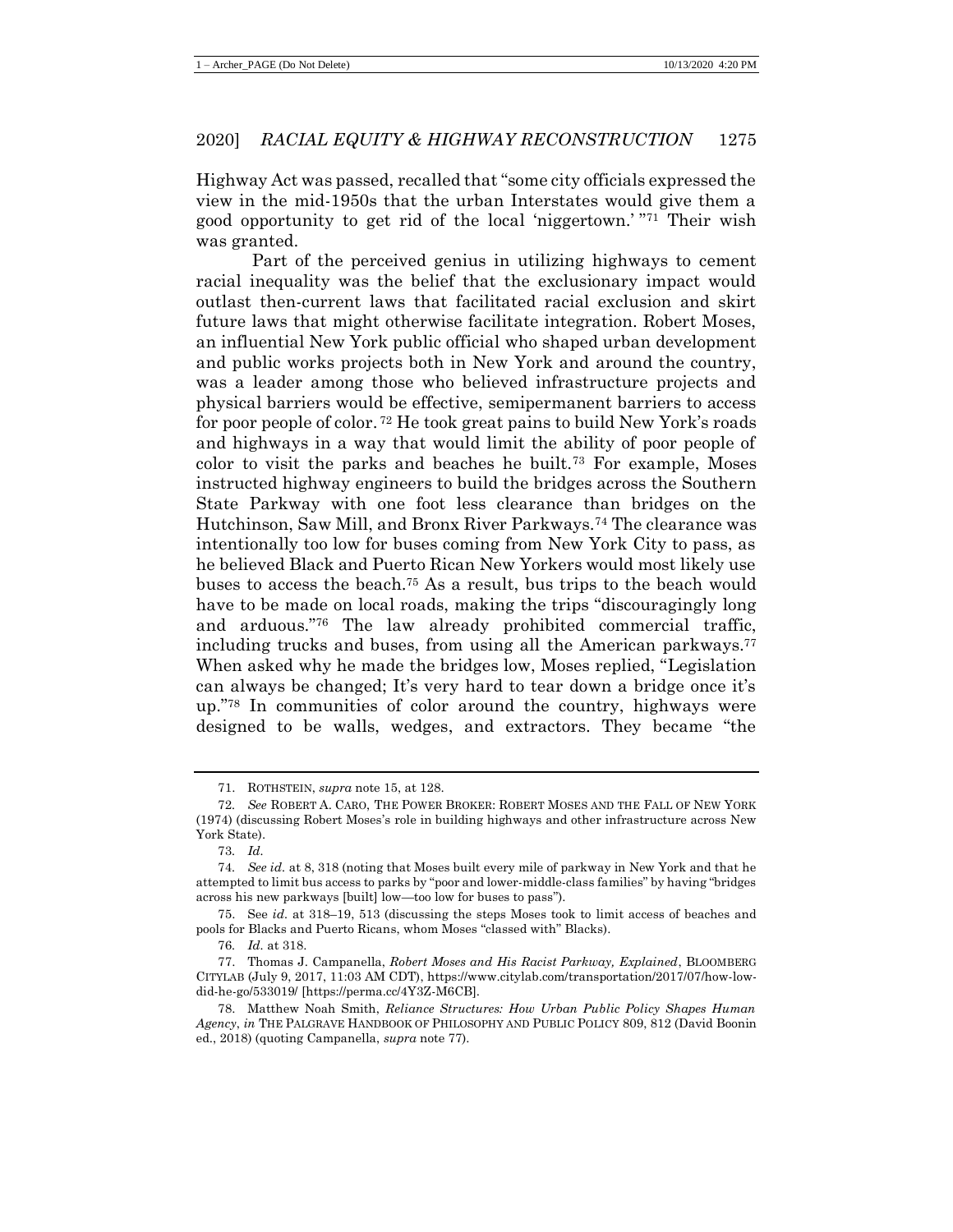Highway Act was passed, recalled that "some city officials expressed the view in the mid-1950s that the urban Interstates would give them a good opportunity to get rid of the local 'niggertown.'"[71] Their wish was granted.

Part of the perceived genius in utilizing highways to cement racial inequality was the belief that the exclusionary impact would outlast then-current laws that facilitated racial exclusion and skirt future laws that might otherwise facilitate integration. Robert Moses, an influential New York public official who shaped urban development and public works projects both in New York and around the country, was a leader among those who believed infrastructure projects and physical barriers would be effective, semipermanent barriers to access for poor people of color.[72] He took great pains to build New York's roads and highways in a way that would limit the ability of poor people of color to visit the parks and beaches he built.[73] For example, Moses instructed highway engineers to build the bridges across the Southern State Parkway with one foot less clearance than bridges on the Hutchinson, Saw Mill, and Bronx River Parkways.[74] The clearance was intentionally too low for buses coming from New York City to pass, as he believed Black and Puerto Rican New Yorkers would most likely use buses to access the beach.[75] As a result, bus trips to the beach would have to be made on local roads, making the trips "discouragingly long and arduous."[76] The law already prohibited commercial traffic, including trucks and buses, from using all the American parkways.[77] When asked why he made the bridges low, Moses replied, "Legislation can always be changed; It's very hard to tear down a bridge once it's up."[78] In communities of color around the country, highways were designed to be walls, wedges, and extractors. They became "the

---

71. ROTHSTEIN, *supra* note 15, at 128.

72. *See* ROBERT A. CARO, THE POWER BROKER: ROBERT MOSES AND THE FALL OF NEW YORK (1974) (discussing Robert Moses's role in building highways and other infrastructure across New York State).

73. *Id.*

74. *See id.* at 8, 318 (noting that Moses built every mile of parkway in New York and that he attempted to limit bus access to parks by "poor and lower-middle-class families" by having "bridges across his new parkways [built] low—too low for buses to pass").

75. See *id.* at 318–19, 513 (discussing the steps Moses took to limit access of beaches and pools for Blacks and Puerto Ricans, whom Moses "classed with" Blacks).

76. *Id.* at 318.

77. Thomas J. Campanella, *Robert Moses and His Racist Parkway, Explained*, BLOOMBERG CITYLAB (July 9, 2017, 11:03 AM CDT), https://www.citylab.com/transportation/2017/07/how-low-did-he-go/533019/ [https://perma.cc/4Y3Z-M6CB].

78. Matthew Noah Smith, *Reliance Structures: How Urban Public Policy Shapes Human Agency*, *in* THE PALGRAVE HANDBOOK OF PHILOSOPHY AND PUBLIC POLICY 809, 812 (David Boonin ed., 2018) (quoting Campanella, *supra* note 77).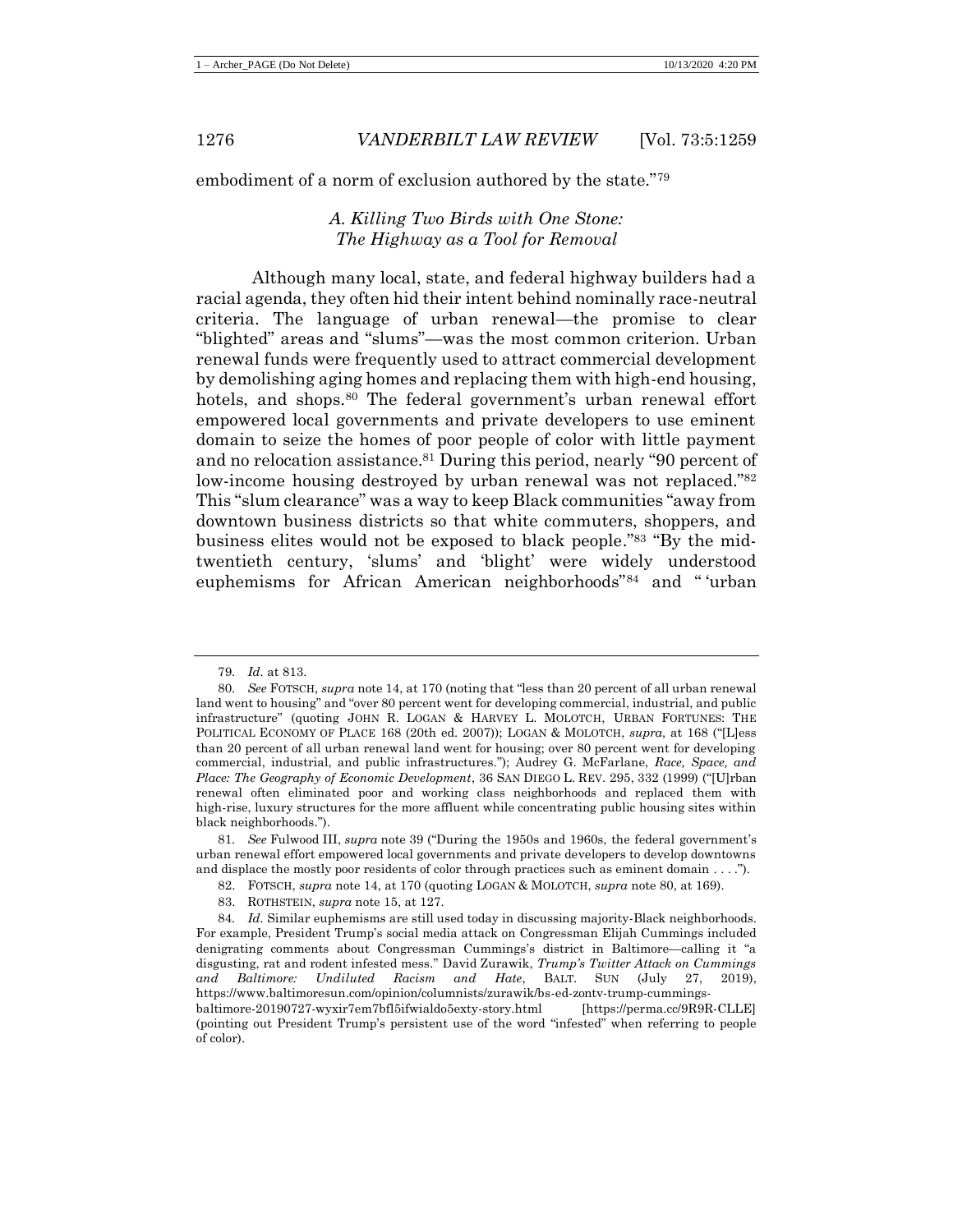embodiment of a norm of exclusion authored by the state."[79]

### *A. Killing Two Birds with One Stone: The Highway as a Tool for Removal*

Although many local, state, and federal highway builders had a racial agenda, they often hid their intent behind nominally race-neutral criteria. The language of urban renewal—the promise to clear "blighted" areas and "slums"—was the most common criterion. Urban renewal funds were frequently used to attract commercial development by demolishing aging homes and replacing them with high-end housing, hotels, and shops.[80] The federal government's urban renewal effort empowered local governments and private developers to use eminent domain to seize the homes of poor people of color with little payment and no relocation assistance.[81] During this period, nearly "90 percent of low-income housing destroyed by urban renewal was not replaced."[82] This "slum clearance" was a way to keep Black communities "away from downtown business districts so that white commuters, shoppers, and business elites would not be exposed to black people."[83] "By the mid-twentieth century, 'slums' and 'blight' were widely understood euphemisms for African American neighborhoods"[84] and " 'urban

---

79. *Id.* at 813.

80. *See* FOTSCH, *supra* note 14, at 170 (noting that "less than 20 percent of all urban renewal land went to housing" and "over 80 percent went for developing commercial, industrial, and public infrastructure" (quoting JOHN R. LOGAN & HARVEY L. MOLOTCH, URBAN FORTUNES: THE POLITICAL ECONOMY OF PLACE 168 (20th ed. 2007)); LOGAN & MOLOTCH, *supra*, at 168 ("[L]ess than 20 percent of all urban renewal land went for housing; over 80 percent went for developing commercial, industrial, and public infrastructures."); Audrey G. McFarlane, *Race, Space, and Place: The Geography of Economic Development*, 36 SAN DIEGO L. REV. 295, 332 (1999) ("[U]rban renewal often eliminated poor and working class neighborhoods and replaced them with high-rise, luxury structures for the more affluent while concentrating public housing sites within black neighborhoods.").

81. *See* Fulwood III, *supra* note 39 ("During the 1950s and 1960s, the federal government's urban renewal effort empowered local governments and private developers to develop downtowns and displace the mostly poor residents of color through practices such as eminent domain . . . .").

82. FOTSCH, *supra* note 14, at 170 (quoting LOGAN & MOLOTCH, *supra* note 80, at 169).

83. ROTHSTEIN, *supra* note 15, at 127.

84. *Id.* Similar euphemisms are still used today in discussing majority-Black neighborhoods. For example, President Trump's social media attack on Congressman Elijah Cummings included denigrating comments about Congressman Cummings's district in Baltimore—calling it "a disgusting, rat and rodent infested mess." David Zurawik, *Trump's Twitter Attack on Cummings and Baltimore: Undiluted Racism and Hate*, BALT. SUN (July 27, 2019), https://www.baltimoresun.com/opinion/columnists/zurawik/bs-ed-zontv-trump-cummings-baltimore-20190727-wyxir7em7bfl5ifwialdo5exty-story.html [https://perma.cc/9R9R-CLLE] (pointing out President Trump's persistent use of the word "infested" when referring to people of color).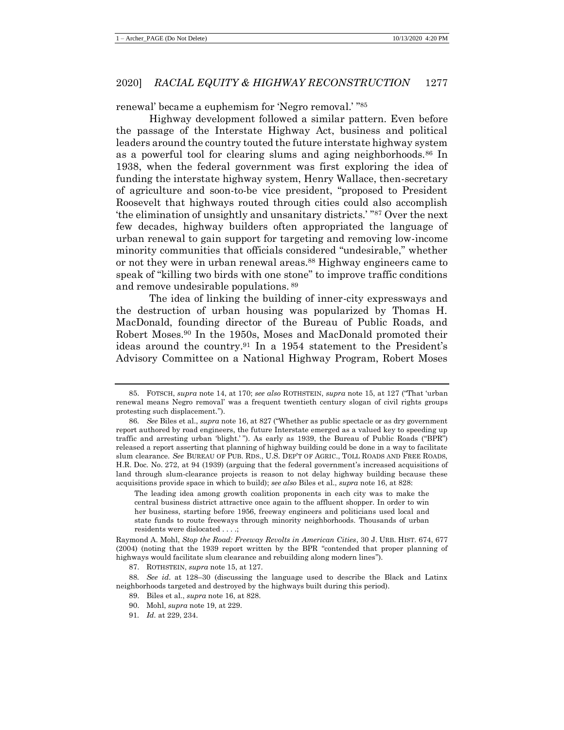renewal' became a euphemism for 'Negro removal.' "[85]

Highway development followed a similar pattern. Even before the passage of the Interstate Highway Act, business and political leaders around the country touted the future interstate highway system as a powerful tool for clearing slums and aging neighborhoods.[86] In 1938, when the federal government was first exploring the idea of funding the interstate highway system, Henry Wallace, then-secretary of agriculture and soon-to-be vice president, "proposed to President Roosevelt that highways routed through cities could also accomplish 'the elimination of unsightly and unsanitary districts.' "[87] Over the next few decades, highway builders often appropriated the language of urban renewal to gain support for targeting and removing low-income minority communities that officials considered "undesirable," whether or not they were in urban renewal areas.[88] Highway engineers came to speak of "killing two birds with one stone" to improve traffic conditions and remove undesirable populations.[89]

The idea of linking the building of inner-city expressways and the destruction of urban housing was popularized by Thomas H. MacDonald, founding director of the Bureau of Public Roads, and Robert Moses.[90] In the 1950s, Moses and MacDonald promoted their ideas around the country.[91] In a 1954 statement to the President's Advisory Committee on a National Highway Program, Robert Moses

---

85. FOTSCH, *supra* note 14, at 170; *see also* ROTHSTEIN, *supra* note 15, at 127 ("That 'urban renewal means Negro removal' was a frequent twentieth century slogan of civil rights groups protesting such displacement.").

86. *See* Biles et al., *supra* note 16, at 827 ("Whether as public spectacle or as dry government report authored by road engineers, the future Interstate emerged as a valued key to speeding up traffic and arresting urban 'blight.' "). As early as 1939, the Bureau of Public Roads ("BPR") released a report asserting that planning of highway building could be done in a way to facilitate slum clearance. *See* BUREAU OF PUB. RDS., U.S. DEP'T OF AGRIC., TOLL ROADS AND FREE ROADS, H.R. Doc. No. 272, at 94 (1939) (arguing that the federal government's increased acquisitions of land through slum-clearance projects is reason to not delay highway building because these acquisitions provide space in which to build); *see also* Biles et al., *supra* note 16, at 828:

> The leading idea among growth coalition proponents in each city was to make the central business district attractive once again to the affluent shopper. In order to win her business, starting before 1956, freeway engineers and politicians used local and state funds to route freeways through minority neighborhoods. Thousands of urban residents were dislocated . . . .;

Raymond A. Mohl, *Stop the Road: Freeway Revolts in American Cities*, 30 J. URB. HIST. 674, 677 (2004) (noting that the 1939 report written by the BPR "contended that proper planning of highways would facilitate slum clearance and rebuilding along modern lines").

87. ROTHSTEIN, *supra* note 15, at 127.

88. *See id.* at 128–30 (discussing the language used to describe the Black and Latinx neighborhoods targeted and destroyed by the highways built during this period).

89. Biles et al., *supra* note 16, at 828.

90. Mohl, *supra* note 19, at 229.

91. *Id.* at 229, 234.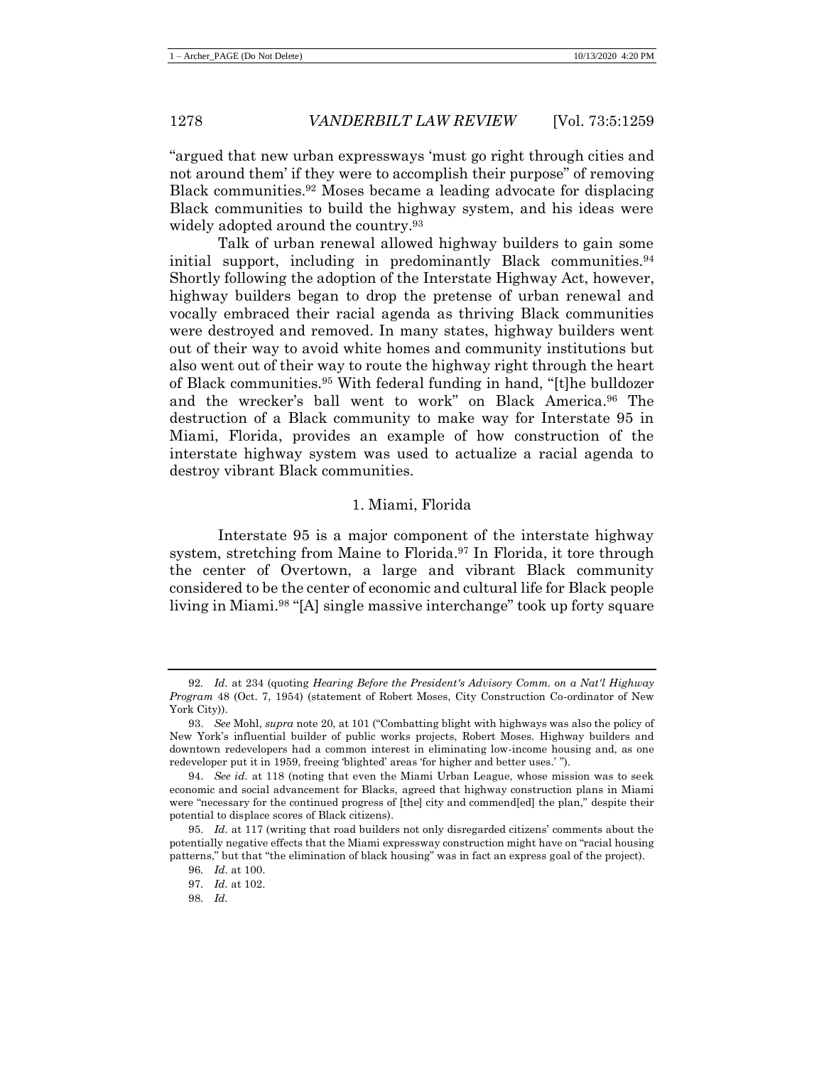"argued that new urban expressways 'must go right through cities and not around them' if they were to accomplish their purpose" of removing Black communities.[92] Moses became a leading advocate for displacing Black communities to build the highway system, and his ideas were widely adopted around the country.[93]

Talk of urban renewal allowed highway builders to gain some initial support, including in predominantly Black communities.[94] Shortly following the adoption of the Interstate Highway Act, however, highway builders began to drop the pretense of urban renewal and vocally embraced their racial agenda as thriving Black communities were destroyed and removed. In many states, highway builders went out of their way to avoid white homes and community institutions but also went out of their way to route the highway right through the heart of Black communities.[95] With federal funding in hand, "[t]he bulldozer and the wrecker's ball went to work" on Black America.[96] The destruction of a Black community to make way for Interstate 95 in Miami, Florida, provides an example of how construction of the interstate highway system was used to actualize a racial agenda to destroy vibrant Black communities.

### 1. Miami, Florida

Interstate 95 is a major component of the interstate highway system, stretching from Maine to Florida.[97] In Florida, it tore through the center of Overtown, a large and vibrant Black community considered to be the center of economic and cultural life for Black people living in Miami.[98] "[A] single massive interchange" took up forty square

---

92. *Id.* at 234 (quoting *Hearing Before the President's Advisory Comm. on a Nat'l Highway Program* 48 (Oct. 7, 1954) (statement of Robert Moses, City Construction Co-ordinator of New York City)).

93. *See* Mohl, *supra* note 20, at 101 ("Combatting blight with highways was also the policy of New York's influential builder of public works projects, Robert Moses. Highway builders and downtown redevelopers had a common interest in eliminating low-income housing and, as one redeveloper put it in 1959, freeing 'blighted' areas 'for higher and better uses.' ").

94. *See id.* at 118 (noting that even the Miami Urban League, whose mission was to seek economic and social advancement for Blacks, agreed that highway construction plans in Miami were "necessary for the continued progress of [the] city and commend[ed] the plan," despite their potential to displace scores of Black citizens).

95. *Id.* at 117 (writing that road builders not only disregarded citizens' comments about the potentially negative effects that the Miami expressway construction might have on "racial housing patterns," but that "the elimination of black housing" was in fact an express goal of the project).

96. *Id.* at 100.

97. *Id.* at 102.

98. *Id.*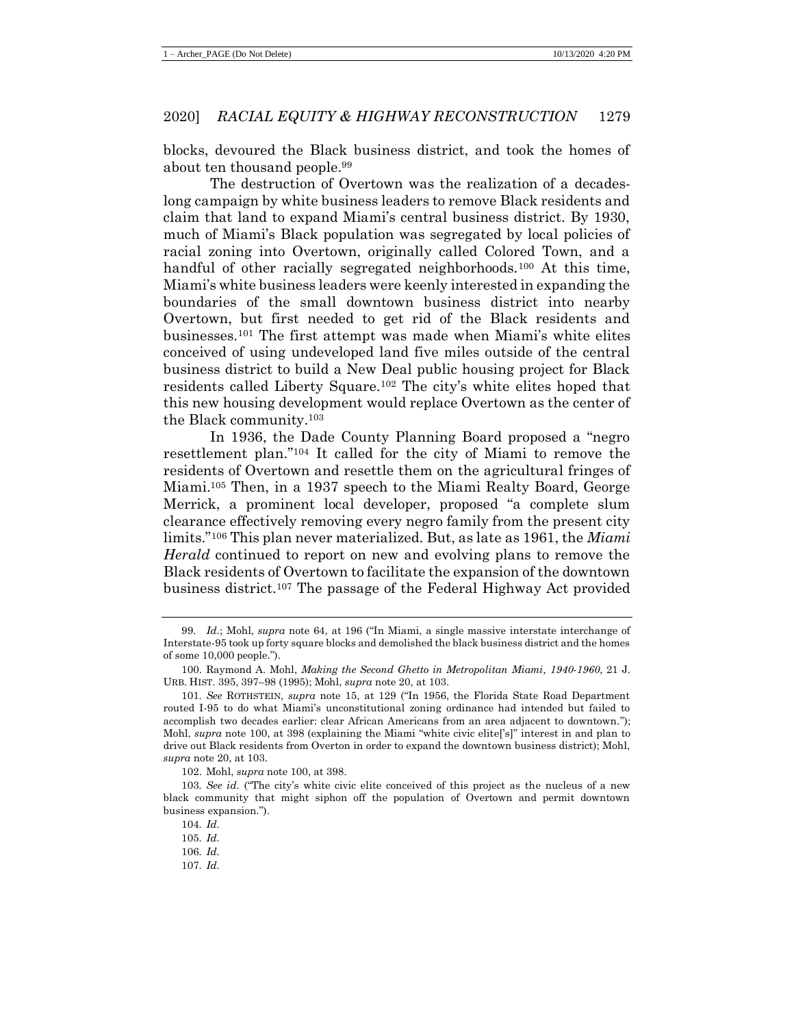blocks, devoured the Black business district, and took the homes of about ten thousand people.[99]

The destruction of Overtown was the realization of a decades-long campaign by white business leaders to remove Black residents and claim that land to expand Miami's central business district. By 1930, much of Miami's Black population was segregated by local policies of racial zoning into Overtown, originally called Colored Town, and a handful of other racially segregated neighborhoods.[100] At this time, Miami's white business leaders were keenly interested in expanding the boundaries of the small downtown business district into nearby Overtown, but first needed to get rid of the Black residents and businesses.[101] The first attempt was made when Miami's white elites conceived of using undeveloped land five miles outside of the central business district to build a New Deal public housing project for Black residents called Liberty Square.[102] The city's white elites hoped that this new housing development would replace Overtown as the center of the Black community.[103]

In 1936, the Dade County Planning Board proposed a "negro resettlement plan."[104] It called for the city of Miami to remove the residents of Overtown and resettle them on the agricultural fringes of Miami.[105] Then, in a 1937 speech to the Miami Realty Board, George Merrick, a prominent local developer, proposed "a complete slum clearance effectively removing every negro family from the present city limits."[106] This plan never materialized. But, as late as 1961, the *Miami Herald* continued to report on new and evolving plans to remove the Black residents of Overtown to facilitate the expansion of the downtown business district.[107] The passage of the Federal Highway Act provided

---

99. *Id.*; Mohl, *supra* note 64, at 196 ("In Miami, a single massive interstate interchange of Interstate-95 took up forty square blocks and demolished the black business district and the homes of some 10,000 people.").

100. Raymond A. Mohl, *Making the Second Ghetto in Metropolitan Miami, 1940-1960*, 21 J. URB. HIST. 395, 397–98 (1995); Mohl, *supra* note 20, at 103.

101. *See* ROTHSTEIN, *supra* note 15, at 129 ("In 1956, the Florida State Road Department routed I-95 to do what Miami's unconstitutional zoning ordinance had intended but failed to accomplish two decades earlier: clear African Americans from an area adjacent to downtown."); Mohl, *supra* note 100, at 398 (explaining the Miami "white civic elite['s]" interest in and plan to drive out Black residents from Overton in order to expand the downtown business district); Mohl, *supra* note 20, at 103.

102. Mohl, *supra* note 100, at 398.

103. *See id.* ("The city's white civic elite conceived of this project as the nucleus of a new black community that might siphon off the population of Overtown and permit downtown business expansion.").

104. *Id.*

105. *Id.*

106. *Id.*

107. *Id.*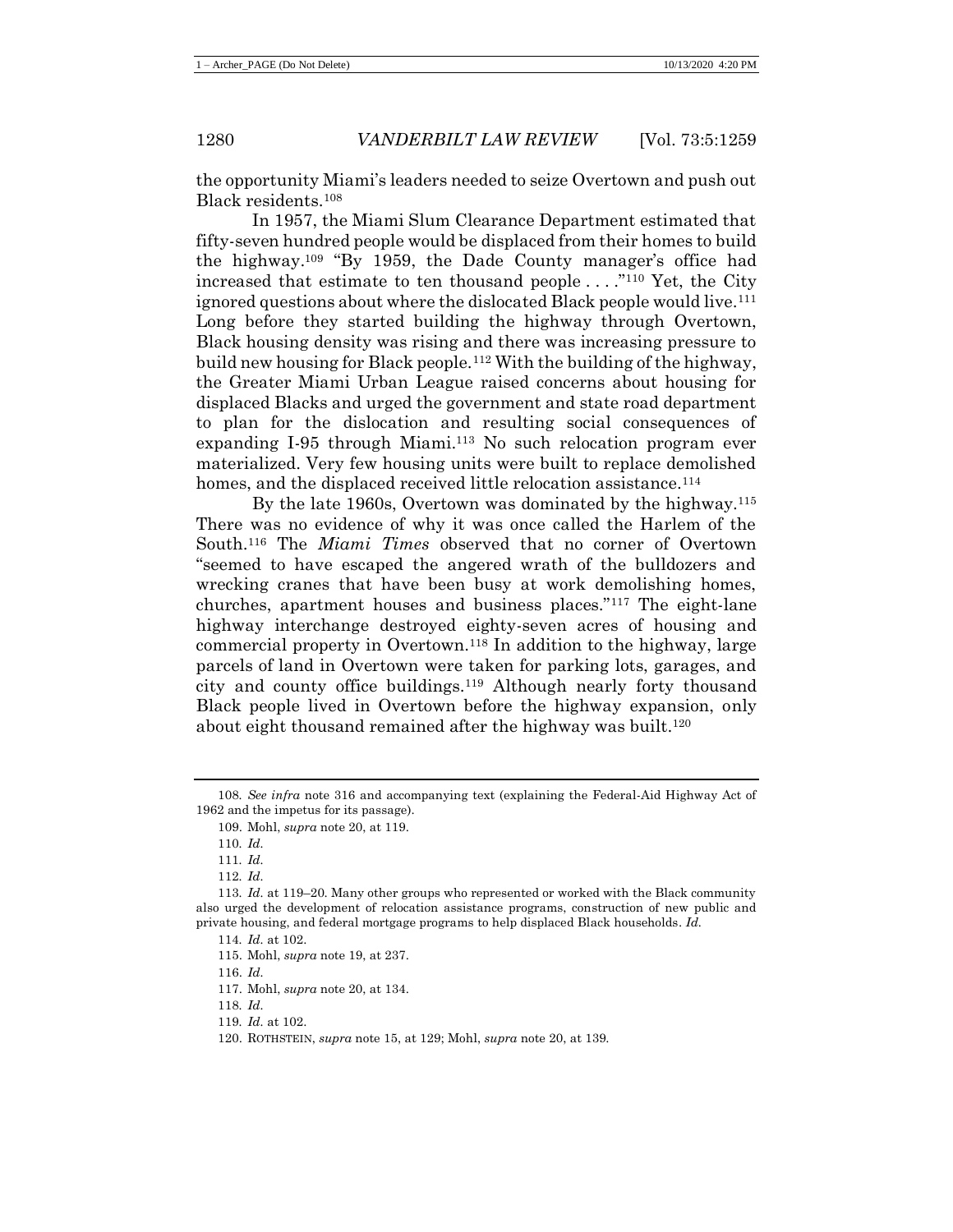the opportunity Miami's leaders needed to seize Overtown and push out Black residents.[108]

In 1957, the Miami Slum Clearance Department estimated that fifty-seven hundred people would be displaced from their homes to build the highway.[109] "By 1959, the Dade County manager's office had increased that estimate to ten thousand people . . . ."[110] Yet, the City ignored questions about where the dislocated Black people would live.[111] Long before they started building the highway through Overtown, Black housing density was rising and there was increasing pressure to build new housing for Black people.[112] With the building of the highway, the Greater Miami Urban League raised concerns about housing for displaced Blacks and urged the government and state road department to plan for the dislocation and resulting social consequences of expanding I-95 through Miami.[113] No such relocation program ever materialized. Very few housing units were built to replace demolished homes, and the displaced received little relocation assistance.[114]

By the late 1960s, Overtown was dominated by the highway.[115] There was no evidence of why it was once called the Harlem of the South.[116] The *Miami Times* observed that no corner of Overtown "seemed to have escaped the angered wrath of the bulldozers and wrecking cranes that have been busy at work demolishing homes, churches, apartment houses and business places."[117] The eight-lane highway interchange destroyed eighty-seven acres of housing and commercial property in Overtown.[118] In addition to the highway, large parcels of land in Overtown were taken for parking lots, garages, and city and county office buildings.[119] Although nearly forty thousand Black people lived in Overtown before the highway expansion, only about eight thousand remained after the highway was built.[120]

---

108. *See infra* note 316 and accompanying text (explaining the Federal-Aid Highway Act of 1962 and the impetus for its passage).

109. Mohl, *supra* note 20, at 119.

110. *Id.*

111. *Id.*

112. *Id.*

113. *Id.* at 119–20. Many other groups who represented or worked with the Black community also urged the development of relocation assistance programs, construction of new public and private housing, and federal mortgage programs to help displaced Black households. *Id.*

114. *Id.* at 102.

115. Mohl, *supra* note 19, at 237.

116. *Id.*

117. Mohl, *supra* note 20, at 134.

118. *Id.*

119. *Id.* at 102.

120. ROTHSTEIN, *supra* note 15, at 129; Mohl, *supra* note 20, at 139.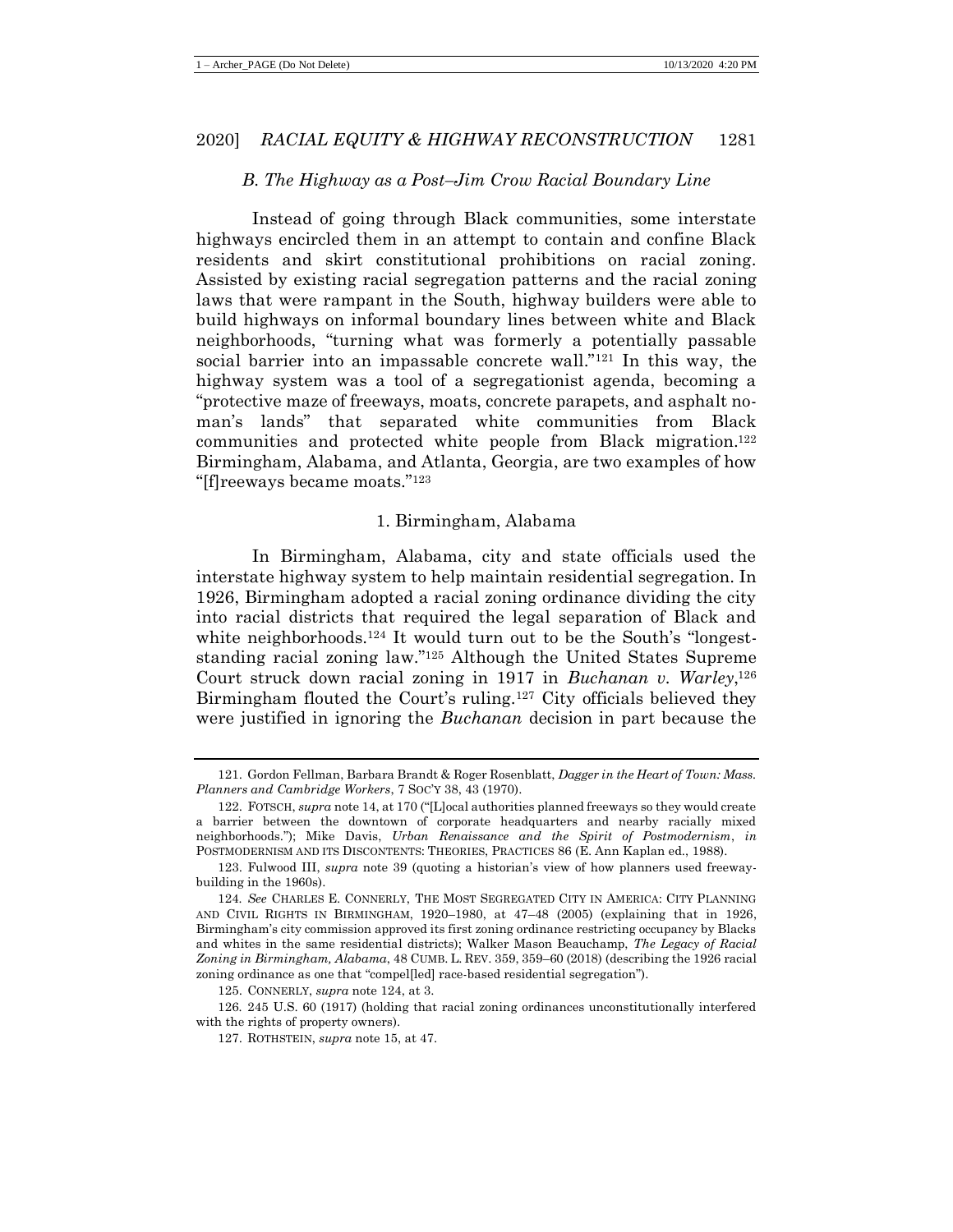### *B. The Highway as a Post–Jim Crow Racial Boundary Line*

Instead of going through Black communities, some interstate highways encircled them in an attempt to contain and confine Black residents and skirt constitutional prohibitions on racial zoning. Assisted by existing racial segregation patterns and the racial zoning laws that were rampant in the South, highway builders were able to build highways on informal boundary lines between white and Black neighborhoods, "turning what was formerly a potentially passable social barrier into an impassable concrete wall."[121] In this way, the highway system was a tool of a segregationist agenda, becoming a "protective maze of freeways, moats, concrete parapets, and asphalt no-man's lands" that separated white communities from Black communities and protected white people from Black migration.[122] Birmingham, Alabama, and Atlanta, Georgia, are two examples of how "[f]reeways became moats."[123]

#### 1. Birmingham, Alabama

In Birmingham, Alabama, city and state officials used the interstate highway system to help maintain residential segregation. In 1926, Birmingham adopted a racial zoning ordinance dividing the city into racial districts that required the legal separation of Black and white neighborhoods.[124] It would turn out to be the South's "longest-standing racial zoning law."[125] Although the United States Supreme Court struck down racial zoning in 1917 in *Buchanan v. Warley*,[126] Birmingham flouted the Court's ruling.[127] City officials believed they were justified in ignoring the *Buchanan* decision in part because the

---

121. Gordon Fellman, Barbara Brandt & Roger Rosenblatt, *Dagger in the Heart of Town: Mass. Planners and Cambridge Workers*, 7 SOC'Y 38, 43 (1970).

122. FOTSCH, *supra* note 14, at 170 ("[L]ocal authorities planned freeways so they would create a barrier between the downtown of corporate headquarters and nearby racially mixed neighborhoods."); Mike Davis, *Urban Renaissance and the Spirit of Postmodernism*, *in* POSTMODERNISM AND ITS DISCONTENTS: THEORIES, PRACTICES 86 (E. Ann Kaplan ed., 1988).

123. Fulwood III, *supra* note 39 (quoting a historian's view of how planners used freeway-building in the 1960s).

124. *See* CHARLES E. CONNERLY, THE MOST SEGREGATED CITY IN AMERICA: CITY PLANNING AND CIVIL RIGHTS IN BIRMINGHAM, 1920–1980, at 47–48 (2005) (explaining that in 1926, Birmingham's city commission approved its first zoning ordinance restricting occupancy by Blacks and whites in the same residential districts); Walker Mason Beauchamp, *The Legacy of Racial Zoning in Birmingham, Alabama*, 48 CUMB. L. REV. 359, 359–60 (2018) (describing the 1926 racial zoning ordinance as one that "compel[led] race-based residential segregation").

125. CONNERLY, *supra* note 124, at 3.

126. 245 U.S. 60 (1917) (holding that racial zoning ordinances unconstitutionally interfered with the rights of property owners).

127. ROTHSTEIN, *supra* note 15, at 47.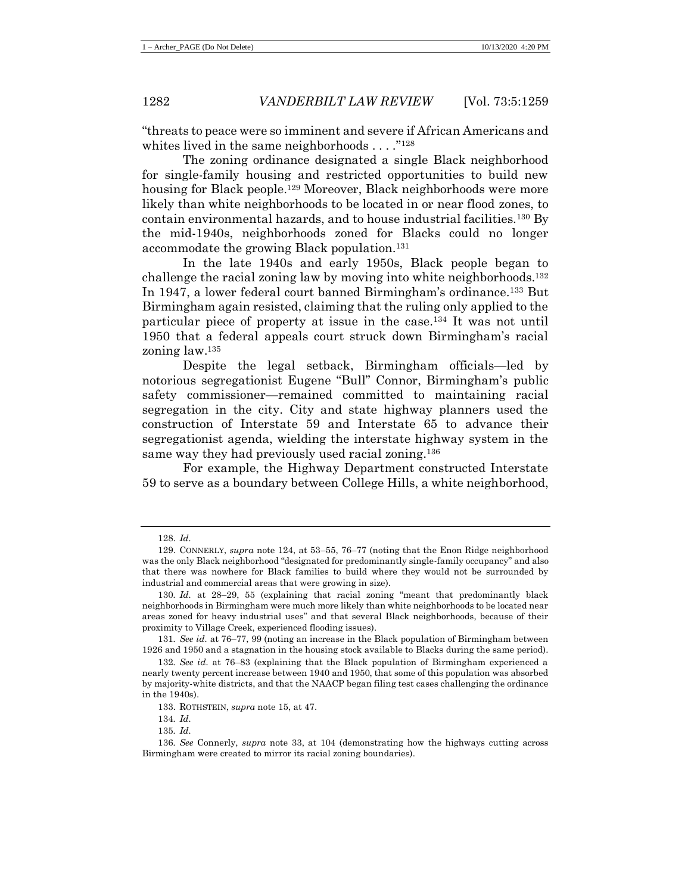"threats to peace were so imminent and severe if African Americans and whites lived in the same neighborhoods . . . ."[128]

The zoning ordinance designated a single Black neighborhood for single-family housing and restricted opportunities to build new housing for Black people.[129] Moreover, Black neighborhoods were more likely than white neighborhoods to be located in or near flood zones, to contain environmental hazards, and to house industrial facilities.[130] By the mid-1940s, neighborhoods zoned for Blacks could no longer accommodate the growing Black population.[131]

In the late 1940s and early 1950s, Black people began to challenge the racial zoning law by moving into white neighborhoods.[132] In 1947, a lower federal court banned Birmingham's ordinance.[133] But Birmingham again resisted, claiming that the ruling only applied to the particular piece of property at issue in the case.[134] It was not until 1950 that a federal appeals court struck down Birmingham's racial zoning law.[135]

Despite the legal setback, Birmingham officials—led by notorious segregationist Eugene "Bull" Connor, Birmingham's public safety commissioner—remained committed to maintaining racial segregation in the city. City and state highway planners used the construction of Interstate 59 and Interstate 65 to advance their segregationist agenda, wielding the interstate highway system in the same way they had previously used racial zoning.[136]

For example, the Highway Department constructed Interstate 59 to serve as a boundary between College Hills, a white neighborhood,

---

128. *Id.*

129. CONNERLY, *supra* note 124, at 53–55, 76–77 (noting that the Enon Ridge neighborhood was the only Black neighborhood "designated for predominantly single-family occupancy" and also that there was nowhere for Black families to build where they would not be surrounded by industrial and commercial areas that were growing in size).

130. *Id.* at 28–29, 55 (explaining that racial zoning "meant that predominantly black neighborhoods in Birmingham were much more likely than white neighborhoods to be located near areas zoned for heavy industrial uses" and that several Black neighborhoods, because of their proximity to Village Creek, experienced flooding issues).

131. *See id.* at 76–77, 99 (noting an increase in the Black population of Birmingham between 1926 and 1950 and a stagnation in the housing stock available to Blacks during the same period).

132. *See id.* at 76–83 (explaining that the Black population of Birmingham experienced a nearly twenty percent increase between 1940 and 1950, that some of this population was absorbed by majority-white districts, and that the NAACP began filing test cases challenging the ordinance in the 1940s).

133. ROTHSTEIN, *supra* note 15, at 47.

134. *Id.*

135. *Id.*

136. *See* Connerly, *supra* note 33, at 104 (demonstrating how the highways cutting across Birmingham were created to mirror its racial zoning boundaries).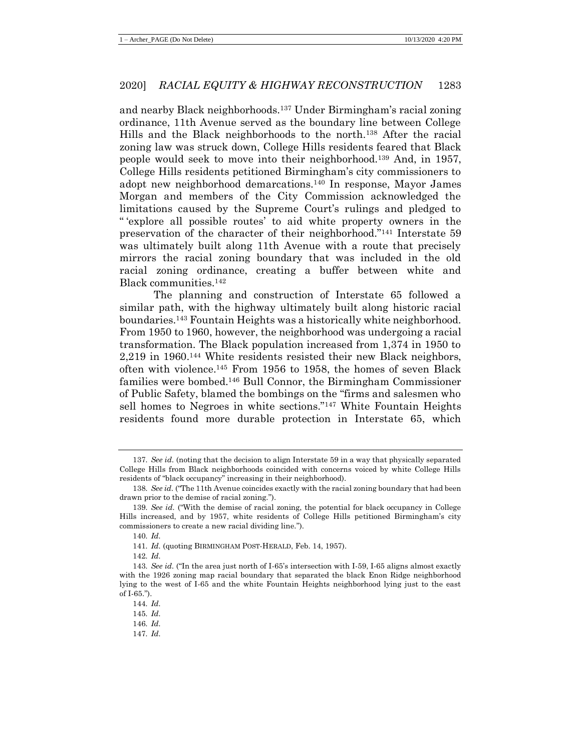and nearby Black neighborhoods.[137] Under Birmingham's racial zoning ordinance, 11th Avenue served as the boundary line between College Hills and the Black neighborhoods to the north.[138] After the racial zoning law was struck down, College Hills residents feared that Black people would seek to move into their neighborhood.[139] And, in 1957, College Hills residents petitioned Birmingham's city commissioners to adopt new neighborhood demarcations.[140] In response, Mayor James Morgan and members of the City Commission acknowledged the limitations caused by the Supreme Court's rulings and pledged to "'explore all possible routes' to aid white property owners in the preservation of the character of their neighborhood."[141] Interstate 59 was ultimately built along 11th Avenue with a route that precisely mirrors the racial zoning boundary that was included in the old racial zoning ordinance, creating a buffer between white and Black communities.[142]

The planning and construction of Interstate 65 followed a similar path, with the highway ultimately built along historic racial boundaries.[143] Fountain Heights was a historically white neighborhood. From 1950 to 1960, however, the neighborhood was undergoing a racial transformation. The Black population increased from 1,374 in 1950 to 2,219 in 1960.[144] White residents resisted their new Black neighbors, often with violence.[145] From 1956 to 1958, the homes of seven Black families were bombed.[146] Bull Connor, the Birmingham Commissioner of Public Safety, blamed the bombings on the "firms and salesmen who sell homes to Negroes in white sections."[147] White Fountain Heights residents found more durable protection in Interstate 65, which

---

137. *See id.* (noting that the decision to align Interstate 59 in a way that physically separated College Hills from Black neighborhoods coincided with concerns voiced by white College Hills residents of "black occupancy" increasing in their neighborhood).

138. *See id.* ("The 11th Avenue coincides exactly with the racial zoning boundary that had been drawn prior to the demise of racial zoning.").

139. *See id.* ("With the demise of racial zoning, the potential for black occupancy in College Hills increased, and by 1957, white residents of College Hills petitioned Birmingham's city commissioners to create a new racial dividing line.").

140. *Id.*

141. *Id.* (quoting BIRMINGHAM POST-HERALD, Feb. 14, 1957).

142. *Id.*

143. *See id.* ("In the area just north of I-65's intersection with I-59, I-65 aligns almost exactly with the 1926 zoning map racial boundary that separated the black Enon Ridge neighborhood lying to the west of I-65 and the white Fountain Heights neighborhood lying just to the east of I-65.").

144. *Id.*

145. *Id.*

146. *Id.*

147. *Id.*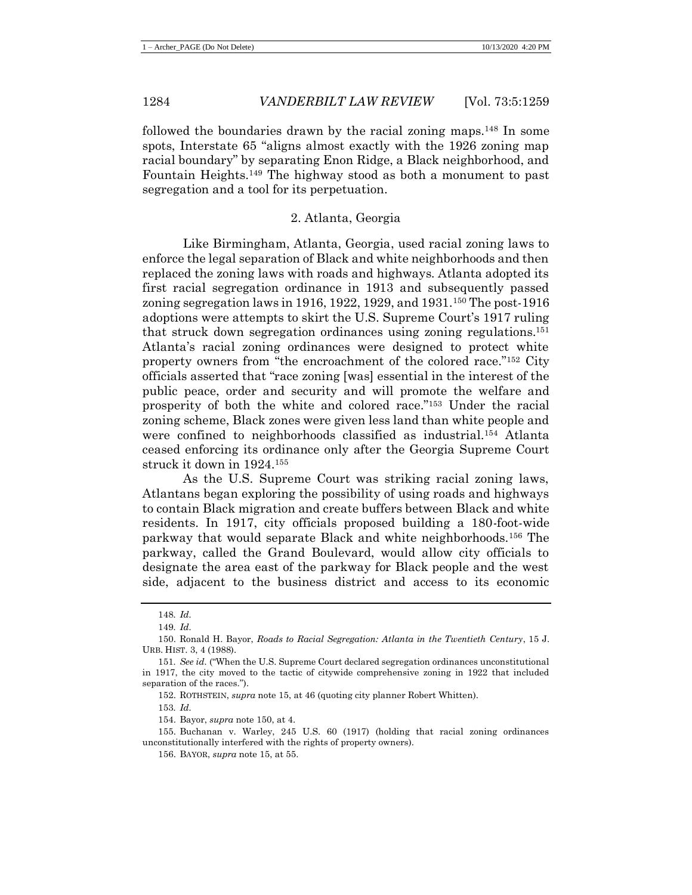followed the boundaries drawn by the racial zoning maps.[148] In some spots, Interstate 65 "aligns almost exactly with the 1926 zoning map racial boundary" by separating Enon Ridge, a Black neighborhood, and Fountain Heights.[149] The highway stood as both a monument to past segregation and a tool for its perpetuation.

### 2. Atlanta, Georgia

Like Birmingham, Atlanta, Georgia, used racial zoning laws to enforce the legal separation of Black and white neighborhoods and then replaced the zoning laws with roads and highways. Atlanta adopted its first racial segregation ordinance in 1913 and subsequently passed zoning segregation laws in 1916, 1922, 1929, and 1931.[150] The post-1916 adoptions were attempts to skirt the U.S. Supreme Court's 1917 ruling that struck down segregation ordinances using zoning regulations.[151] Atlanta's racial zoning ordinances were designed to protect white property owners from "the encroachment of the colored race."[152] City officials asserted that "race zoning [was] essential in the interest of the public peace, order and security and will promote the welfare and prosperity of both the white and colored race."[153] Under the racial zoning scheme, Black zones were given less land than white people and were confined to neighborhoods classified as industrial.[154] Atlanta ceased enforcing its ordinance only after the Georgia Supreme Court struck it down in 1924.[155]

As the U.S. Supreme Court was striking racial zoning laws, Atlantans began exploring the possibility of using roads and highways to contain Black migration and create buffers between Black and white residents. In 1917, city officials proposed building a 180-foot-wide parkway that would separate Black and white neighborhoods.[156] The parkway, called the Grand Boulevard, would allow city officials to designate the area east of the parkway for Black people and the west side, adjacent to the business district and access to its economic

---

148. *Id.*

149. *Id.*

150. Ronald H. Bayor, *Roads to Racial Segregation: Atlanta in the Twentieth Century*, 15 J. URB. HIST. 3, 4 (1988).

151. *See id.* ("When the U.S. Supreme Court declared segregation ordinances unconstitutional in 1917, the city moved to the tactic of citywide comprehensive zoning in 1922 that included separation of the races.").

152. ROTHSTEIN, *supra* note 15, at 46 (quoting city planner Robert Whitten).

153. *Id.*

154. Bayor, *supra* note 150, at 4.

155. Buchanan v. Warley, 245 U.S. 60 (1917) (holding that racial zoning ordinances unconstitutionally interfered with the rights of property owners).

156. BAYOR, *supra* note 15, at 55.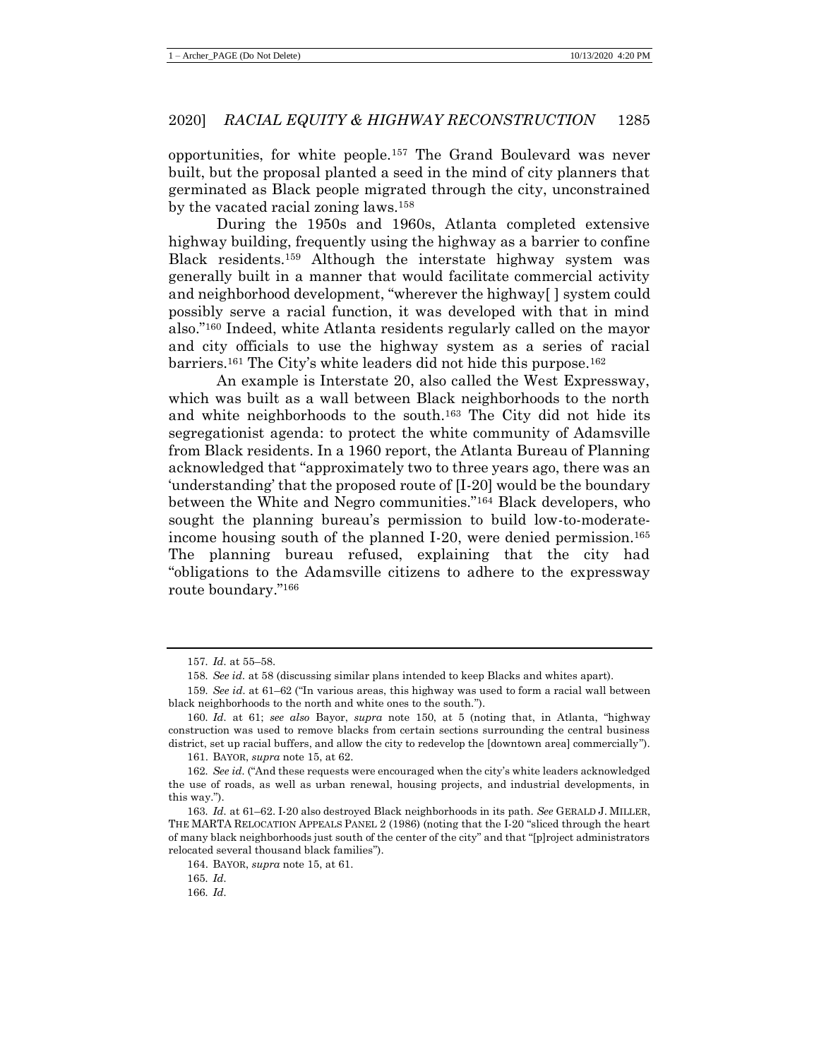opportunities, for white people.[157] The Grand Boulevard was never built, but the proposal planted a seed in the mind of city planners that germinated as Black people migrated through the city, unconstrained by the vacated racial zoning laws.[158]

During the 1950s and 1960s, Atlanta completed extensive highway building, frequently using the highway as a barrier to confine Black residents.[159] Although the interstate highway system was generally built in a manner that would facilitate commercial activity and neighborhood development, "wherever the highway[ ] system could possibly serve a racial function, it was developed with that in mind also."[160] Indeed, white Atlanta residents regularly called on the mayor and city officials to use the highway system as a series of racial barriers.[161] The City's white leaders did not hide this purpose.[162]

An example is Interstate 20, also called the West Expressway, which was built as a wall between Black neighborhoods to the north and white neighborhoods to the south.[163] The City did not hide its segregationist agenda: to protect the white community of Adamsville from Black residents. In a 1960 report, the Atlanta Bureau of Planning acknowledged that "approximately two to three years ago, there was an 'understanding' that the proposed route of [I-20] would be the boundary between the White and Negro communities."[164] Black developers, who sought the planning bureau's permission to build low-to-moderate-income housing south of the planned I-20, were denied permission.[165] The planning bureau refused, explaining that the city had "obligations to the Adamsville citizens to adhere to the expressway route boundary."[166]

---

157. *Id.* at 55–58.

158. *See id.* at 58 (discussing similar plans intended to keep Blacks and whites apart).

159. *See id.* at 61–62 ("In various areas, this highway was used to form a racial wall between black neighborhoods to the north and white ones to the south.").

160. *Id.* at 61; *see also* Bayor, *supra* note 150, at 5 (noting that, in Atlanta, "highway construction was used to remove blacks from certain sections surrounding the central business district, set up racial buffers, and allow the city to redevelop the [downtown area] commercially").

161. BAYOR, *supra* note 15, at 62.

162. *See id.* ("And these requests were encouraged when the city's white leaders acknowledged the use of roads, as well as urban renewal, housing projects, and industrial developments, in this way.").

163. *Id.* at 61–62. I-20 also destroyed Black neighborhoods in its path. *See* GERALD J. MILLER, THE MARTA RELOCATION APPEALS PANEL 2 (1986) (noting that the I-20 "sliced through the heart of many black neighborhoods just south of the center of the city" and that "[p]roject administrators relocated several thousand black families").

164. BAYOR, *supra* note 15, at 61.

165. *Id.*

166. *Id.*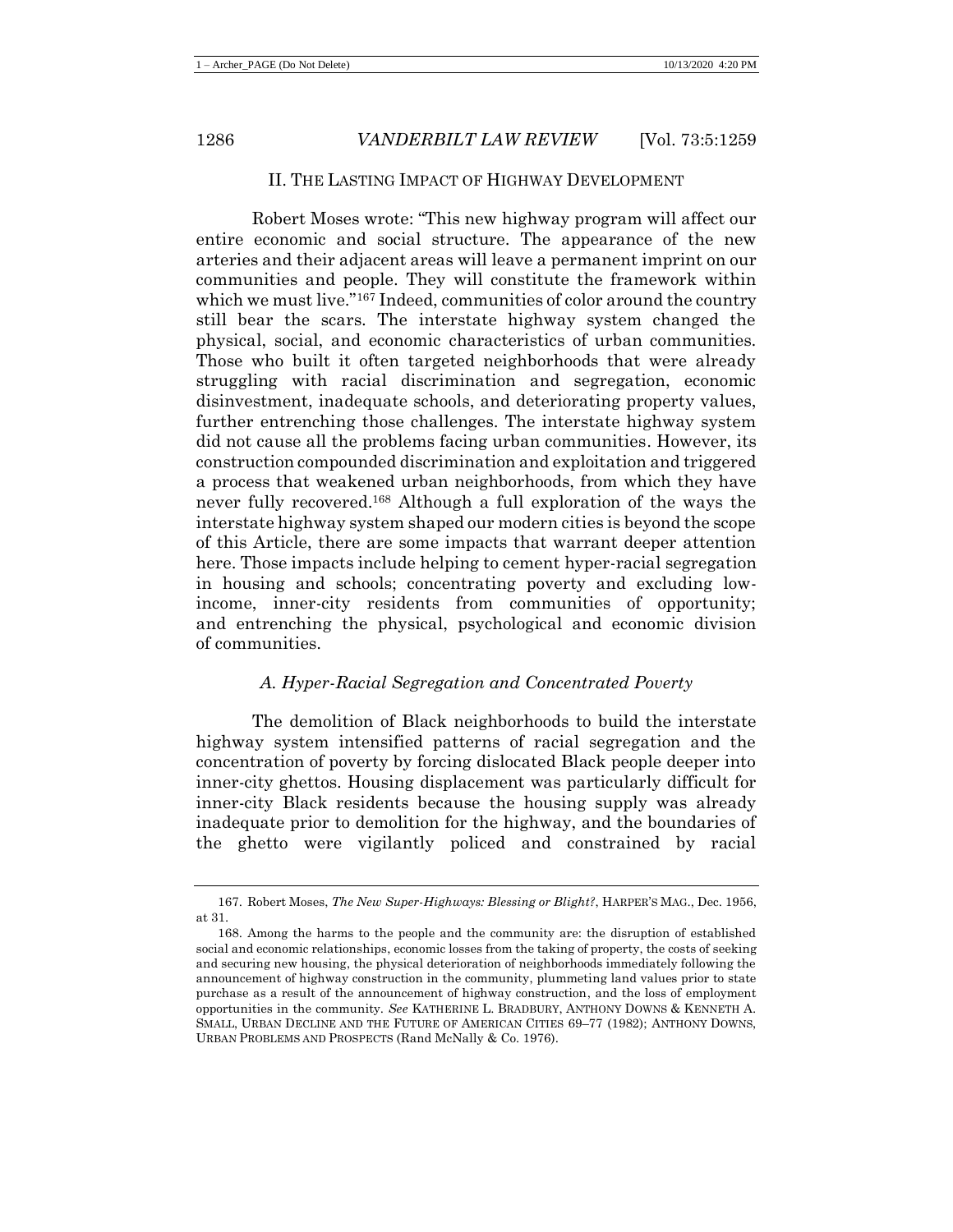## II. THE LASTING IMPACT OF HIGHWAY DEVELOPMENT

Robert Moses wrote: "This new highway program will affect our entire economic and social structure. The appearance of the new arteries and their adjacent areas will leave a permanent imprint on our communities and people. They will constitute the framework within which we must live."[167] Indeed, communities of color around the country still bear the scars. The interstate highway system changed the physical, social, and economic characteristics of urban communities. Those who built it often targeted neighborhoods that were already struggling with racial discrimination and segregation, economic disinvestment, inadequate schools, and deteriorating property values, further entrenching those challenges. The interstate highway system did not cause all the problems facing urban communities. However, its construction compounded discrimination and exploitation and triggered a process that weakened urban neighborhoods, from which they have never fully recovered.[168] Although a full exploration of the ways the interstate highway system shaped our modern cities is beyond the scope of this Article, there are some impacts that warrant deeper attention here. Those impacts include helping to cement hyper-racial segregation in housing and schools; concentrating poverty and excluding low-income, inner-city residents from communities of opportunity; and entrenching the physical, psychological and economic division of communities.

### *A. Hyper-Racial Segregation and Concentrated Poverty*

The demolition of Black neighborhoods to build the interstate highway system intensified patterns of racial segregation and the concentration of poverty by forcing dislocated Black people deeper into inner-city ghettos. Housing displacement was particularly difficult for inner-city Black residents because the housing supply was already inadequate prior to demolition for the highway, and the boundaries of the ghetto were vigilantly policed and constrained by racial

---

167. Robert Moses, *The New Super-Highways: Blessing or Blight?*, HARPER'S MAG., Dec. 1956, at 31.

168. Among the harms to the people and the community are: the disruption of established social and economic relationships, economic losses from the taking of property, the costs of seeking and securing new housing, the physical deterioration of neighborhoods immediately following the announcement of highway construction in the community, plummeting land values prior to state purchase as a result of the announcement of highway construction, and the loss of employment opportunities in the community. *See* KATHERINE L. BRADBURY, ANTHONY DOWNS & KENNETH A. SMALL, URBAN DECLINE AND THE FUTURE OF AMERICAN CITIES 69–77 (1982); ANTHONY DOWNS, URBAN PROBLEMS AND PROSPECTS (Rand McNally & Co. 1976).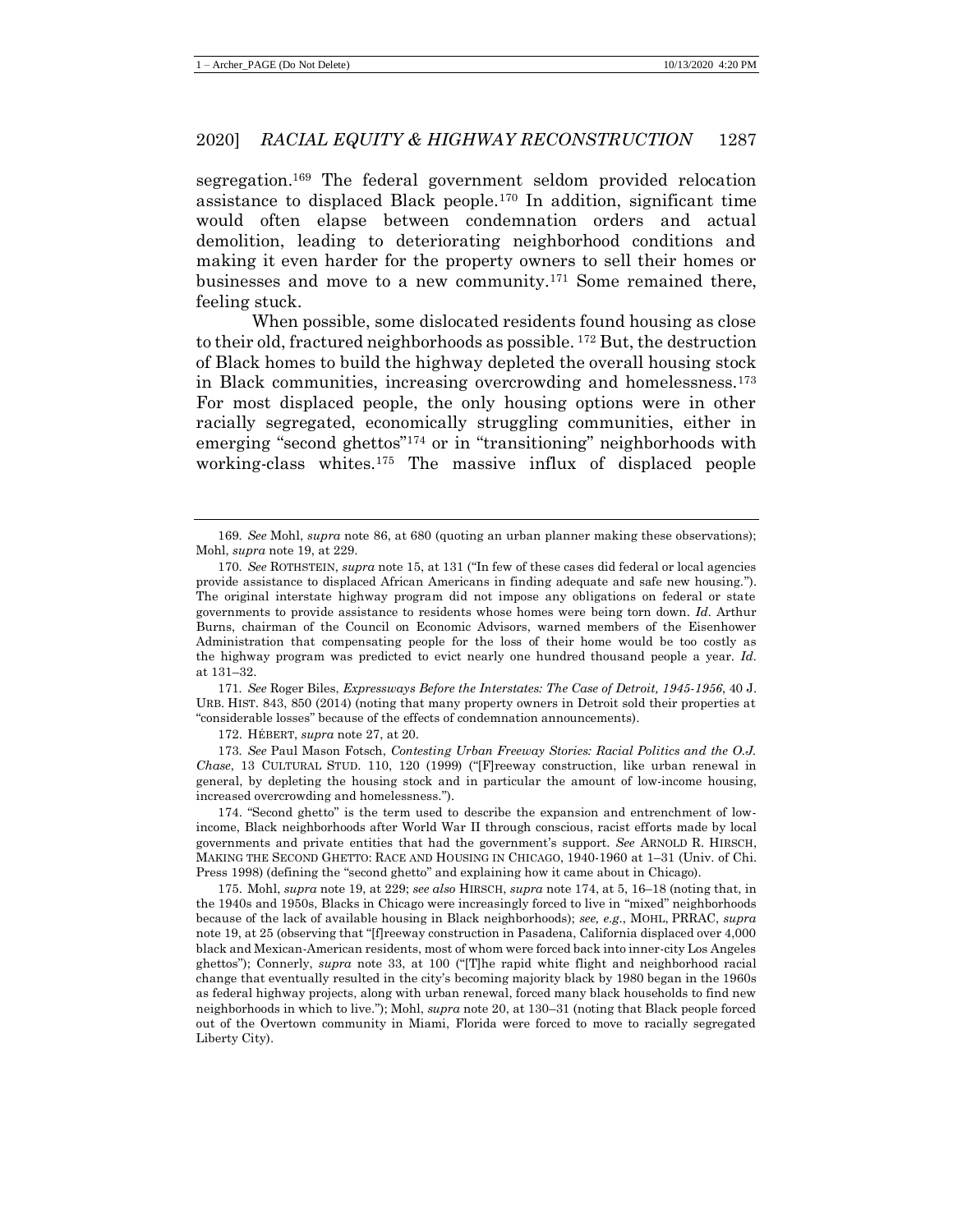segregation.[169] The federal government seldom provided relocation assistance to displaced Black people.[170] In addition, significant time would often elapse between condemnation orders and actual demolition, leading to deteriorating neighborhood conditions and making it even harder for the property owners to sell their homes or businesses and move to a new community.[171] Some remained there, feeling stuck.

When possible, some dislocated residents found housing as close to their old, fractured neighborhoods as possible.[172] But, the destruction of Black homes to build the highway depleted the overall housing stock in Black communities, increasing overcrowding and homelessness.[173] For most displaced people, the only housing options were in other racially segregated, economically struggling communities, either in emerging "second ghettos"[174] or in "transitioning" neighborhoods with working-class whites.[175] The massive influx of displaced people

---

169. *See* Mohl, *supra* note 86, at 680 (quoting an urban planner making these observations); Mohl, *supra* note 19, at 229.

170. *See* ROTHSTEIN, *supra* note 15, at 131 ("In few of these cases did federal or local agencies provide assistance to displaced African Americans in finding adequate and safe new housing."). The original interstate highway program did not impose any obligations on federal or state governments to provide assistance to residents whose homes were being torn down. *Id*. Arthur Burns, chairman of the Council on Economic Advisors, warned members of the Eisenhower Administration that compensating people for the loss of their home would be too costly as the highway program was predicted to evict nearly one hundred thousand people a year. *Id*. at 131–32.

171. *See* Roger Biles, *Expressways Before the Interstates: The Case of Detroit, 1945-1956*, 40 J. URB. HIST. 843, 850 (2014) (noting that many property owners in Detroit sold their properties at "considerable losses" because of the effects of condemnation announcements).

172. HÉBERT, *supra* note 27, at 20.

173. *See* Paul Mason Fotsch, *Contesting Urban Freeway Stories: Racial Politics and the O.J. Chase*, 13 CULTURAL STUD. 110, 120 (1999) ("[F]reeway construction, like urban renewal in general, by depleting the housing stock and in particular the amount of low-income housing, increased overcrowding and homelessness.").

174. "Second ghetto" is the term used to describe the expansion and entrenchment of low-income, Black neighborhoods after World War II through conscious, racist efforts made by local governments and private entities that had the government's support. *See* ARNOLD R. HIRSCH, MAKING THE SECOND GHETTO: RACE AND HOUSING IN CHICAGO, 1940-1960 at 1–31 (Univ. of Chi. Press 1998) (defining the "second ghetto" and explaining how it came about in Chicago).

175. Mohl, *supra* note 19, at 229; *see also* HIRSCH, *supra* note 174, at 5, 16–18 (noting that, in the 1940s and 1950s, Blacks in Chicago were increasingly forced to live in "mixed" neighborhoods because of the lack of available housing in Black neighborhoods); *see, e.g.*, MOHL, PRRAC, *supra* note 19, at 25 (observing that "[f]reeway construction in Pasadena, California displaced over 4,000 black and Mexican-American residents, most of whom were forced back into inner-city Los Angeles ghettos"); Connerly, *supra* note 33, at 100 ("[T]he rapid white flight and neighborhood racial change that eventually resulted in the city's becoming majority black by 1980 began in the 1960s as federal highway projects, along with urban renewal, forced many black households to find new neighborhoods in which to live."); Mohl, *supra* note 20, at 130–31 (noting that Black people forced out of the Overtown community in Miami, Florida were forced to move to racially segregated Liberty City).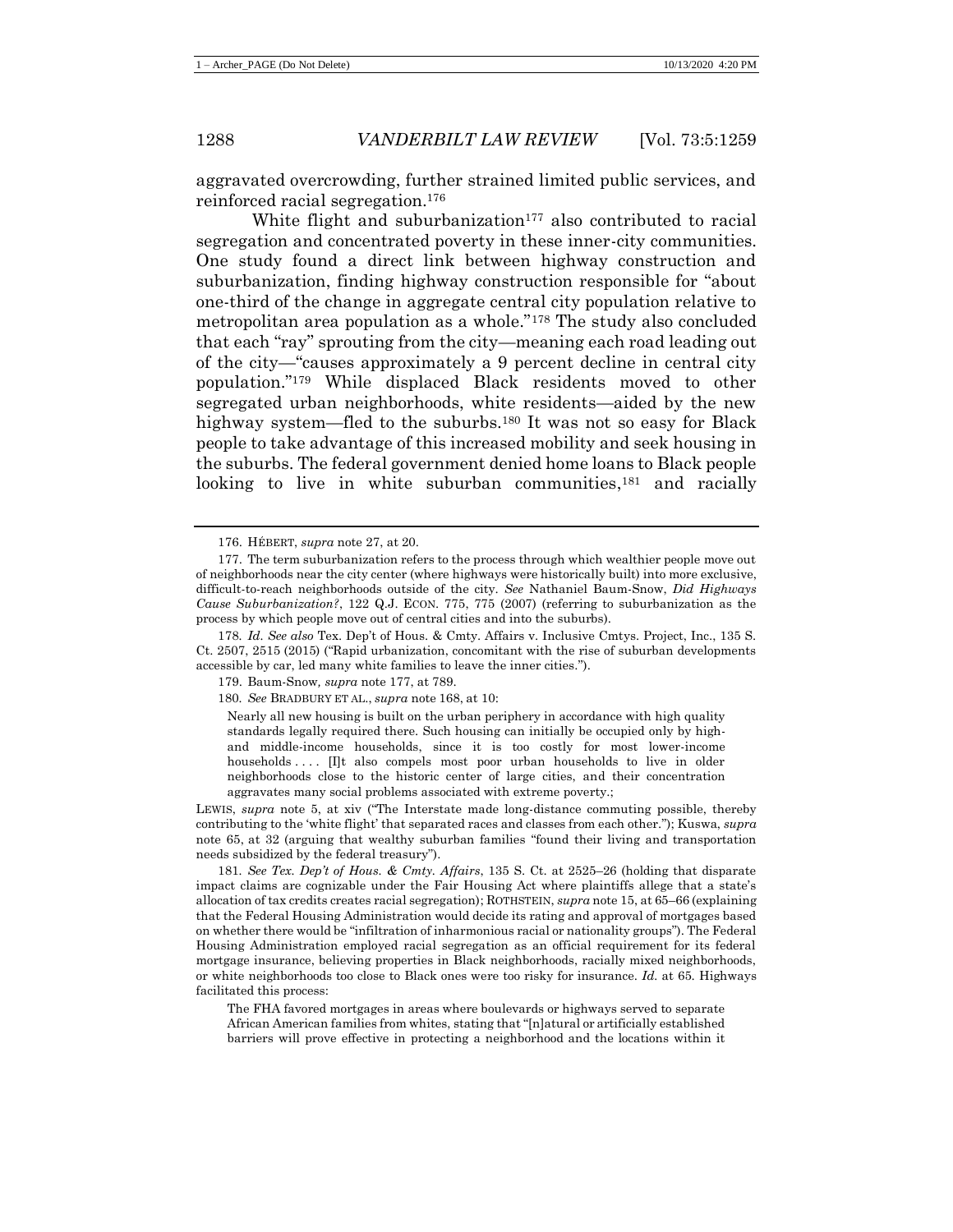aggravated overcrowding, further strained limited public services, and reinforced racial segregation.[176]

White flight and suburbanization[177] also contributed to racial segregation and concentrated poverty in these inner-city communities. One study found a direct link between highway construction and suburbanization, finding highway construction responsible for "about one-third of the change in aggregate central city population relative to metropolitan area population as a whole."[178] The study also concluded that each "ray" sprouting from the city—meaning each road leading out of the city—"causes approximately a 9 percent decline in central city population."[179] While displaced Black residents moved to other segregated urban neighborhoods, white residents—aided by the new highway system—fled to the suburbs.[180] It was not so easy for Black people to take advantage of this increased mobility and seek housing in the suburbs. The federal government denied home loans to Black people looking to live in white suburban communities,[181] and racially

---

176. HÉBERT, *supra* note 27, at 20.

177. The term suburbanization refers to the process through which wealthier people move out of neighborhoods near the city center (where highways were historically built) into more exclusive, difficult-to-reach neighborhoods outside of the city. *See* Nathaniel Baum-Snow, *Did Highways Cause Suburbanization?*, 122 Q.J. ECON. 775, 775 (2007) (referring to suburbanization as the process by which people move out of central cities and into the suburbs).

178. *Id. See also* Tex. Dep't of Hous. & Cmty. Affairs v. Inclusive Cmtys. Project, Inc., 135 S. Ct. 2507, 2515 (2015) ("Rapid urbanization, concomitant with the rise of suburban developments accessible by car, led many white families to leave the inner cities.").

179. Baum-Snow, *supra* note 177, at 789.

180. *See* BRADBURY ET AL., *supra* note 168, at 10:

> Nearly all new housing is built on the urban periphery in accordance with high quality standards legally required there. Such housing can initially be occupied only by high- and middle-income households, since it is too costly for most lower-income households . . . . [I]t also compels most poor urban households to live in older neighborhoods close to the historic center of large cities, and their concentration aggravates many social problems associated with extreme poverty.;

LEWIS, *supra* note 5, at xiv ("The Interstate made long-distance commuting possible, thereby contributing to the 'white flight' that separated races and classes from each other."); Kuswa, *supra* note 65, at 32 (arguing that wealthy suburban families "found their living and transportation needs subsidized by the federal treasury").

181. *See Tex. Dep't of Hous. & Cmty. Affairs*, 135 S. Ct. at 2525–26 (holding that disparate impact claims are cognizable under the Fair Housing Act where plaintiffs allege that a state's allocation of tax credits creates racial segregation); ROTHSTEIN, *supra* note 15, at 65–66 (explaining that the Federal Housing Administration would decide its rating and approval of mortgages based on whether there would be "infiltration of inharmonious racial or nationality groups"). The Federal Housing Administration employed racial segregation as an official requirement for its federal mortgage insurance, believing properties in Black neighborhoods, racially mixed neighborhoods, or white neighborhoods too close to Black ones were too risky for insurance. *Id.* at 65. Highways facilitated this process:

> The FHA favored mortgages in areas where boulevards or highways served to separate African American families from whites, stating that "[n]atural or artificially established barriers will prove effective in protecting a neighborhood and the locations within it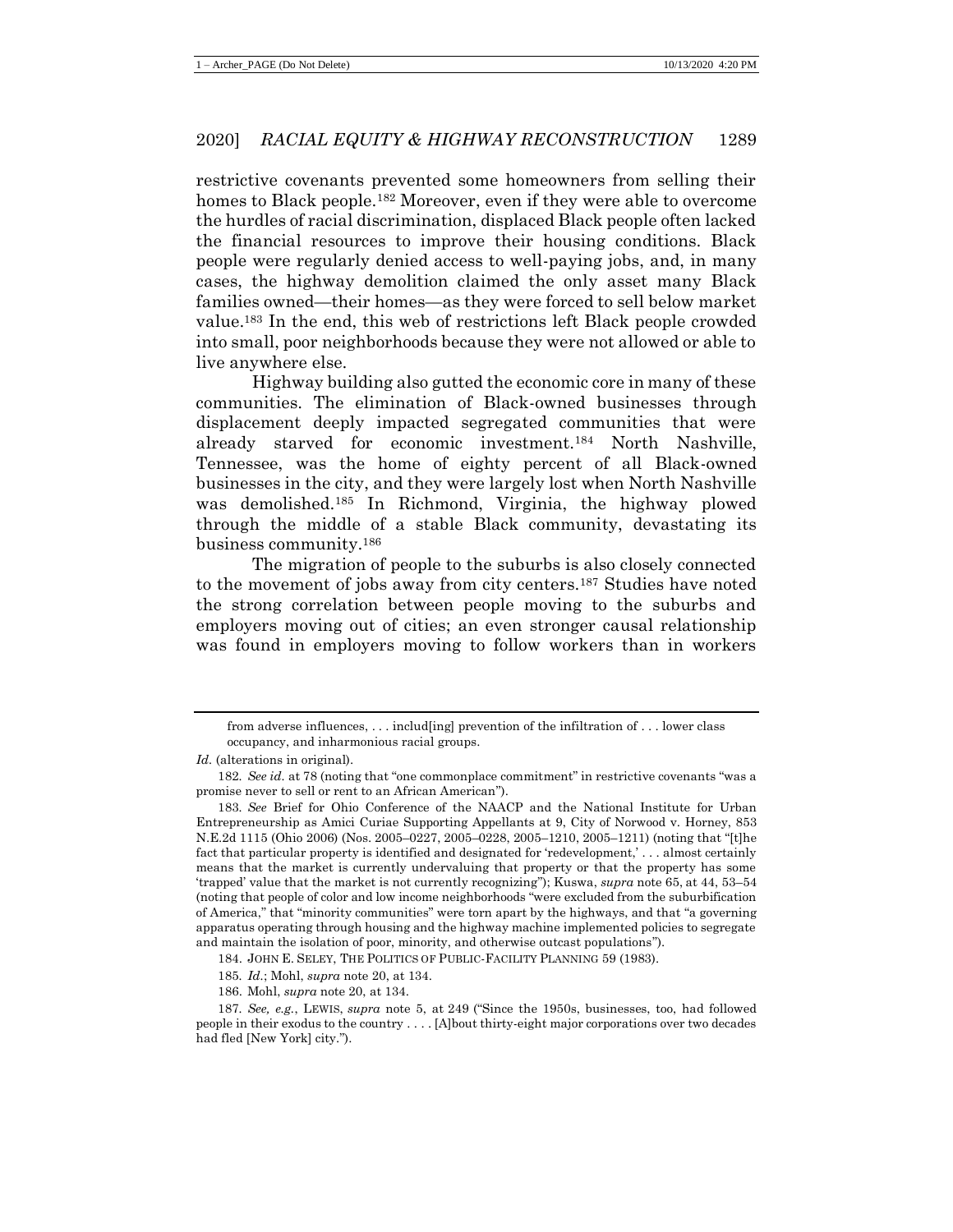restrictive covenants prevented some homeowners from selling their homes to Black people.[182] Moreover, even if they were able to overcome the hurdles of racial discrimination, displaced Black people often lacked the financial resources to improve their housing conditions. Black people were regularly denied access to well-paying jobs, and, in many cases, the highway demolition claimed the only asset many Black families owned—their homes—as they were forced to sell below market value.[183] In the end, this web of restrictions left Black people crowded into small, poor neighborhoods because they were not allowed or able to live anywhere else.

Highway building also gutted the economic core in many of these communities. The elimination of Black-owned businesses through displacement deeply impacted segregated communities that were already starved for economic investment.[184] North Nashville, Tennessee, was the home of eighty percent of all Black-owned businesses in the city, and they were largely lost when North Nashville was demolished.[185] In Richmond, Virginia, the highway plowed through the middle of a stable Black community, devastating its business community.[186]

The migration of people to the suburbs is also closely connected to the movement of jobs away from city centers.[187] Studies have noted the strong correlation between people moving to the suburbs and employers moving out of cities; an even stronger causal relationship was found in employers moving to follow workers than in workers

---

from adverse influences, . . . includ[ing] prevention of the infiltration of . . . lower class occupancy, and inharmonious racial groups.

*Id.* (alterations in original).

182. *See id.* at 78 (noting that "one commonplace commitment" in restrictive covenants "was a promise never to sell or rent to an African American").

183. *See* Brief for Ohio Conference of the NAACP and the National Institute for Urban Entrepreneurship as Amici Curiae Supporting Appellants at 9, City of Norwood v. Horney, 853 N.E.2d 1115 (Ohio 2006) (Nos. 2005–0227, 2005–0228, 2005–1210, 2005–1211) (noting that "[t]he fact that particular property is identified and designated for 'redevelopment,' . . . almost certainly means that the market is currently undervaluing that property or that the property has some 'trapped' value that the market is not currently recognizing"); Kuswa, *supra* note 65, at 44, 53–54 (noting that people of color and low income neighborhoods "were excluded from the suburbification of America," that "minority communities" were torn apart by the highways, and that "a governing apparatus operating through housing and the highway machine implemented policies to segregate and maintain the isolation of poor, minority, and otherwise outcast populations").

184. JOHN E. SELEY, THE POLITICS OF PUBLIC-FACILITY PLANNING 59 (1983).

185. *Id.*; Mohl, *supra* note 20, at 134.

186. Mohl, *supra* note 20, at 134.

187. *See, e.g.*, LEWIS, *supra* note 5, at 249 ("Since the 1950s, businesses, too, had followed people in their exodus to the country . . . . [A]bout thirty-eight major corporations over two decades had fled [New York] city.").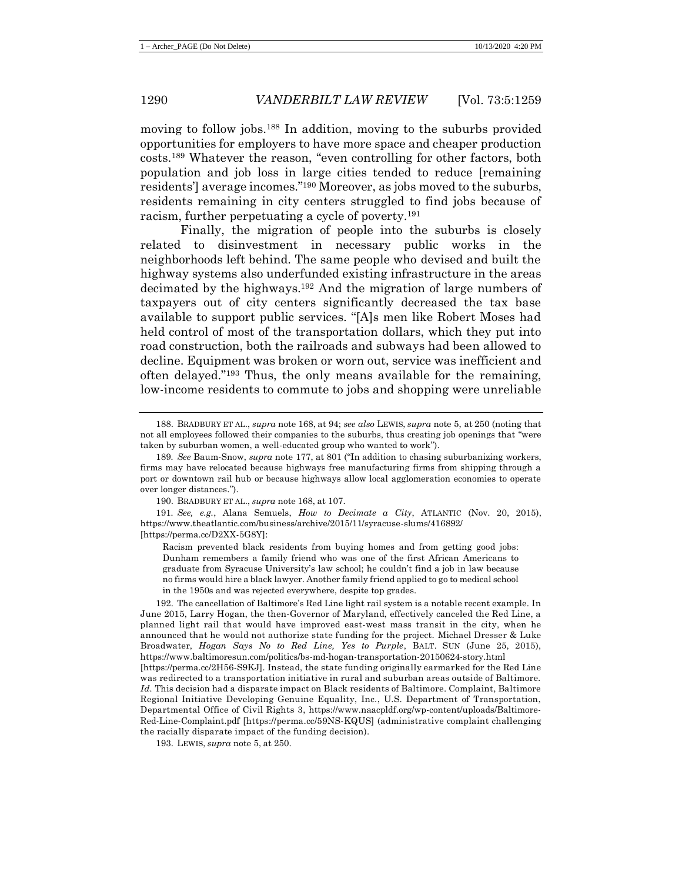moving to follow jobs.[188] In addition, moving to the suburbs provided opportunities for employers to have more space and cheaper production costs.[189] Whatever the reason, "even controlling for other factors, both population and job loss in large cities tended to reduce [remaining residents'] average incomes."[190] Moreover, as jobs moved to the suburbs, residents remaining in city centers struggled to find jobs because of racism, further perpetuating a cycle of poverty.[191]

Finally, the migration of people into the suburbs is closely related to disinvestment in necessary public works in the neighborhoods left behind. The same people who devised and built the highway systems also underfunded existing infrastructure in the areas decimated by the highways.[192] And the migration of large numbers of taxpayers out of city centers significantly decreased the tax base available to support public services. "[A]s men like Robert Moses had held control of most of the transportation dollars, which they put into road construction, both the railroads and subways had been allowed to decline. Equipment was broken or worn out, service was inefficient and often delayed."[193] Thus, the only means available for the remaining, low-income residents to commute to jobs and shopping were unreliable

---

188. BRADBURY ET AL., *supra* note 168, at 94; *see also* LEWIS, *supra* note 5, at 250 (noting that not all employees followed their companies to the suburbs, thus creating job openings that "were taken by suburban women, a well-educated group who wanted to work").

189. *See* Baum-Snow, *supra* note 177, at 801 ("In addition to chasing suburbanizing workers, firms may have relocated because highways free manufacturing firms from shipping through a port or downtown rail hub or because highways allow local agglomeration economies to operate over longer distances.").

190. BRADBURY ET AL., *supra* note 168, at 107.

191. *See, e.g.*, Alana Semuels, *How to Decimate a City*, ATLANTIC (Nov. 20, 2015), https://www.theatlantic.com/business/archive/2015/11/syracuse-slums/416892/ [https://perma.cc/D2XX-5G8Y]:

> Racism prevented black residents from buying homes and from getting good jobs: Dunham remembers a family friend who was one of the first African Americans to graduate from Syracuse University's law school; he couldn't find a job in law because no firms would hire a black lawyer. Another family friend applied to go to medical school in the 1950s and was rejected everywhere, despite top grades.

192. The cancellation of Baltimore's Red Line light rail system is a notable recent example. In June 2015, Larry Hogan, the then-Governor of Maryland, effectively canceled the Red Line, a planned light rail that would have improved east-west mass transit in the city, when he announced that he would not authorize state funding for the project. Michael Dresser & Luke Broadwater, *Hogan Says No to Red Line, Yes to Purple*, BALT. SUN (June 25, 2015), https://www.baltimoresun.com/politics/bs-md-hogan-transportation-20150624-story.html [https://perma.cc/2H56-S9KJ]. Instead, the state funding originally earmarked for the Red Line was redirected to a transportation initiative in rural and suburban areas outside of Baltimore. *Id.* This decision had a disparate impact on Black residents of Baltimore. Complaint, Baltimore Regional Initiative Developing Genuine Equality, Inc., U.S. Department of Transportation, Departmental Office of Civil Rights 3, https://www.naacpldf.org/wp-content/uploads/Baltimore-Red-Line-Complaint.pdf [https://perma.cc/59NS-KQUS] (administrative complaint challenging the racially disparate impact of the funding decision).

193. LEWIS, *supra* note 5, at 250.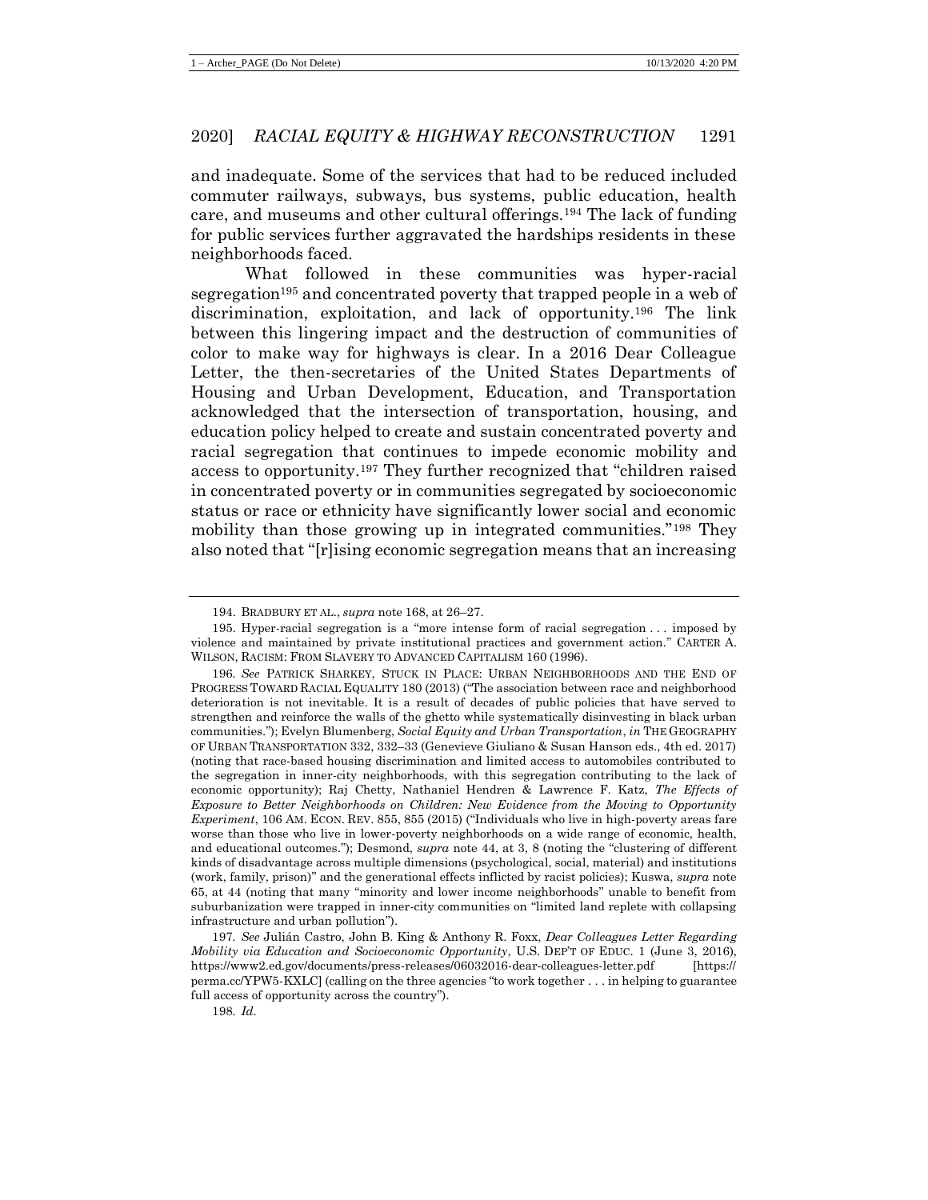and inadequate. Some of the services that had to be reduced included commuter railways, subways, bus systems, public education, health care, and museums and other cultural offerings.[194] The lack of funding for public services further aggravated the hardships residents in these neighborhoods faced.

What followed in these communities was hyper-racial segregation[195] and concentrated poverty that trapped people in a web of discrimination, exploitation, and lack of opportunity.[196] The link between this lingering impact and the destruction of communities of color to make way for highways is clear. In a 2016 Dear Colleague Letter, the then-secretaries of the United States Departments of Housing and Urban Development, Education, and Transportation acknowledged that the intersection of transportation, housing, and education policy helped to create and sustain concentrated poverty and racial segregation that continues to impede economic mobility and access to opportunity.[197] They further recognized that "children raised in concentrated poverty or in communities segregated by socioeconomic status or race or ethnicity have significantly lower social and economic mobility than those growing up in integrated communities."[198] They also noted that "[r]ising economic segregation means that an increasing

---

194. BRADBURY ET AL., *supra* note 168, at 26–27.

195. Hyper-racial segregation is a "more intense form of racial segregation . . . imposed by violence and maintained by private institutional practices and government action." CARTER A. WILSON, RACISM: FROM SLAVERY TO ADVANCED CAPITALISM 160 (1996).

196. *See* PATRICK SHARKEY, STUCK IN PLACE: URBAN NEIGHBORHOODS AND THE END OF PROGRESS TOWARD RACIAL EQUALITY 180 (2013) ("The association between race and neighborhood deterioration is not inevitable. It is a result of decades of public policies that have served to strengthen and reinforce the walls of the ghetto while systematically disinvesting in black urban communities."); Evelyn Blumenberg, *Social Equity and Urban Transportation*, *in* THE GEOGRAPHY OF URBAN TRANSPORTATION 332, 332–33 (Genevieve Giuliano & Susan Hanson eds., 4th ed. 2017) (noting that race-based housing discrimination and limited access to automobiles contributed to the segregation in inner-city neighborhoods, with this segregation contributing to the lack of economic opportunity); Raj Chetty, Nathaniel Hendren & Lawrence F. Katz, *The Effects of Exposure to Better Neighborhoods on Children: New Evidence from the Moving to Opportunity Experiment*, 106 AM. ECON. REV. 855, 855 (2015) ("Individuals who live in high-poverty areas fare worse than those who live in lower-poverty neighborhoods on a wide range of economic, health, and educational outcomes."); Desmond, *supra* note 44, at 3, 8 (noting the "clustering of different kinds of disadvantage across multiple dimensions (psychological, social, material) and institutions (work, family, prison)" and the generational effects inflicted by racist policies); Kuswa, *supra* note 65, at 44 (noting that many "minority and lower income neighborhoods" unable to benefit from suburbanization were trapped in inner-city communities on "limited land replete with collapsing infrastructure and urban pollution").

197. *See* Julián Castro, John B. King & Anthony R. Foxx, *Dear Colleagues Letter Regarding Mobility via Education and Socioeconomic Opportunity*, U.S. DEP'T OF EDUC. 1 (June 3, 2016), https://www2.ed.gov/documents/press-releases/06032016-dear-colleagues-letter.pdf [https://perma.cc/YPW5-KXLC] (calling on the three agencies "to work together . . . in helping to guarantee full access of opportunity across the country").

198. *Id.*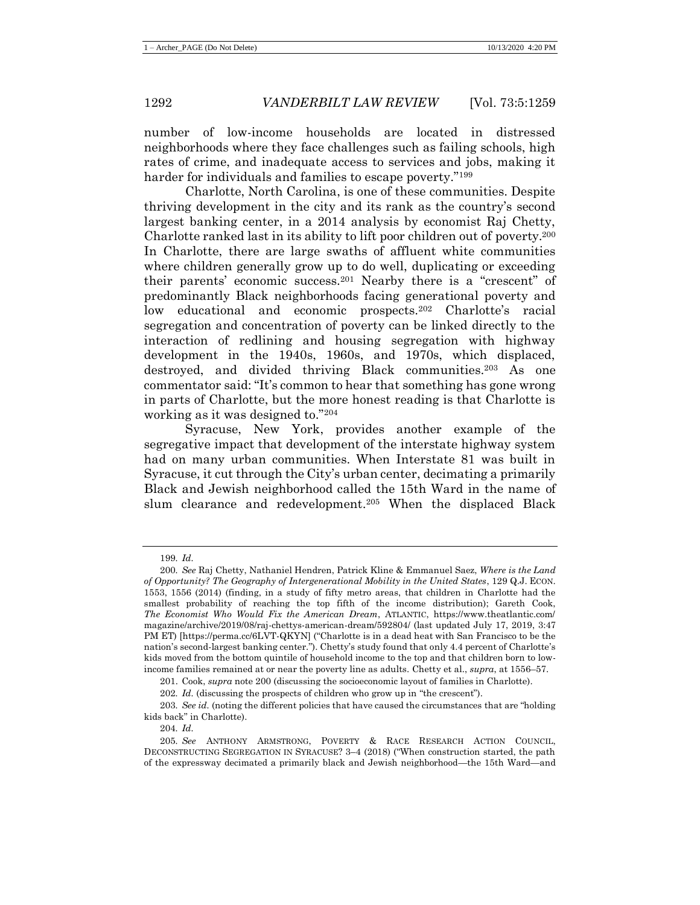number of low-income households are located in distressed neighborhoods where they face challenges such as failing schools, high rates of crime, and inadequate access to services and jobs, making it harder for individuals and families to escape poverty."[199]

Charlotte, North Carolina, is one of these communities. Despite thriving development in the city and its rank as the country's second largest banking center, in a 2014 analysis by economist Raj Chetty, Charlotte ranked last in its ability to lift poor children out of poverty.[200] In Charlotte, there are large swaths of affluent white communities where children generally grow up to do well, duplicating or exceeding their parents' economic success.[201] Nearby there is a "crescent" of predominantly Black neighborhoods facing generational poverty and low educational and economic prospects.[202] Charlotte's racial segregation and concentration of poverty can be linked directly to the interaction of redlining and housing segregation with highway development in the 1940s, 1960s, and 1970s, which displaced, destroyed, and divided thriving Black communities.[203] As one commentator said: "It's common to hear that something has gone wrong in parts of Charlotte, but the more honest reading is that Charlotte is working as it was designed to."[204]

Syracuse, New York, provides another example of the segregative impact that development of the interstate highway system had on many urban communities. When Interstate 81 was built in Syracuse, it cut through the City's urban center, decimating a primarily Black and Jewish neighborhood called the 15th Ward in the name of slum clearance and redevelopment.[205] When the displaced Black

---

199. *Id.*

200. *See* Raj Chetty, Nathaniel Hendren, Patrick Kline & Emmanuel Saez, *Where is the Land of Opportunity? The Geography of Intergenerational Mobility in the United States*, 129 Q.J. ECON. 1553, 1556 (2014) (finding, in a study of fifty metro areas, that children in Charlotte had the smallest probability of reaching the top fifth of the income distribution); Gareth Cook, *The Economist Who Would Fix the American Dream*, ATLANTIC, https://www.theatlantic.com/magazine/archive/2019/08/raj-chettys-american-dream/592804/ (last updated July 17, 2019, 3:47 PM ET) [https://perma.cc/6LVT-QKYN] ("Charlotte is in a dead heat with San Francisco to be the nation's second-largest banking center."). Chetty's study found that only 4.4 percent of Charlotte's kids moved from the bottom quintile of household income to the top and that children born to low-income families remained at or near the poverty line as adults. Chetty et al., *supra*, at 1556–57.

201. Cook, *supra* note 200 (discussing the socioeconomic layout of families in Charlotte).

202. *Id.* (discussing the prospects of children who grow up in "the crescent").

203. *See id.* (noting the different policies that have caused the circumstances that are "holding kids back" in Charlotte).

204. *Id.*

205. *See* ANTHONY ARMSTRONG, POVERTY & RACE RESEARCH ACTION COUNCIL, DECONSTRUCTING SEGREGATION IN SYRACUSE? 3–4 (2018) ("When construction started, the path of the expressway decimated a primarily black and Jewish neighborhood—the 15th Ward—and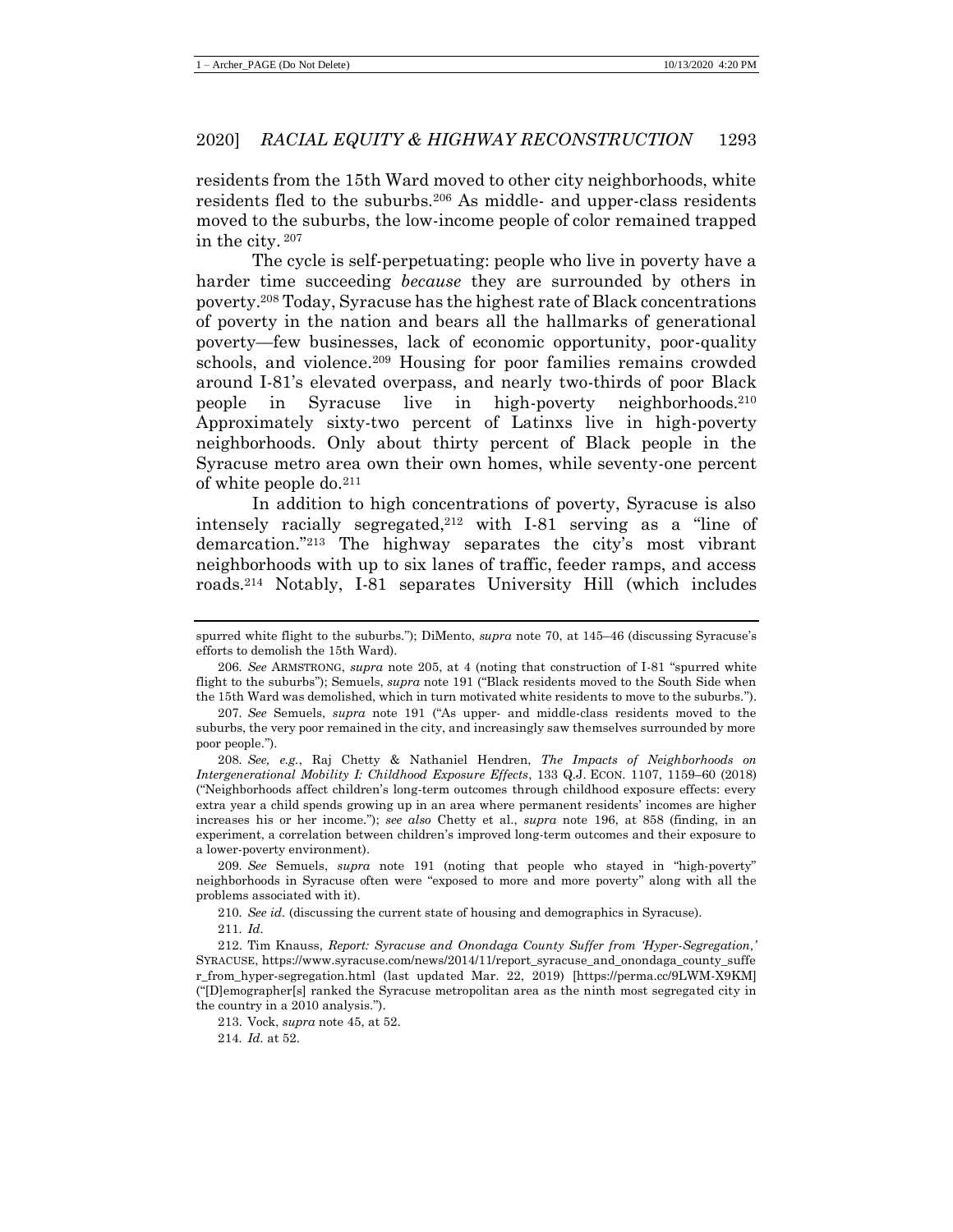residents from the 15th Ward moved to other city neighborhoods, white residents fled to the suburbs.[206] As middle- and upper-class residents moved to the suburbs, the low-income people of color remained trapped in the city. [207]

The cycle is self-perpetuating: people who live in poverty have a harder time succeeding *because* they are surrounded by others in poverty.[208] Today, Syracuse has the highest rate of Black concentrations of poverty in the nation and bears all the hallmarks of generational poverty—few businesses, lack of economic opportunity, poor-quality schools, and violence.[209] Housing for poor families remains crowded around I-81's elevated overpass, and nearly two-thirds of poor Black people in Syracuse live in high-poverty neighborhoods.[210] Approximately sixty-two percent of Latinxs live in high-poverty neighborhoods. Only about thirty percent of Black people in the Syracuse metro area own their own homes, while seventy-one percent of white people do.[211]

In addition to high concentrations of poverty, Syracuse is also intensely racially segregated,[212] with I-81 serving as a "line of demarcation."[213] The highway separates the city's most vibrant neighborhoods with up to six lanes of traffic, feeder ramps, and access roads.[214] Notably, I-81 separates University Hill (which includes

---

spurred white flight to the suburbs."); DiMento, *supra* note 70, at 145–46 (discussing Syracuse's efforts to demolish the 15th Ward).

206. *See* ARMSTRONG, *supra* note 205, at 4 (noting that construction of I-81 "spurred white flight to the suburbs"); Semuels, *supra* note 191 ("Black residents moved to the South Side when the 15th Ward was demolished, which in turn motivated white residents to move to the suburbs.").

207. *See* Semuels, *supra* note 191 ("As upper- and middle-class residents moved to the suburbs, the very poor remained in the city, and increasingly saw themselves surrounded by more poor people.").

208. *See, e.g.*, Raj Chetty & Nathaniel Hendren, *The Impacts of Neighborhoods on Intergenerational Mobility I: Childhood Exposure Effects*, 133 Q.J. ECON. 1107, 1159–60 (2018) ("Neighborhoods affect children's long-term outcomes through childhood exposure effects: every extra year a child spends growing up in an area where permanent residents' incomes are higher increases his or her income."); *see also* Chetty et al., *supra* note 196, at 858 (finding, in an experiment, a correlation between children's improved long-term outcomes and their exposure to a lower-poverty environment).

209. *See* Semuels, *supra* note 191 (noting that people who stayed in "high-poverty" neighborhoods in Syracuse often were "exposed to more and more poverty" along with all the problems associated with it).

210. *See id.* (discussing the current state of housing and demographics in Syracuse).

211. *Id.*

212. Tim Knauss, *Report: Syracuse and Onondaga County Suffer from 'Hyper-Segregation,'* SYRACUSE, https://www.syracuse.com/news/2014/11/report_syracuse_and_onondaga_county_suffer_from_hyper-segregation.html (last updated Mar. 22, 2019) [https://perma.cc/9LWM-X9KM] ("[D]emographer[s] ranked the Syracuse metropolitan area as the ninth most segregated city in the country in a 2010 analysis.").

213. Vock, *supra* note 45, at 52.

214. *Id.* at 52.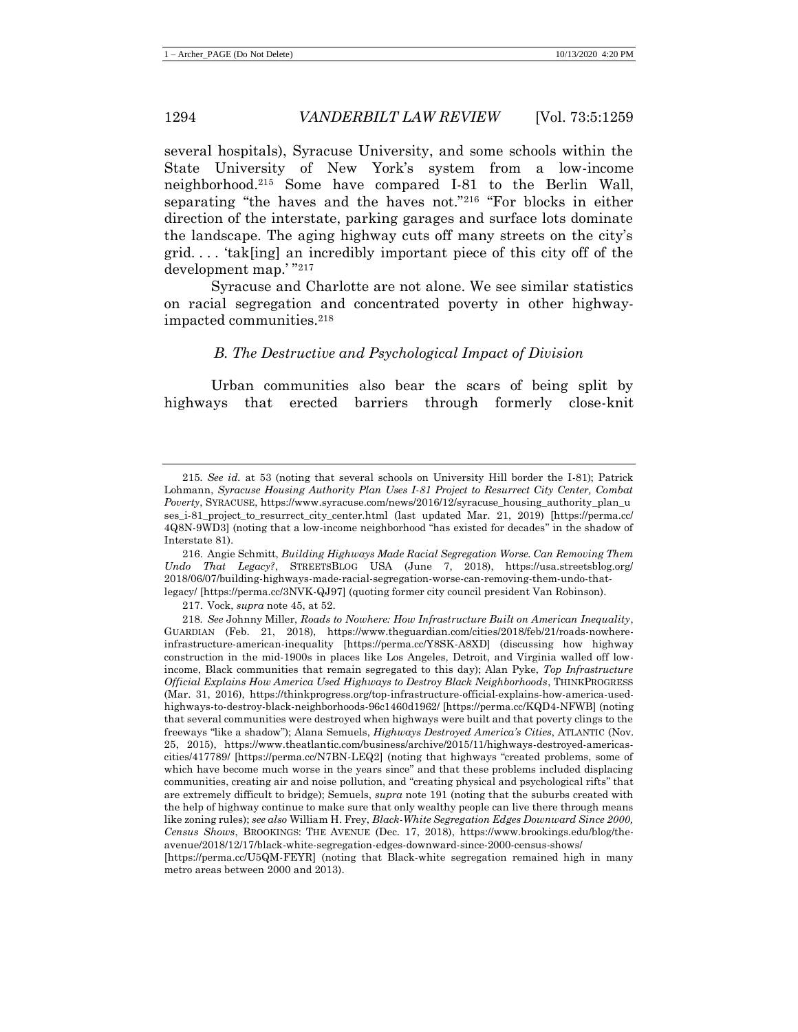several hospitals), Syracuse University, and some schools within the State University of New York's system from a low-income neighborhood.[215] Some have compared I-81 to the Berlin Wall, separating "the haves and the haves not."[216] "For blocks in either direction of the interstate, parking garages and surface lots dominate the landscape. The aging highway cuts off many streets on the city's grid. . . . 'tak[ing] an incredibly important piece of this city off of the development map.' "[217]

Syracuse and Charlotte are not alone. We see similar statistics on racial segregation and concentrated poverty in other highway-impacted communities.[218]

### *B. The Destructive and Psychological Impact of Division*

Urban communities also bear the scars of being split by highways that erected barriers through formerly close-knit

---

215. *See id.* at 53 (noting that several schools on University Hill border the I-81); Patrick Lohmann, *Syracuse Housing Authority Plan Uses I-81 Project to Resurrect City Center, Combat Poverty*, SYRACUSE, https://www.syracuse.com/news/2016/12/syracuse_housing_authority_plan_uses_i-81_project_to_resurrect_city_center.html (last updated Mar. 21, 2019) [https://perma.cc/4Q8N-9WD3] (noting that a low-income neighborhood "has existed for decades" in the shadow of Interstate 81).

216. Angie Schmitt, *Building Highways Made Racial Segregation Worse. Can Removing Them Undo That Legacy?*, STREETSBLOG USA (June 7, 2018), https://usa.streetsblog.org/2018/06/07/building-highways-made-racial-segregation-worse-can-removing-them-undo-that-legacy/ [https://perma.cc/3NVK-QJ97] (quoting former city council president Van Robinson).

217. Vock, *supra* note 45, at 52.

218. *See* Johnny Miller, *Roads to Nowhere: How Infrastructure Built on American Inequality*, GUARDIAN (Feb. 21, 2018), https://www.theguardian.com/cities/2018/feb/21/roads-nowhere-infrastructure-american-inequality [https://perma.cc/Y8SK-A8XD] (discussing how highway construction in the mid-1900s in places like Los Angeles, Detroit, and Virginia walled off low-income, Black communities that remain segregated to this day); Alan Pyke, *Top Infrastructure Official Explains How America Used Highways to Destroy Black Neighborhoods*, THINKPROGRESS (Mar. 31, 2016), https://thinkprogress.org/top-infrastructure-official-explains-how-america-used-highways-to-destroy-black-neighborhoods-96c1460d1962/ [https://perma.cc/KQD4-NFWB] (noting that several communities were destroyed when highways were built and that poverty clings to the freeways "like a shadow"); Alana Semuels, *Highways Destroyed America's Cities*, ATLANTIC (Nov. 25, 2015), https://www.theatlantic.com/business/archive/2015/11/highways-destroyed-americas-cities/417789/ [https://perma.cc/N7BN-LEQ2] (noting that highways "created problems, some of which have become much worse in the years since" and that these problems included displacing communities, creating air and noise pollution, and "creating physical and psychological rifts" that are extremely difficult to bridge); Semuels, *supra* note 191 (noting that the suburbs created with the help of highway continue to make sure that only wealthy people can live there through means like zoning rules); *see also* William H. Frey, *Black-White Segregation Edges Downward Since 2000, Census Shows*, BROOKINGS: THE AVENUE (Dec. 17, 2018), https://www.brookings.edu/blog/the-avenue/2018/12/17/black-white-segregation-edges-downward-since-2000-census-shows/ [https://perma.cc/U5QM-FEYR] (noting that Black-white segregation remained high in many metro areas between 2000 and 2013).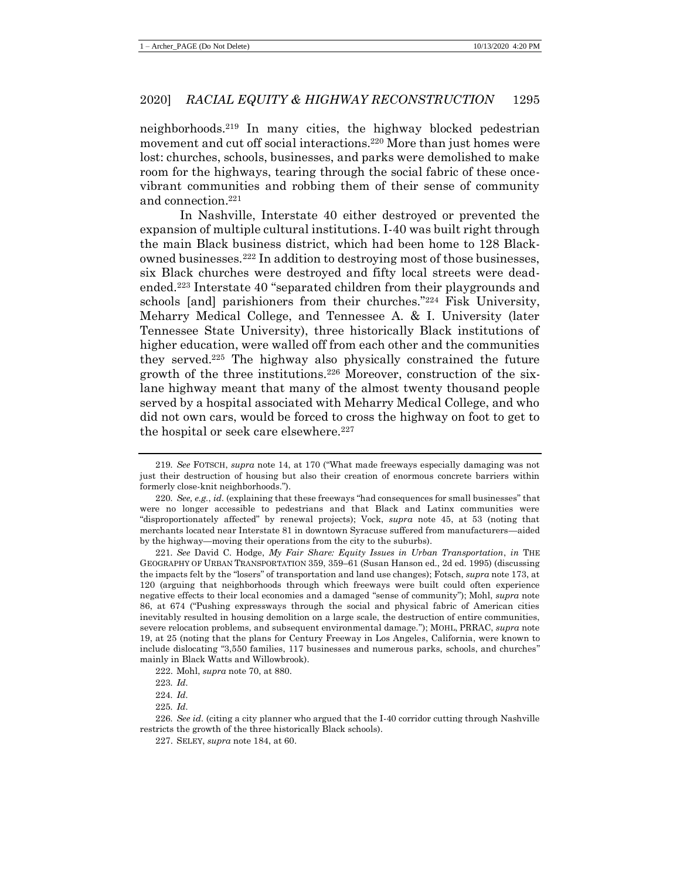neighborhoods.[219] In many cities, the highway blocked pedestrian movement and cut off social interactions.[220] More than just homes were lost: churches, schools, businesses, and parks were demolished to make room for the highways, tearing through the social fabric of these once-vibrant communities and robbing them of their sense of community and connection.[221]

In Nashville, Interstate 40 either destroyed or prevented the expansion of multiple cultural institutions. I-40 was built right through the main Black business district, which had been home to 128 Black-owned businesses.[222] In addition to destroying most of those businesses, six Black churches were destroyed and fifty local streets were dead-ended.[223] Interstate 40 "separated children from their playgrounds and schools [and] parishioners from their churches."[224] Fisk University, Meharry Medical College, and Tennessee A. & I. University (later Tennessee State University), three historically Black institutions of higher education, were walled off from each other and the communities they served.[225] The highway also physically constrained the future growth of the three institutions.[226] Moreover, construction of the six-lane highway meant that many of the almost twenty thousand people served by a hospital associated with Meharry Medical College, and who did not own cars, would be forced to cross the highway on foot to get to the hospital or seek care elsewhere.[227]

---

219. *See* FOTSCH, *supra* note 14, at 170 ("What made freeways especially damaging was not just their destruction of housing but also their creation of enormous concrete barriers within formerly close-knit neighborhoods.").

220. *See, e.g.*, *id.* (explaining that these freeways "had consequences for small businesses" that were no longer accessible to pedestrians and that Black and Latinx communities were "disproportionately affected" by renewal projects); Vock, *supra* note 45, at 53 (noting that merchants located near Interstate 81 in downtown Syracuse suffered from manufacturers—aided by the highway—moving their operations from the city to the suburbs).

221. *See* David C. Hodge, *My Fair Share: Equity Issues in Urban Transportation*, *in* THE GEOGRAPHY OF URBAN TRANSPORTATION 359, 359–61 (Susan Hanson ed., 2d ed. 1995) (discussing the impacts felt by the "losers" of transportation and land use changes); Fotsch, *supra* note 173, at 120 (arguing that neighborhoods through which freeways were built could often experience negative effects to their local economies and a damaged "sense of community"); Mohl, *supra* note 86, at 674 ("Pushing expressways through the social and physical fabric of American cities inevitably resulted in housing demolition on a large scale, the destruction of entire communities, severe relocation problems, and subsequent environmental damage."); MOHL, PRRAC, *supra* note 19, at 25 (noting that the plans for Century Freeway in Los Angeles, California, were known to include dislocating "3,550 families, 117 businesses and numerous parks, schools, and churches" mainly in Black Watts and Willowbrook).

222. Mohl, *supra* note 70, at 880.

223. *Id.*

224. *Id.*

225. *Id.*

226. *See id.* (citing a city planner who argued that the I-40 corridor cutting through Nashville restricts the growth of the three historically Black schools).

227. SELEY, *supra* note 184, at 60.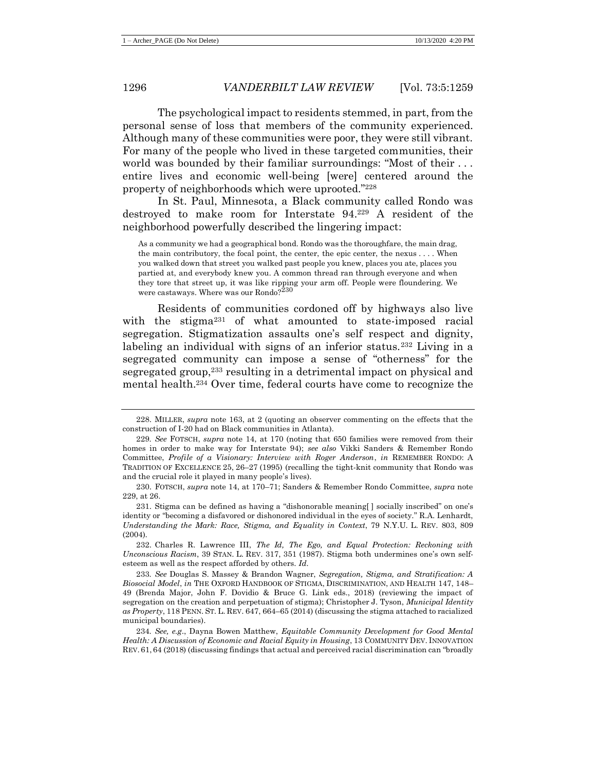The psychological impact to residents stemmed, in part, from the personal sense of loss that members of the community experienced. Although many of these communities were poor, they were still vibrant. For many of the people who lived in these targeted communities, their world was bounded by their familiar surroundings: "Most of their . . . entire lives and economic well-being [were] centered around the property of neighborhoods which were uprooted."[228]

In St. Paul, Minnesota, a Black community called Rondo was destroyed to make room for Interstate 94.[229] A resident of the neighborhood powerfully described the lingering impact:

> As a community we had a geographical bond. Rondo was the thoroughfare, the main drag, the main contributory, the focal point, the center, the epic center, the nexus . . . . When you walked down that street you walked past people you knew, places you ate, places you partied at, and everybody knew you. A common thread ran through everyone and when they tore that street up, it was like ripping your arm off. People were floundering. We were castaways. Where was our Rondo?[230]

Residents of communities cordoned off by highways also live with the stigma[231] of what amounted to state-imposed racial segregation. Stigmatization assaults one's self respect and dignity, labeling an individual with signs of an inferior status.[232] Living in a segregated community can impose a sense of "otherness" for the segregated group,[233] resulting in a detrimental impact on physical and mental health.[234] Over time, federal courts have come to recognize the

228. MILLER, *supra* note 163, at 2 (quoting an observer commenting on the effects that the construction of I-20 had on Black communities in Atlanta).

229. *See* FOTSCH, *supra* note 14, at 170 (noting that 650 families were removed from their homes in order to make way for Interstate 94); *see also* Vikki Sanders & Remember Rondo Committee, *Profile of a Visionary: Interview with Roger Anderson*, *in* REMEMBER RONDO: A TRADITION OF EXCELLENCE 25, 26–27 (1995) (recalling the tight-knit community that Rondo was and the crucial role it played in many people's lives).

230. FOTSCH, *supra* note 14, at 170–71; Sanders & Remember Rondo Committee, *supra* note 229, at 26.

231. Stigma can be defined as having a "dishonorable meaning[ ] socially inscribed" on one's identity or "becoming a disfavored or dishonored individual in the eyes of society." R.A. Lenhardt, *Understanding the Mark: Race, Stigma, and Equality in Context*, 79 N.Y.U. L. REV. 803, 809 (2004).

232. Charles R. Lawrence III, *The Id, The Ego, and Equal Protection: Reckoning with Unconscious Racism*, 39 STAN. L. REV. 317, 351 (1987). Stigma both undermines one's own self-esteem as well as the respect afforded by others. *Id*.

233. *See* Douglas S. Massey & Brandon Wagner, *Segregation, Stigma, and Stratification: A Biosocial Model*, *in* THE OXFORD HANDBOOK OF STIGMA, DISCRIMINATION, AND HEALTH 147, 148–49 (Brenda Major, John F. Dovidio & Bruce G. Link eds., 2018) (reviewing the impact of segregation on the creation and perpetuation of stigma); Christopher J. Tyson, *Municipal Identity as Property*, 118 PENN. ST. L. REV. 647, 664–65 (2014) (discussing the stigma attached to racialized municipal boundaries).

234. *See, e.g.*, Dayna Bowen Matthew, *Equitable Community Development for Good Mental Health: A Discussion of Economic and Racial Equity in Housing*, 13 COMMUNITY DEV. INNOVATION REV. 61, 64 (2018) (discussing findings that actual and perceived racial discrimination can "broadly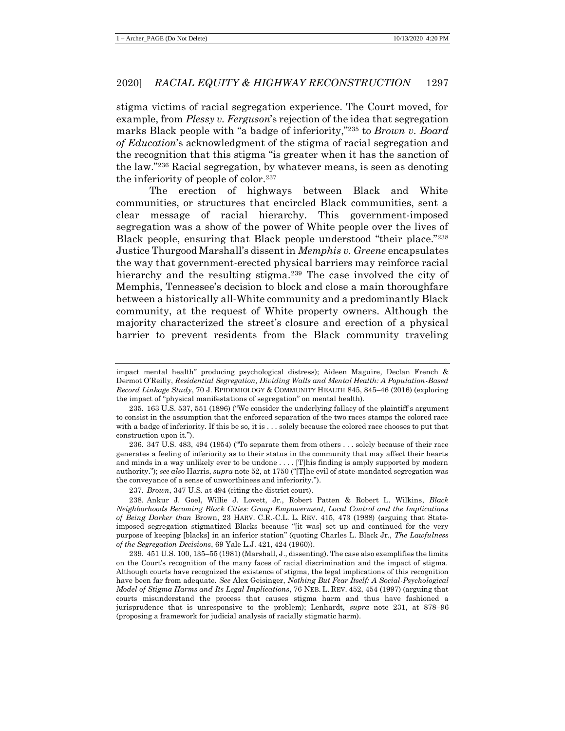stigma victims of racial segregation experience. The Court moved, for example, from *Plessy v. Ferguson*'s rejection of the idea that segregation marks Black people with "a badge of inferiority,"[235] to *Brown v. Board of Education*'s acknowledgment of the stigma of racial segregation and the recognition that this stigma "is greater when it has the sanction of the law."[236] Racial segregation, by whatever means, is seen as denoting the inferiority of people of color.[237]

The erection of highways between Black and White communities, or structures that encircled Black communities, sent a clear message of racial hierarchy. This government-imposed segregation was a show of the power of White people over the lives of Black people, ensuring that Black people understood "their place."[238] Justice Thurgood Marshall's dissent in *Memphis v. Greene* encapsulates the way that government-erected physical barriers may reinforce racial hierarchy and the resulting stigma.[239] The case involved the city of Memphis, Tennessee's decision to block and close a main thoroughfare between a historically all-White community and a predominantly Black community, at the request of White property owners. Although the majority characterized the street's closure and erection of a physical barrier to prevent residents from the Black community traveling

---

impact mental health" producing psychological distress); Aideen Maguire, Declan French & Dermot O'Reilly, *Residential Segregation, Dividing Walls and Mental Health: A Population-Based Record Linkage Study*, 70 J. EPIDEMIOLOGY & COMMUNITY HEALTH 845, 845–46 (2016) (exploring the impact of "physical manifestations of segregation" on mental health).

235. 163 U.S. 537, 551 (1896) ("We consider the underlying fallacy of the plaintiff's argument to consist in the assumption that the enforced separation of the two races stamps the colored race with a badge of inferiority. If this be so, it is . . . solely because the colored race chooses to put that construction upon it.").

236. 347 U.S. 483, 494 (1954) ("To separate them from others . . . solely because of their race generates a feeling of inferiority as to their status in the community that may affect their hearts and minds in a way unlikely ever to be undone . . . . [T]his finding is amply supported by modern authority."); *see also* Harris, *supra* note 52, at 1750 ("[T]he evil of state-mandated segregation was the conveyance of a sense of unworthiness and inferiority.").

237. *Brown*, 347 U.S. at 494 (citing the district court).

238. Ankur J. Goel, Willie J. Lovett, Jr., Robert Patten & Robert L. Wilkins, *Black Neighborhoods Becoming Black Cities: Group Empowerment, Local Control and the Implications of Being Darker than* Brown, 23 HARV. C.R.-C.L. L. REV. 415, 473 (1988) (arguing that State-imposed segregation stigmatized Blacks because "[it was] set up and continued for the very purpose of keeping [blacks] in an inferior station" (quoting Charles L. Black Jr., *The Lawfulness of the Segregation Decisions*, 69 Yale L.J. 421, 424 (1960)).

239. 451 U.S. 100, 135–55 (1981) (Marshall, J., dissenting). The case also exemplifies the limits on the Court's recognition of the many faces of racial discrimination and the impact of stigma. Although courts have recognized the existence of stigma, the legal implications of this recognition have been far from adequate. *See* Alex Geisinger, *Nothing But Fear Itself: A Social-Psychological Model of Stigma Harms and Its Legal Implications*, 76 NEB. L. REV. 452, 454 (1997) (arguing that courts misunderstand the process that causes stigma harm and thus have fashioned a jurisprudence that is unresponsive to the problem); Lenhardt, *supra* note 231, at 878–96 (proposing a framework for judicial analysis of racially stigmatic harm).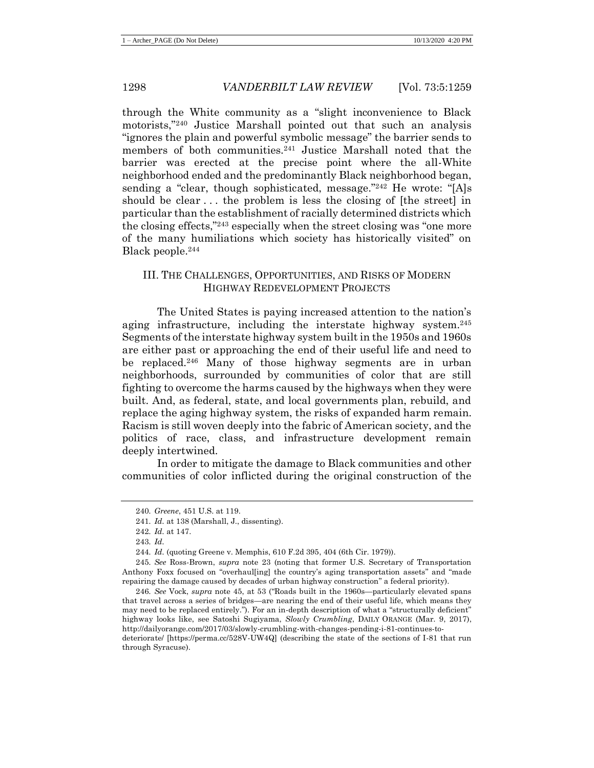through the White community as a "slight inconvenience to Black motorists,"[240] Justice Marshall pointed out that such an analysis "ignores the plain and powerful symbolic message" the barrier sends to members of both communities.[241] Justice Marshall noted that the barrier was erected at the precise point where the all-White neighborhood ended and the predominantly Black neighborhood began, sending a "clear, though sophisticated, message."[242] He wrote: "[A]s should be clear . . . the problem is less the closing of [the street] in particular than the establishment of racially determined districts which the closing effects,"[243] especially when the street closing was "one more of the many humiliations which society has historically visited" on Black people.[244]

## III. THE CHALLENGES, OPPORTUNITIES, AND RISKS OF MODERN HIGHWAY REDEVELOPMENT PROJECTS

The United States is paying increased attention to the nation's aging infrastructure, including the interstate highway system.[245] Segments of the interstate highway system built in the 1950s and 1960s are either past or approaching the end of their useful life and need to be replaced.[246] Many of those highway segments are in urban neighborhoods, surrounded by communities of color that are still fighting to overcome the harms caused by the highways when they were built. And, as federal, state, and local governments plan, rebuild, and replace the aging highway system, the risks of expanded harm remain. Racism is still woven deeply into the fabric of American society, and the politics of race, class, and infrastructure development remain deeply intertwined.

In order to mitigate the damage to Black communities and other communities of color inflicted during the original construction of the

---

240. *Greene*, 451 U.S. at 119.

241. *Id.* at 138 (Marshall, J., dissenting).

242. *Id.* at 147.

243. *Id.*

244. *Id.* (quoting Greene v. Memphis, 610 F.2d 395, 404 (6th Cir. 1979)).

245. *See* Ross-Brown, *supra* note 23 (noting that former U.S. Secretary of Transportation Anthony Foxx focused on "overhaul[ing] the country's aging transportation assets" and "made repairing the damage caused by decades of urban highway construction" a federal priority).

246. *See* Vock, *supra* note 45, at 53 ("Roads built in the 1960s—particularly elevated spans that travel across a series of bridges—are nearing the end of their useful life, which means they may need to be replaced entirely."). For an in-depth description of what a "structurally deficient" highway looks like, see Satoshi Sugiyama, *Slowly Crumbling*, DAILY ORANGE (Mar. 9, 2017), http://dailyorange.com/2017/03/slowly-crumbling-with-changes-pending-i-81-continues-to-deteriorate/ [https://perma.cc/528V-UW4Q] (describing the state of the sections of I-81 that run through Syracuse).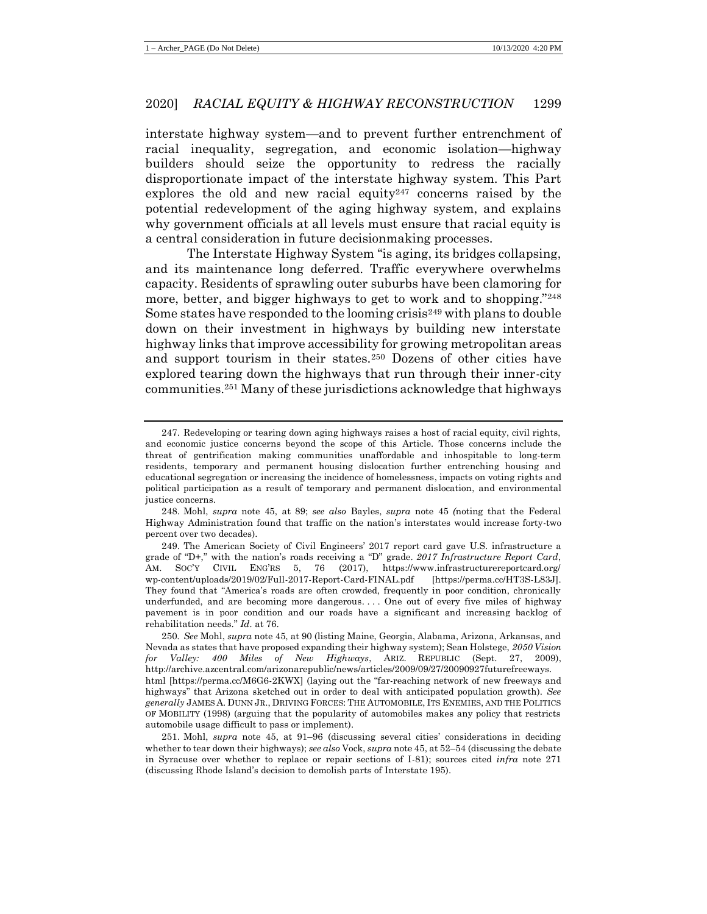interstate highway system—and to prevent further entrenchment of racial inequality, segregation, and economic isolation—highway builders should seize the opportunity to redress the racially disproportionate impact of the interstate highway system. This Part explores the old and new racial equity[247] concerns raised by the potential redevelopment of the aging highway system, and explains why government officials at all levels must ensure that racial equity is a central consideration in future decisionmaking processes.

The Interstate Highway System "is aging, its bridges collapsing, and its maintenance long deferred. Traffic everywhere overwhelms capacity. Residents of sprawling outer suburbs have been clamoring for more, better, and bigger highways to get to work and to shopping."[248] Some states have responded to the looming crisis[249] with plans to double down on their investment in highways by building new interstate highway links that improve accessibility for growing metropolitan areas and support tourism in their states.[250] Dozens of other cities have explored tearing down the highways that run through their inner-city communities.[251] Many of these jurisdictions acknowledge that highways

---

247. Redeveloping or tearing down aging highways raises a host of racial equity, civil rights, and economic justice concerns beyond the scope of this Article. Those concerns include the threat of gentrification making communities unaffordable and inhospitable to long-term residents, temporary and permanent housing dislocation further entrenching housing and educational segregation or increasing the incidence of homelessness, impacts on voting rights and political participation as a result of temporary and permanent dislocation, and environmental justice concerns.

248. Mohl, *supra* note 45, at 89; *see also* Bayles, *supra* note 45 (noting that the Federal Highway Administration found that traffic on the nation's interstates would increase forty-two percent over two decades).

249. The American Society of Civil Engineers' 2017 report card gave U.S. infrastructure a grade of "D+," with the nation's roads receiving a "D" grade. *2017 Infrastructure Report Card*, AM. SOC'Y CIVIL ENG'RS 5, 76 (2017), https://www.infrastructurereportcard.org/wp-content/uploads/2019/02/Full-2017-Report-Card-FINAL.pdf [https://perma.cc/HT3S-L83J]. They found that "America's roads are often crowded, frequently in poor condition, chronically underfunded, and are becoming more dangerous. . . . One out of every five miles of highway pavement is in poor condition and our roads have a significant and increasing backlog of rehabilitation needs." *Id.* at 76.

250. *See* Mohl, *supra* note 45, at 90 (listing Maine, Georgia, Alabama, Arizona, Arkansas, and Nevada as states that have proposed expanding their highway system); Sean Holstege, *2050 Vision for Valley: 400 Miles of New Highways*, ARIZ. REPUBLIC (Sept. 27, 2009), http://archive.azcentral.com/arizonarepublic/news/articles/2009/09/27/20090927futurefreeways.html [https://perma.cc/M6G6-2KWX] (laying out the "far-reaching network of new freeways and highways" that Arizona sketched out in order to deal with anticipated population growth). *See generally* JAMES A. DUNN JR., DRIVING FORCES: THE AUTOMOBILE, ITS ENEMIES, AND THE POLITICS OF MOBILITY (1998) (arguing that the popularity of automobiles makes any policy that restricts automobile usage difficult to pass or implement).

251. Mohl, *supra* note 45, at 91–96 (discussing several cities' considerations in deciding whether to tear down their highways); *see also* Vock, *supra* note 45, at 52–54 (discussing the debate in Syracuse over whether to replace or repair sections of I-81); sources cited *infra* note 271 (discussing Rhode Island's decision to demolish parts of Interstate 195).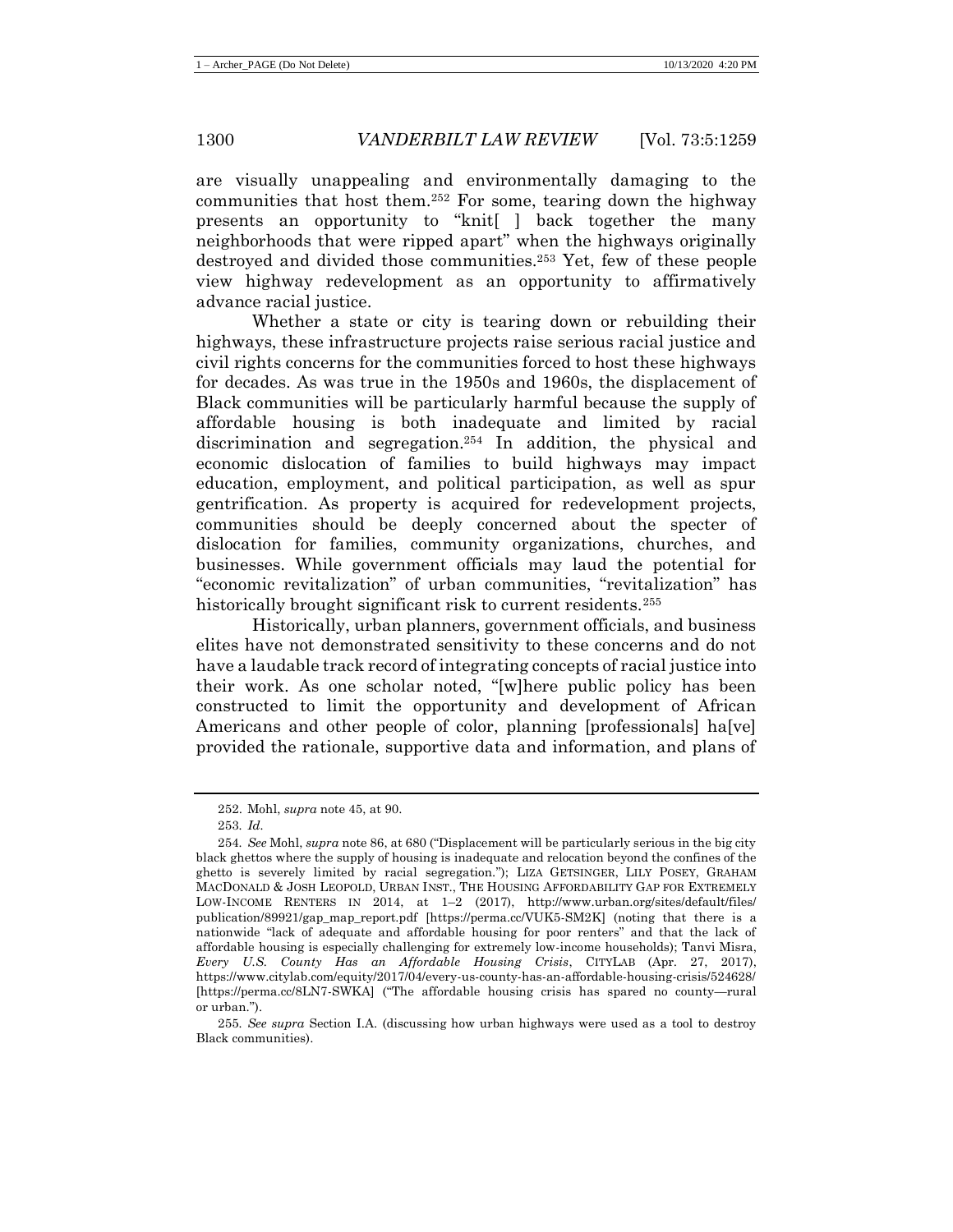are visually unappealing and environmentally damaging to the communities that host them.[252] For some, tearing down the highway presents an opportunity to "knit[ ] back together the many neighborhoods that were ripped apart" when the highways originally destroyed and divided those communities.[253] Yet, few of these people view highway redevelopment as an opportunity to affirmatively advance racial justice.

Whether a state or city is tearing down or rebuilding their highways, these infrastructure projects raise serious racial justice and civil rights concerns for the communities forced to host these highways for decades. As was true in the 1950s and 1960s, the displacement of Black communities will be particularly harmful because the supply of affordable housing is both inadequate and limited by racial discrimination and segregation.[254] In addition, the physical and economic dislocation of families to build highways may impact education, employment, and political participation, as well as spur gentrification. As property is acquired for redevelopment projects, communities should be deeply concerned about the specter of dislocation for families, community organizations, churches, and businesses. While government officials may laud the potential for "economic revitalization" of urban communities, "revitalization" has historically brought significant risk to current residents.[255]

Historically, urban planners, government officials, and business elites have not demonstrated sensitivity to these concerns and do not have a laudable track record of integrating concepts of racial justice into their work. As one scholar noted, "[w]here public policy has been constructed to limit the opportunity and development of African Americans and other people of color, planning [professionals] ha[ve] provided the rationale, supportive data and information, and plans of

---

252. Mohl, *supra* note 45, at 90.

253. *Id.*

254. *See* Mohl, *supra* note 86, at 680 ("Displacement will be particularly serious in the big city black ghettos where the supply of housing is inadequate and relocation beyond the confines of the ghetto is severely limited by racial segregation."); LIZA GETSINGER, LILY POSEY, GRAHAM MACDONALD & JOSH LEOPOLD, URBAN INST., THE HOUSING AFFORDABILITY GAP FOR EXTREMELY LOW-INCOME RENTERS IN 2014, at 1–2 (2017), http://www.urban.org/sites/default/files/publication/89921/gap_map_report.pdf [https://perma.cc/VUK5-SM2K] (noting that there is a nationwide "lack of adequate and affordable housing for poor renters" and that the lack of affordable housing is especially challenging for extremely low-income households); Tanvi Misra, *Every U.S. County Has an Affordable Housing Crisis*, CITYLAB (Apr. 27, 2017), https://www.citylab.com/equity/2017/04/every-us-county-has-an-affordable-housing-crisis/524628/ [https://perma.cc/8LN7-SWKA] ("The affordable housing crisis has spared no county—rural or urban.").

255. *See supra* Section I.A. (discussing how urban highways were used as a tool to destroy Black communities).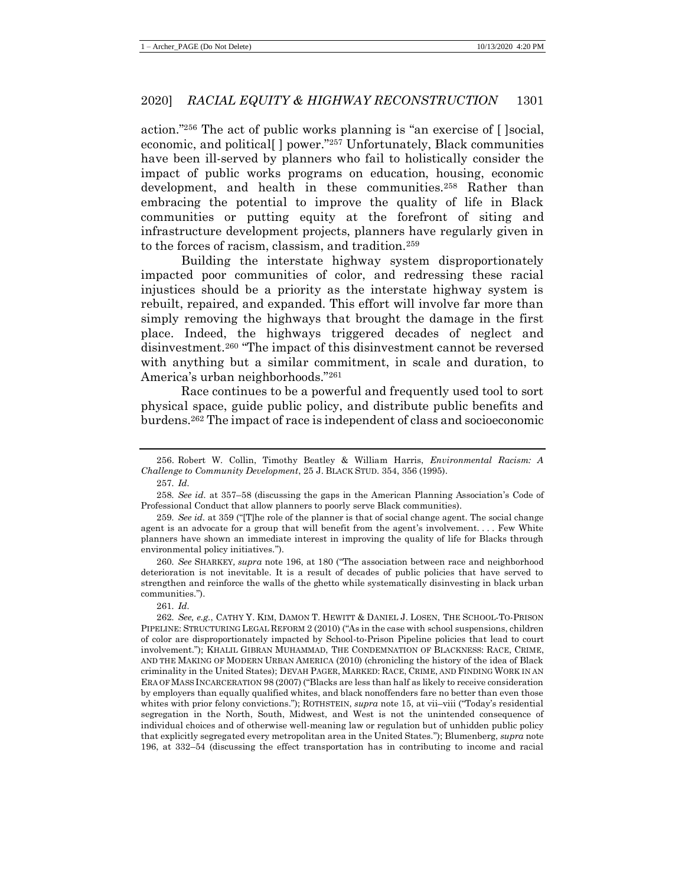action."[256] The act of public works planning is "an exercise of [ ]social, economic, and political[ ] power."[257] Unfortunately, Black communities have been ill-served by planners who fail to holistically consider the impact of public works programs on education, housing, economic development, and health in these communities.[258] Rather than embracing the potential to improve the quality of life in Black communities or putting equity at the forefront of siting and infrastructure development projects, planners have regularly given in to the forces of racism, classism, and tradition.[259]

Building the interstate highway system disproportionately impacted poor communities of color, and redressing these racial injustices should be a priority as the interstate highway system is rebuilt, repaired, and expanded. This effort will involve far more than simply removing the highways that brought the damage in the first place. Indeed, the highways triggered decades of neglect and disinvestment.[260] "The impact of this disinvestment cannot be reversed with anything but a similar commitment, in scale and duration, to America's urban neighborhoods."[261]

Race continues to be a powerful and frequently used tool to sort physical space, guide public policy, and distribute public benefits and burdens.[262] The impact of race is independent of class and income and socioeconomic

---

256. Robert W. Collin, Timothy Beatley & William Harris, *Environmental Racism: A Challenge to Community Development*, 25 J. BLACK STUD. 354, 356 (1995).

257. *Id.*

258. *See id.* at 357–58 (discussing the gaps in the American Planning Association's Code of Professional Conduct that allow planners to poorly serve Black communities).

259. *See id.* at 359 ("[T]he role of the planner is that of social change agent. The social change agent is an advocate for a group that will benefit from the agent's involvement. . . . Few White planners have shown an immediate interest in improving the quality of life for Blacks through environmental policy initiatives.").

260. *See* SHARKEY, *supra* note 196, at 180 ("The association between race and neighborhood deterioration is not inevitable. It is a result of decades of public policies that have served to strengthen and reinforce the walls of the ghetto while systematically disinvesting in black urban communities.").

261. *Id.*

262. *See, e.g.*, CATHY Y. KIM, DAMON T. HEWITT & DANIEL J. LOSEN, THE SCHOOL-TO-PRISON PIPELINE: STRUCTURING LEGAL REFORM 2 (2010) ("As in the case with school suspensions, children of color are disproportionately impacted by School-to-Prison Pipeline policies that lead to court involvement."); KHALIL GIBRAN MUHAMMAD, THE CONDEMNATION OF BLACKNESS: RACE, CRIME, AND THE MAKING OF MODERN URBAN AMERICA (2010) (chronicling the history of the idea of Black criminality in the United States); DEVAH PAGER, MARKED: RACE, CRIME, AND FINDING WORK IN AN ERA OF MASS INCARCERATION 98 (2007) ("Blacks are less than half as likely to receive consideration by employers than equally qualified whites, and black nonoffenders fare no better than even those whites with prior felony convictions."); ROTHSTEIN, *supra* note 15, at vii–viii ("Today's residential segregation in the North, South, Midwest, and West is not the unintended consequence of individual choices and of otherwise well-meaning law or regulation but of unhidden public policy that explicitly segregated every metropolitan area in the United States."); Blumenberg, *supra* note 196, at 332–54 (discussing the effect transportation has in contributing to income and racial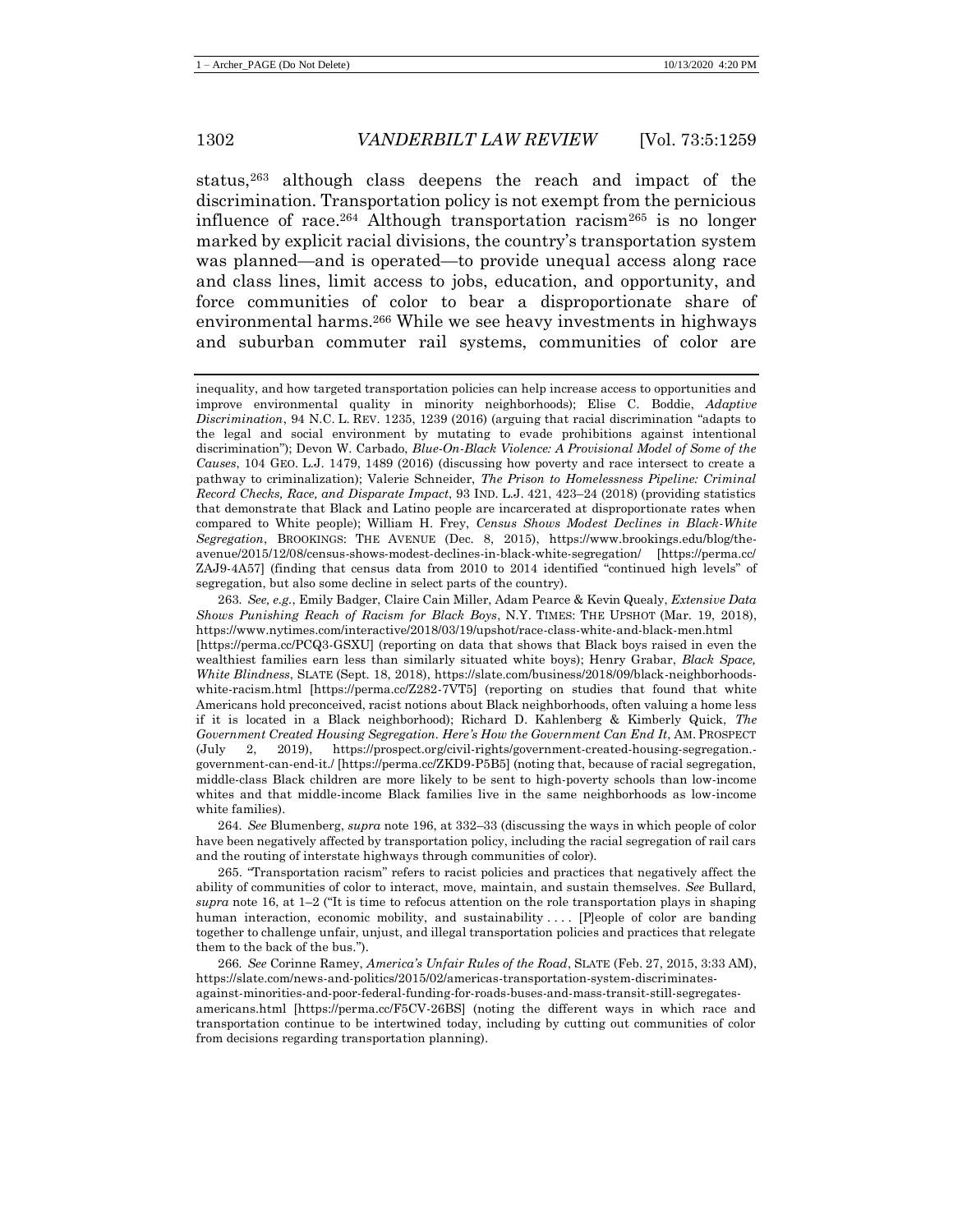status,[263] although class deepens the reach and impact of the discrimination. Transportation policy is not exempt from the pernicious influence of race.[264] Although transportation racism[265] is no longer marked by explicit racial divisions, the country's transportation system was planned—and is operated—to provide unequal access along race and class lines, limit access to jobs, education, and opportunity, and force communities of color to bear a disproportionate share of environmental harms.[266] While we see heavy investments in highways and suburban commuter rail systems, communities of color are

---

inequality, and how targeted transportation policies can help increase access to opportunities and improve environmental quality in minority neighborhoods); Elise C. Boddie, *Adaptive Discrimination*, 94 N.C. L. REV. 1235, 1239 (2016) (arguing that racial discrimination "adapts to the legal and social environment by mutating to evade prohibitions against intentional discrimination"); Devon W. Carbado, *Blue-On-Black Violence: A Provisional Model of Some of the Causes*, 104 GEO. L.J. 1479, 1489 (2016) (discussing how poverty and race intersect to create a pathway to criminalization); Valerie Schneider, *The Prison to Homelessness Pipeline: Criminal Record Checks, Race, and Disparate Impact*, 93 IND. L.J. 421, 423–24 (2018) (providing statistics that demonstrate that Black and Latino people are incarcerated at disproportionate rates when compared to White people); William H. Frey, *Census Shows Modest Declines in Black-White Segregation*, BROOKINGS: THE AVENUE (Dec. 8, 2015), https://www.brookings.edu/blog/the-avenue/2015/12/08/census-shows-modest-declines-in-black-white-segregation/ [https://perma.cc/ZAJ9-4A57] (finding that census data from 2010 to 2014 identified "continued high levels" of segregation, but also some decline in select parts of the country).

263. *See, e.g.*, Emily Badger, Claire Cain Miller, Adam Pearce & Kevin Quealy, *Extensive Data Shows Punishing Reach of Racism for Black Boys*, N.Y. TIMES: THE UPSHOT (Mar. 19, 2018), https://www.nytimes.com/interactive/2018/03/19/upshot/race-class-white-and-black-men.html [https://perma.cc/PCQ3-GSXU] (reporting on data that shows that Black boys raised in even the wealthiest families earn less than similarly situated white boys); Henry Grabar, *Black Space, White Blindness*, SLATE (Sept. 18, 2018), https://slate.com/business/2018/09/black-neighborhoods-white-racism.html [https://perma.cc/Z282-7VT5] (reporting on studies that found that white Americans hold preconceived, racist notions about Black neighborhoods, often valuing a home less if it is located in a Black neighborhood); Richard D. Kahlenberg & Kimberly Quick, *The Government Created Housing Segregation. Here's How the Government Can End It*, AM. PROSPECT (July 2, 2019), https://prospect.org/civil-rights/government-created-housing-segregation.-government-can-end-it./ [https://perma.cc/ZKD9-P5B5] (noting that, because of racial segregation, middle-class Black children are more likely to be sent to high-poverty schools than low-income whites and that middle-income Black families live in the same neighborhoods as low-income white families).

264. *See* Blumenberg, *supra* note 196, at 332–33 (discussing the ways in which people of color have been negatively affected by transportation policy, including the racial segregation of rail cars and the routing of interstate highways through communities of color).

265. "Transportation racism" refers to racist policies and practices that negatively affect the ability of communities of color to interact, move, maintain, and sustain themselves. *See* Bullard, *supra* note 16, at 1–2 ("It is time to refocus attention on the role transportation plays in shaping human interaction, economic mobility, and sustainability . . . . [P]eople of color are banding together to challenge unfair, unjust, and illegal transportation policies and practices that relegate them to the back of the bus.").

266. *See* Corinne Ramey, *America's Unfair Rules of the Road*, SLATE (Feb. 27, 2015, 3:33 AM), https://slate.com/news-and-politics/2015/02/americas-transportation-system-discriminates-against-minorities-and-poor-federal-funding-for-roads-buses-and-mass-transit-still-segregates-americans.html [https://perma.cc/F5CV-26BS] (noting the different ways in which race and transportation continue to be intertwined today, including by cutting out communities of color from decisions regarding transportation planning).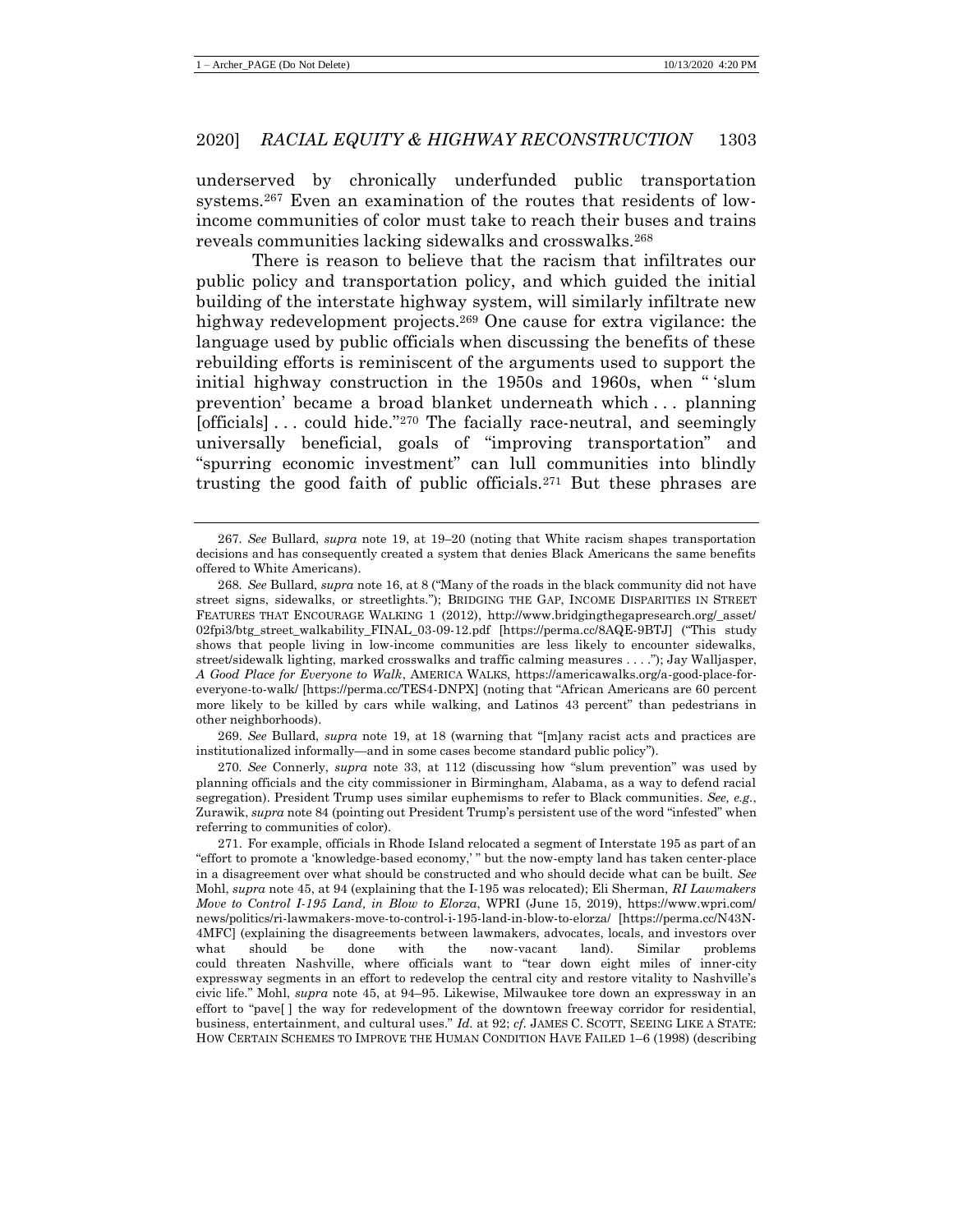underserved by chronically underfunded public transportation systems.[267] Even an examination of the routes that residents of low-income communities of color must take to reach their buses and trains reveals communities lacking sidewalks and crosswalks.[268]

There is reason to believe that the racism that infiltrates our public policy and transportation policy, and which guided the initial building of the interstate highway system, will similarly infiltrate new highway redevelopment projects.[269] One cause for extra vigilance: the language used by public officials when discussing the benefits of these rebuilding efforts is reminiscent of the arguments used to support the initial highway construction in the 1950s and 1960s, when " 'slum prevention' became a broad blanket underneath which . . . planning [officials] . . . could hide."[270] The facially race-neutral, and seemingly universally beneficial, goals of "improving transportation" and "spurring economic investment" can lull communities into blindly trusting the good faith of public officials.[271] But these phrases are

---

267. *See* Bullard, *supra* note 19, at 19–20 (noting that White racism shapes transportation decisions and has consequently created a system that denies Black Americans the same benefits offered to White Americans).

268. *See* Bullard, *supra* note 16, at 8 ("Many of the roads in the black community did not have street signs, sidewalks, or streetlights."); BRIDGING THE GAP, INCOME DISPARITIES IN STREET FEATURES THAT ENCOURAGE WALKING 1 (2012), http://www.bridgingthegapresearch.org/_asset/02fpi3/btg_street_walkability_FINAL_03-09-12.pdf [https://perma.cc/8AQE-9BTJ] ("This study shows that people living in low-income communities are less likely to encounter sidewalks, street/sidewalk lighting, marked crosswalks and traffic calming measures . . . ."); Jay Walljasper, *A Good Place for Everyone to Walk*, AMERICA WALKS, https://americawalks.org/a-good-place-for-everyone-to-walk/ [https://perma.cc/TES4-DNPX] (noting that "African Americans are 60 percent more likely to be killed by cars while walking, and Latinos 43 percent" than pedestrians in other neighborhoods).

269. *See* Bullard, *supra* note 19, at 18 (warning that "[m]any racist acts and practices are institutionalized informally—and in some cases become standard public policy").

270. *See* Connerly, *supra* note 33, at 112 (discussing how "slum prevention" was used by planning officials and the city commissioner in Birmingham, Alabama, as a way to defend racial segregation). President Trump uses similar euphemisms to refer to Black communities. *See, e.g.*, Zurawik, *supra* note 84 (pointing out President Trump's persistent use of the word "infested" when referring to communities of color).

271. For example, officials in Rhode Island relocated a segment of Interstate 195 as part of an "effort to promote a 'knowledge-based economy,' " but the now-empty land has taken center-place in a disagreement over what should be constructed and who should decide what can be built. *See* Mohl, *supra* note 45, at 94 (explaining that the I-195 was relocated); Eli Sherman, *RI Lawmakers Move to Control I-195 Land, in Blow to Elorza*, WPRI (June 15, 2019), https://www.wpri.com/news/politics/ri-lawmakers-move-to-control-i-195-land-in-blow-to-elorza/ [https://perma.cc/N43N-4MFC] (explaining the disagreements between lawmakers, advocates, locals, and investors over what should be done with the now-vacant land). Similar problems could threaten Nashville, where officials want to "tear down eight miles of inner-city expressway segments in an effort to redevelop the central city and restore vitality to Nashville's civic life." Mohl, *supra* note 45, at 94–95. Likewise, Milwaukee tore down an expressway in an effort to "pave[ ] the way for redevelopment of the downtown freeway corridor for residential, business, entertainment, and cultural uses." *Id.* at 92; *cf.* JAMES C. SCOTT, SEEING LIKE A STATE: HOW CERTAIN SCHEMES TO IMPROVE THE HUMAN CONDITION HAVE FAILED 1–6 (1998) (describing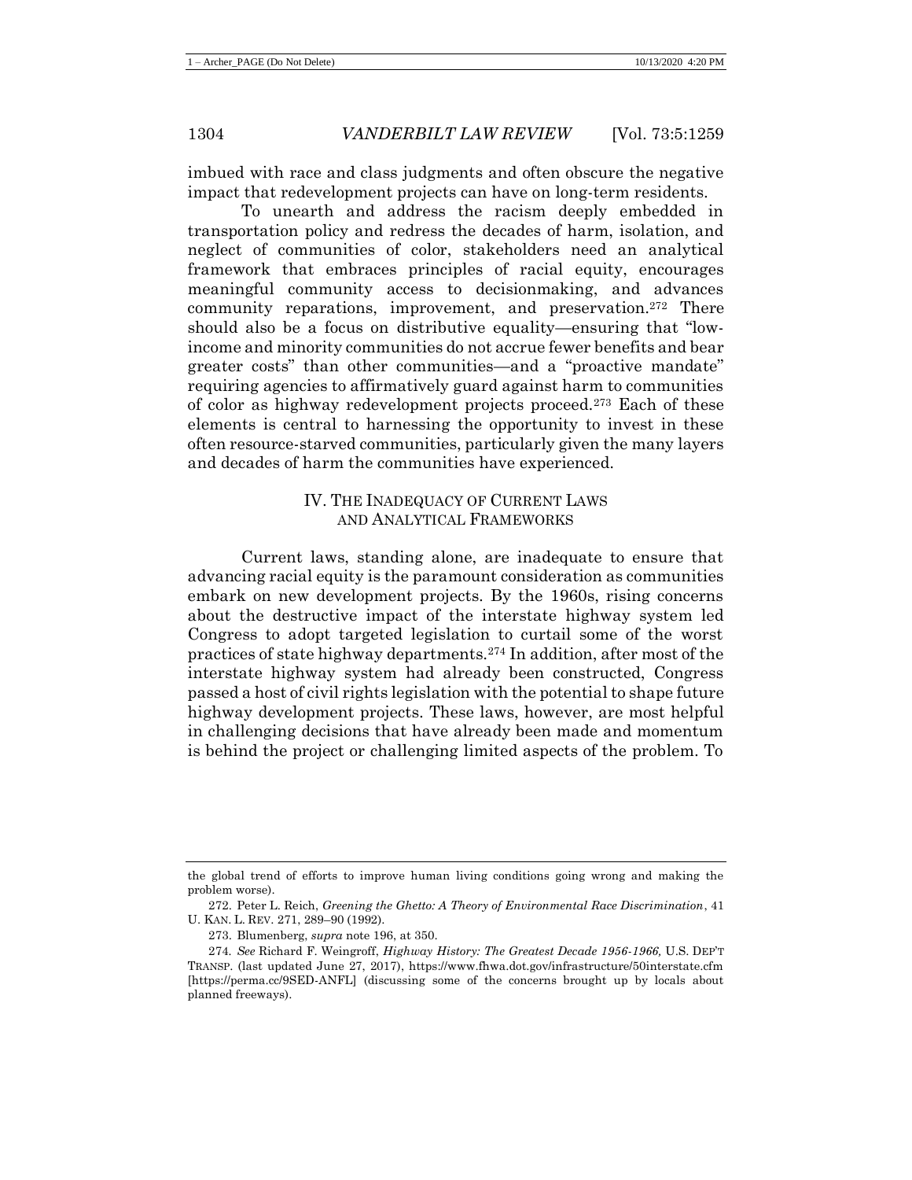imbued with race and class judgments and often obscure the negative impact that redevelopment projects can have on long-term residents.

To unearth and address the racism deeply embedded in transportation policy and redress the decades of harm, isolation, and neglect of communities of color, stakeholders need an analytical framework that embraces principles of racial equity, encourages meaningful community access to decisionmaking, and advances community reparations, improvement, and preservation.[272] There should also be a focus on distributive equality—ensuring that "low-income and minority communities do not accrue fewer benefits and bear greater costs" than other communities—and a "proactive mandate" requiring agencies to affirmatively guard against harm to communities of color as highway redevelopment projects proceed.[273] Each of these elements is central to harnessing the opportunity to invest in these often resource-starved communities, particularly given the many layers and decades of harm the communities have experienced.

## IV. The Inadequacy of Current Laws and Analytical Frameworks

Current laws, standing alone, are inadequate to ensure that advancing racial equity is the paramount consideration as communities embark on new development projects. By the 1960s, rising concerns about the destructive impact of the interstate highway system led Congress to adopt targeted legislation to curtail some of the worst practices of state highway departments.[274] In addition, after most of the interstate highway system had already been constructed, Congress passed a host of civil rights legislation with the potential to shape future highway development projects. These laws, however, are most helpful in challenging decisions that have already been made and momentum is behind the project or challenging limited aspects of the problem. To

---

the global trend of efforts to improve human living conditions going wrong and making the problem worse).

272. Peter L. Reich, *Greening the Ghetto: A Theory of Environmental Race Discrimination*, 41 U. Kan. L. Rev. 271, 289–90 (1992).

273. Blumenberg, *supra* note 196, at 350.

274. *See* Richard F. Weingroff, *Highway History: The Greatest Decade 1956-1966,* U.S. Dep't Transp. (last updated June 27, 2017), https://www.fhwa.dot.gov/infrastructure/50interstate.cfm [https://perma.cc/9SED-ANFL] (discussing some of the concerns brought up by locals about planned freeways).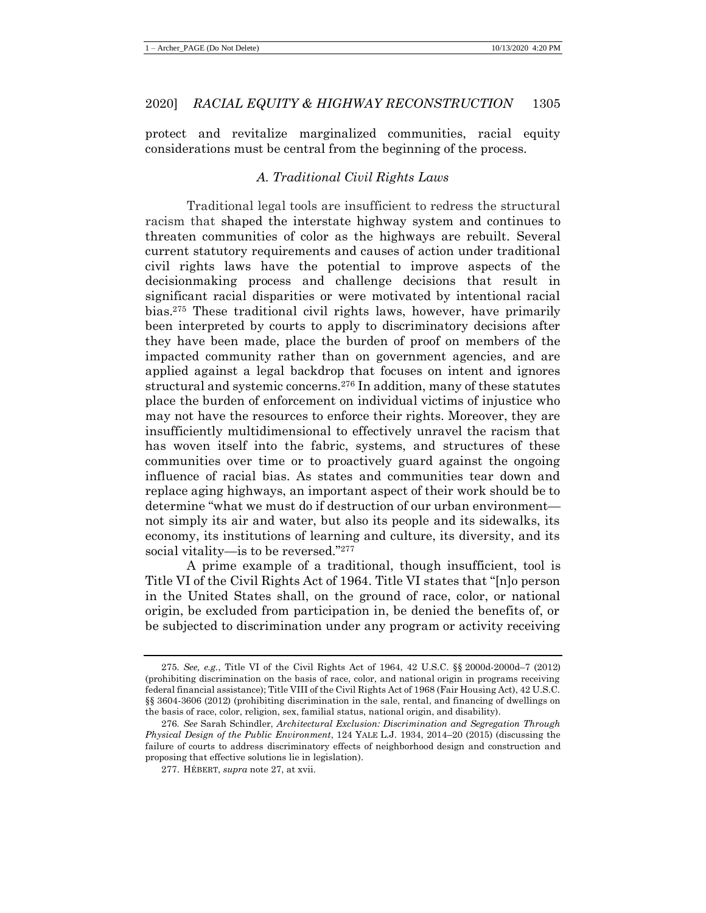protect and revitalize marginalized communities, racial equity considerations must be central from the beginning of the process.

### *A. Traditional Civil Rights Laws*

Traditional legal tools are insufficient to redress the structural racism that shaped the interstate highway system and continues to threaten communities of color as the highways are rebuilt. Several current statutory requirements and causes of action under traditional civil rights laws have the potential to improve aspects of the decisionmaking process and challenge decisions that result in significant racial disparities or were motivated by intentional racial bias.[275] These traditional civil rights laws, however, have primarily been interpreted by courts to apply to discriminatory decisions after they have been made, place the burden of proof on members of the impacted community rather than on government agencies, and are applied against a legal backdrop that focuses on intent and ignores structural and systemic concerns.[276] In addition, many of these statutes place the burden of enforcement on individual victims of injustice who may not have the resources to enforce their rights. Moreover, they are insufficiently multidimensional to effectively unravel the racism that has woven itself into the fabric, systems, and structures of these communities over time or to proactively guard against the ongoing influence of racial bias. As states and communities tear down and replace aging highways, an important aspect of their work should be to determine "what we must do if destruction of our urban environment—not simply its air and water, but also its people and its sidewalks, its economy, its institutions of learning and culture, its diversity, and its social vitality—is to be reversed."[277]

A prime example of a traditional, though insufficient, tool is Title VI of the Civil Rights Act of 1964. Title VI states that "[n]o person in the United States shall, on the ground of race, color, or national origin, be excluded from participation in, be denied the benefits of, or be subjected to discrimination under any program or activity receiving

---

275. *See, e.g.*, Title VI of the Civil Rights Act of 1964, 42 U.S.C. §§ 2000d-2000d–7 (2012) (prohibiting discrimination on the basis of race, color, and national origin in programs receiving federal financial assistance); Title VIII of the Civil Rights Act of 1968 (Fair Housing Act), 42 U.S.C. §§ 3604-3606 (2012) (prohibiting discrimination in the sale, rental, and financing of dwellings on the basis of race, color, religion, sex, familial status, national origin, and disability).

276. *See* Sarah Schindler, *Architectural Exclusion: Discrimination and Segregation Through Physical Design of the Public Environment*, 124 YALE L.J. 1934, 2014–20 (2015) (discussing the failure of courts to address discriminatory effects of neighborhood design and construction and proposing that effective solutions lie in legislation).

277. HÉBERT, *supra* note 27, at xvii.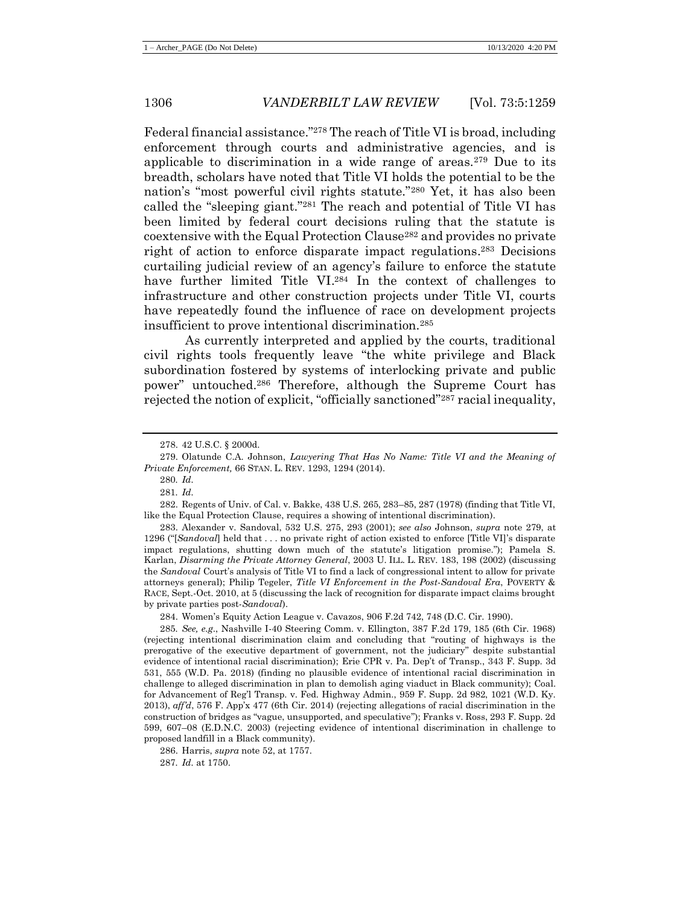Federal financial assistance."[278] The reach of Title VI is broad, including enforcement through courts and administrative agencies, and is applicable to discrimination in a wide range of areas.[279] Due to its breadth, scholars have noted that Title VI holds the potential to be the nation's "most powerful civil rights statute."[280] Yet, it has also been called the "sleeping giant."[281] The reach and potential of Title VI has been limited by federal court decisions ruling that the statute is coextensive with the Equal Protection Clause[282] and provides no private right of action to enforce disparate impact regulations.[283] Decisions curtailing judicial review of an agency's failure to enforce the statute have further limited Title VI.[284] In the context of challenges to infrastructure and other construction projects under Title VI, courts have repeatedly found the influence of race on development projects insufficient to prove intentional discrimination.[285]

As currently interpreted and applied by the courts, traditional civil rights tools frequently leave "the white privilege and Black subordination fostered by systems of interlocking private and public power" untouched.[286] Therefore, although the Supreme Court has rejected the notion of explicit, "officially sanctioned"[287] racial inequality,

---

278. 42 U.S.C. § 2000d.

279. Olatunde C.A. Johnson, *Lawyering That Has No Name: Title VI and the Meaning of Private Enforcement,* 66 STAN. L. REV. 1293, 1294 (2014).

280. *Id.*

281. *Id.*

282. Regents of Univ. of Cal. v. Bakke, 438 U.S. 265, 283–85, 287 (1978) (finding that Title VI, like the Equal Protection Clause, requires a showing of intentional discrimination).

283. Alexander v. Sandoval, 532 U.S. 275, 293 (2001); *see also* Johnson, *supra* note 279, at 1296 ("[*Sandoval*] held that . . . no private right of action existed to enforce [Title VI]'s disparate impact regulations, shutting down much of the statute's litigation promise."); Pamela S. Karlan, *Disarming the Private Attorney General*, 2003 U. ILL. L. REV. 183, 198 (2002) (discussing the *Sandoval* Court's analysis of Title VI to find a lack of congressional intent to allow for private attorneys general); Philip Tegeler, *Title VI Enforcement in the Post-Sandoval Era*, POVERTY & RACE, Sept.-Oct. 2010, at 5 (discussing the lack of recognition for disparate impact claims brought by private parties post-*Sandoval*).

284. Women's Equity Action League v. Cavazos, 906 F.2d 742, 748 (D.C. Cir. 1990).

285. *See, e.g.*, Nashville I-40 Steering Comm. v. Ellington, 387 F.2d 179, 185 (6th Cir. 1968) (rejecting intentional discrimination claim and concluding that "routing of highways is the prerogative of the executive department of government, not the judiciary" despite substantial evidence of intentional racial discrimination); Erie CPR v. Pa. Dep't of Transp., 343 F. Supp. 3d 531, 555 (W.D. Pa. 2018) (finding no plausible evidence of intentional racial discrimination in challenge to alleged discrimination in plan to demolish aging viaduct in Black community); Coal. for Advancement of Reg'l Transp. v. Fed. Highway Admin., 959 F. Supp. 2d 982, 1021 (W.D. Ky. 2013), *aff'd*, 576 F. App'x 477 (6th Cir. 2014) (rejecting allegations of racial discrimination in the construction of bridges as "vague, unsupported, and speculative"); Franks v. Ross, 293 F. Supp. 2d 599, 607–08 (E.D.N.C. 2003) (rejecting evidence of intentional discrimination in challenge to proposed landfill in a Black community).

286. Harris, *supra* note 52, at 1757.

287. *Id.* at 1750.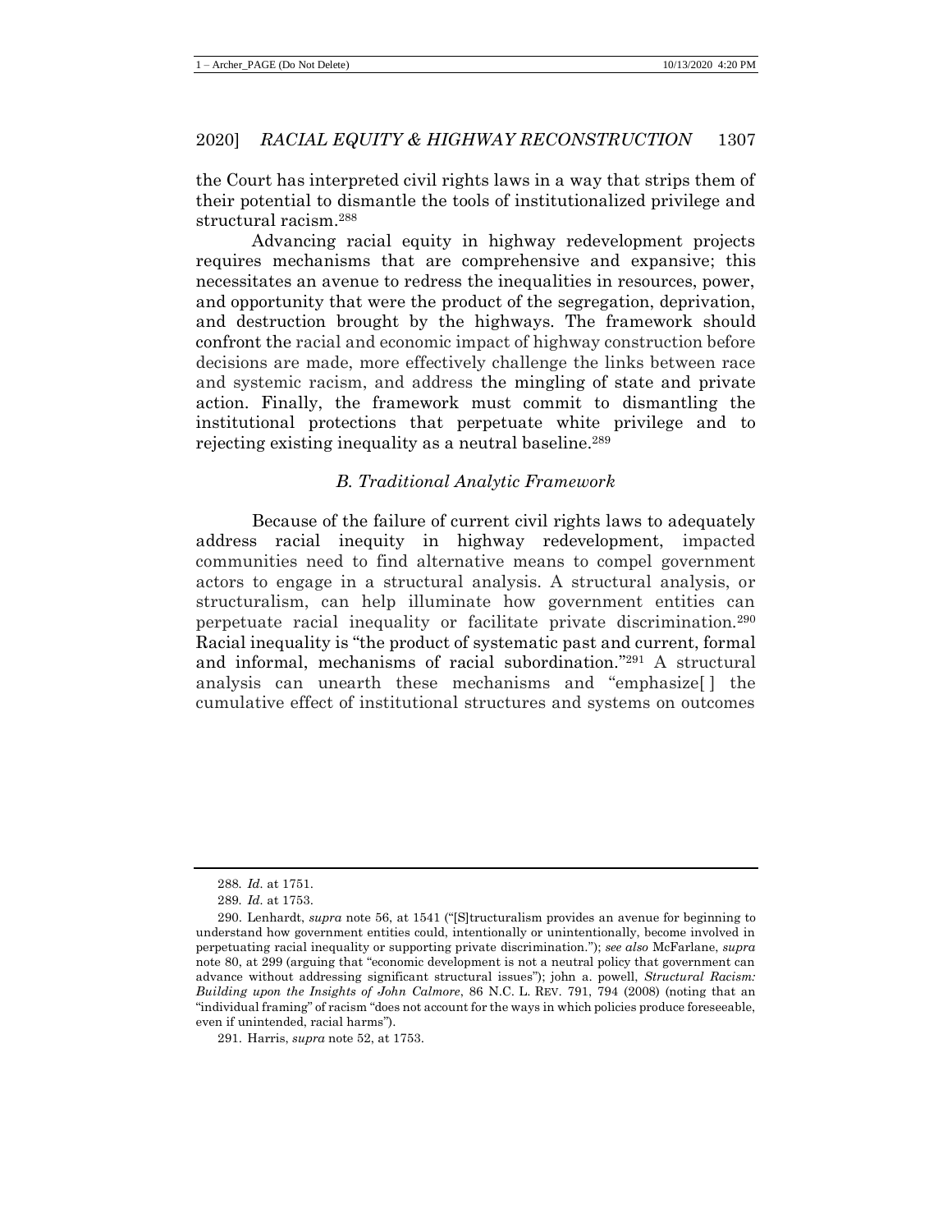the Court has interpreted civil rights laws in a way that strips them of their potential to dismantle the tools of institutionalized privilege and structural racism.[288]

Advancing racial equity in highway redevelopment projects requires mechanisms that are comprehensive and expansive; this necessitates an avenue to redress the inequalities in resources, power, and opportunity that were the product of the segregation, deprivation, and destruction brought by the highways. The framework should confront the racial and economic impact of highway construction before decisions are made, more effectively challenge the links between race and systemic racism, and address the mingling of state and private action. Finally, the framework must commit to dismantling the institutional protections that perpetuate white privilege and to rejecting existing inequality as a neutral baseline.[289]

### *B. Traditional Analytic Framework*

Because of the failure of current civil rights laws to adequately address racial inequity in highway redevelopment, impacted communities need to find alternative means to compel government actors to engage in a structural analysis. A structural analysis, or structuralism, can help illuminate how government entities can perpetuate racial inequality or facilitate private discrimination.[290] Racial inequality is "the product of systematic past and current, formal and informal, mechanisms of racial subordination."[291] A structural analysis can unearth these mechanisms and "emphasize[ ] the cumulative effect of institutional structures and systems on outcomes

---

288. *Id.* at 1751.

289. *Id.* at 1753.

290. Lenhardt, *supra* note 56, at 1541 ("[S]tructuralism provides an avenue for beginning to understand how government entities could, intentionally or unintentionally, become involved in perpetuating racial inequality or supporting private discrimination."); *see also* McFarlane, *supra* note 80, at 299 (arguing that "economic development is not a neutral policy that government can advance without addressing significant structural issues"); john a. powell, *Structural Racism: Building upon the Insights of John Calmore*, 86 N.C. L. REV. 791, 794 (2008) (noting that an "individual framing" of racism "does not account for the ways in which policies produce foreseeable, even if unintended, racial harms").

291. Harris, *supra* note 52, at 1753.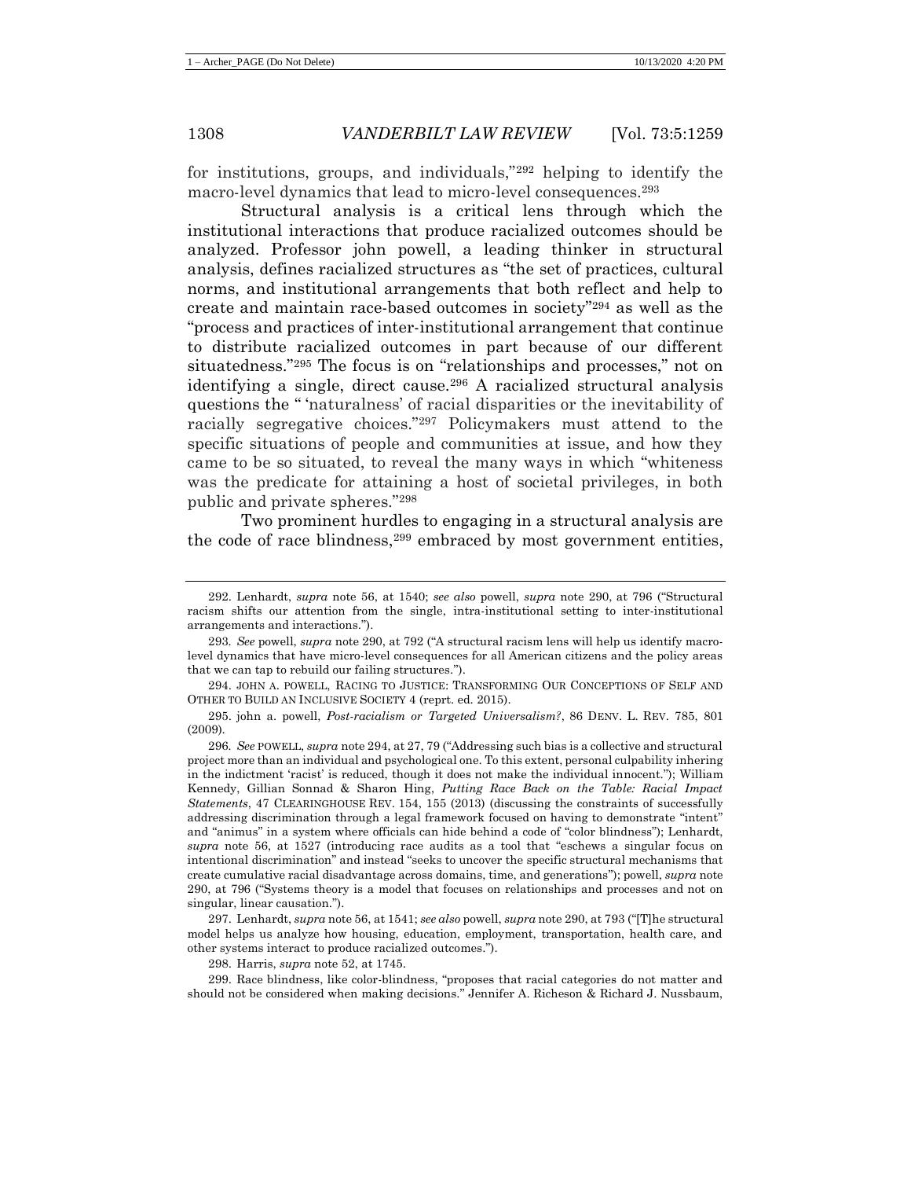for institutions, groups, and individuals,"[292] helping to identify the macro-level dynamics that lead to micro-level consequences.[293]

Structural analysis is a critical lens through which the institutional interactions that produce racialized outcomes should be analyzed. Professor john powell, a leading thinker in structural analysis, defines racialized structures as "the set of practices, cultural norms, and institutional arrangements that both reflect and help to create and maintain race-based outcomes in society"[294] as well as the "process and practices of inter-institutional arrangement that continue to distribute racialized outcomes in part because of our different situatedness."[295] The focus is on "relationships and processes," not on identifying a single, direct cause.[296] A racialized structural analysis questions the " 'naturalness' of racial disparities or the inevitability of racially segregative choices."[297] Policymakers must attend to the specific situations of people and communities at issue, and how they came to be so situated, to reveal the many ways in which "whiteness was the predicate for attaining a host of societal privileges, in both public and private spheres."[298]

Two prominent hurdles to engaging in a structural analysis are the code of race blindness,[299] embraced by most government entities,

---

292. Lenhardt, *supra* note 56, at 1540; *see also* powell, *supra* note 290, at 796 ("Structural racism shifts our attention from the single, intra-institutional setting to inter-institutional arrangements and interactions.").

293. *See* powell, *supra* note 290, at 792 ("A structural racism lens will help us identify macro-level dynamics that have micro-level consequences for all American citizens and the policy areas that we can tap to rebuild our failing structures.").

294. JOHN A. POWELL, RACING TO JUSTICE: TRANSFORMING OUR CONCEPTIONS OF SELF AND OTHER TO BUILD AN INCLUSIVE SOCIETY 4 (reprt. ed. 2015).

295. john a. powell, *Post-racialism or Targeted Universalism?*, 86 DENV. L. REV. 785, 801 (2009).

296. *See* POWELL, *supra* note 294, at 27, 79 ("Addressing such bias is a collective and structural project more than an individual and psychological one. To this extent, personal culpability inhering in the indictment 'racist' is reduced, though it does not make the individual innocent."); William Kennedy, Gillian Sonnad & Sharon Hing, *Putting Race Back on the Table: Racial Impact Statements*, 47 CLEARINGHOUSE REV. 154, 155 (2013) (discussing the constraints of successfully addressing discrimination through a legal framework focused on having to demonstrate "intent" and "animus" in a system where officials can hide behind a code of "color blindness"); Lenhardt, *supra* note 56, at 1527 (introducing race audits as a tool that "eschews a singular focus on intentional discrimination" and instead "seeks to uncover the specific structural mechanisms that create cumulative racial disadvantage across domains, time, and generations"); powell, *supra* note 290, at 796 ("Systems theory is a model that focuses on relationships and processes and not on singular, linear causation.").

297. Lenhardt, *supra* note 56, at 1541; *see also* powell, *supra* note 290, at 793 ("[T]he structural model helps us analyze how housing, education, employment, transportation, health care, and other systems interact to produce racialized outcomes.").

298. Harris, *supra* note 52, at 1745.

299. Race blindness, like color-blindness, "proposes that racial categories do not matter and should not be considered when making decisions." Jennifer A. Richeson & Richard J. Nussbaum,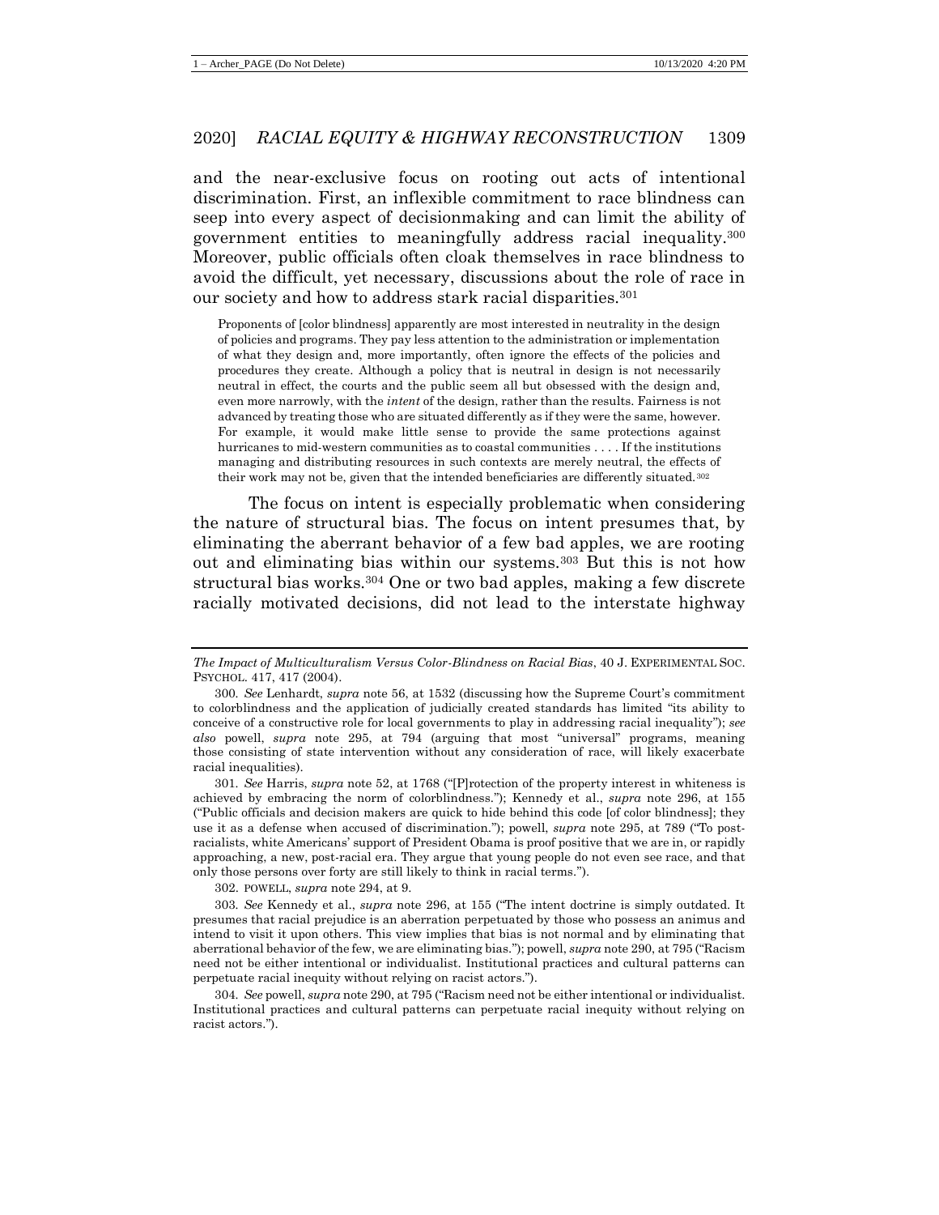and the near-exclusive focus on rooting out acts of intentional discrimination. First, an inflexible commitment to race blindness can seep into every aspect of decisionmaking and can limit the ability of government entities to meaningfully address racial inequality.[300] Moreover, public officials often cloak themselves in race blindness to avoid the difficult, yet necessary, discussions about the role of race in our society and how to address stark racial disparities.[301]

> Proponents of [color blindness] apparently are most interested in neutrality in the design of policies and programs. They pay less attention to the administration or implementation of what they design and, more importantly, often ignore the effects of the policies and procedures they create. Although a policy that is neutral in design is not necessarily neutral in effect, the courts and the public seem all but obsessed with the design and, even more narrowly, with the *intent* of the design, rather than the results. Fairness is not advanced by treating those who are situated differently as if they were the same, however. For example, it would make little sense to provide the same protections against hurricanes to mid-western communities as to coastal communities . . . . If the institutions managing and distributing resources in such contexts are merely neutral, the effects of their work may not be, given that the intended beneficiaries are differently situated.[302]

The focus on intent is especially problematic when considering the nature of structural bias. The focus on intent presumes that, by eliminating the aberrant behavior of a few bad apples, we are rooting out and eliminating bias within our systems.[303] But this is not how structural bias works.[304] One or two bad apples, making a few discrete racially motivated decisions, did not lead to the interstate highway

---

*The Impact of Multiculturalism Versus Color-Blindness on Racial Bias*, 40 J. EXPERIMENTAL SOC. PSYCHOL. 417, 417 (2004).

300. *See* Lenhardt, *supra* note 56, at 1532 (discussing how the Supreme Court's commitment to colorblindness and the application of judicially created standards has limited "its ability to conceive of a constructive role for local governments to play in addressing racial inequality"); *see also* powell, *supra* note 295, at 794 (arguing that most "universal" programs, meaning those consisting of state intervention without any consideration of race, will likely exacerbate racial inequalities).

301. *See* Harris, *supra* note 52, at 1768 ("[P]rotection of the property interest in whiteness is achieved by embracing the norm of colorblindness."); Kennedy et al., *supra* note 296, at 155 ("Public officials and decision makers are quick to hide behind this code [of color blindness]; they use it as a defense when accused of discrimination."); powell, *supra* note 295, at 789 ("To post-racialists, white Americans' support of President Obama is proof positive that we are in, or rapidly approaching, a new, post-racial era. They argue that young people do not even see race, and that only those persons over forty are still likely to think in racial terms.").

302. POWELL, *supra* note 294, at 9.

303. *See* Kennedy et al., *supra* note 296, at 155 ("The intent doctrine is simply outdated. It presumes that racial prejudice is an aberration perpetuated by those who possess an animus and intend to visit it upon others. This view implies that bias is not normal and by eliminating that aberrational behavior of the few, we are eliminating bias."); powell, *supra* note 290, at 795 ("Racism need not be either intentional or individualist. Institutional practices and cultural patterns can perpetuate racial inequity without relying on racist actors.").

304. *See* powell, *supra* note 290, at 795 ("Racism need not be either intentional or individualist. Institutional practices and cultural patterns can perpetuate racial inequity without relying on racist actors.").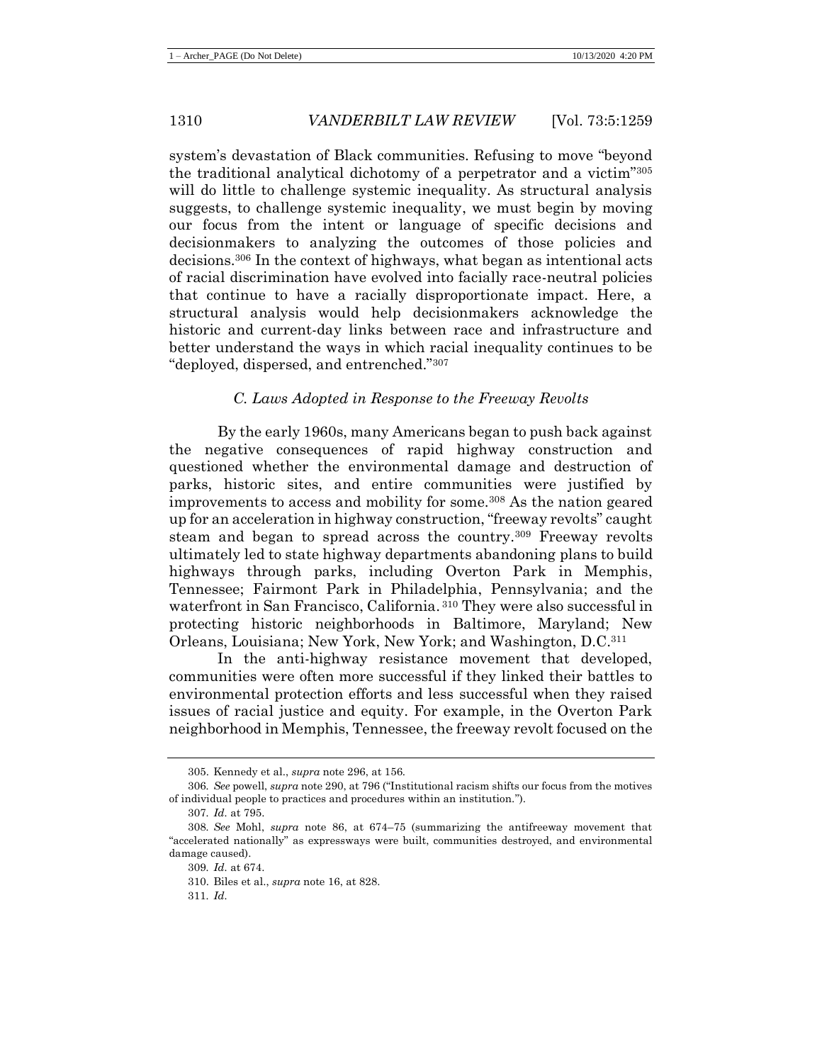system's devastation of Black communities. Refusing to move "beyond the traditional analytical dichotomy of a perpetrator and a victim"[305] will do little to challenge systemic inequality. As structural analysis suggests, to challenge systemic inequality, we must begin by moving our focus from the intent or language of specific decisions and decisionmakers to analyzing the outcomes of those policies and decisions.[306] In the context of highways, what began as intentional acts of racial discrimination have evolved into facially race-neutral policies that continue to have a racially disproportionate impact. Here, a structural analysis would help decisionmakers acknowledge the historic and current-day links between race and infrastructure and better understand the ways in which racial inequality continues to be "deployed, dispersed, and entrenched."[307]

### *C. Laws Adopted in Response to the Freeway Revolts*

By the early 1960s, many Americans began to push back against the negative consequences of rapid highway construction and questioned whether the environmental damage and destruction of parks, historic sites, and entire communities were justified by improvements to access and mobility for some.[308] As the nation geared up for an acceleration in highway construction, "freeway revolts" caught steam and began to spread across the country.[309] Freeway revolts ultimately led to state highway departments abandoning plans to build highways through parks, including Overton Park in Memphis, Tennessee; Fairmont Park in Philadelphia, Pennsylvania; and the waterfront in San Francisco, California.[310] They were also successful in protecting historic neighborhoods in Baltimore, Maryland; New Orleans, Louisiana; New York, New York; and Washington, D.C.[311]

In the anti-highway resistance movement that developed, communities were often more successful if they linked their battles to environmental protection efforts and less successful when they raised issues of racial justice and equity. For example, in the Overton Park neighborhood in Memphis, Tennessee, the freeway revolt focused on the

---

305. Kennedy et al., *supra* note 296, at 156.

306. *See* powell, *supra* note 290, at 796 ("Institutional racism shifts our focus from the motives of individual people to practices and procedures within an institution.").

307. *Id.* at 795.

308. *See* Mohl, *supra* note 86, at 674–75 (summarizing the antifreeway movement that "accelerated nationally" as expressways were built, communities destroyed, and environmental damage caused).

309. *Id.* at 674.

310. Biles et al., *supra* note 16, at 828.

311. *Id.*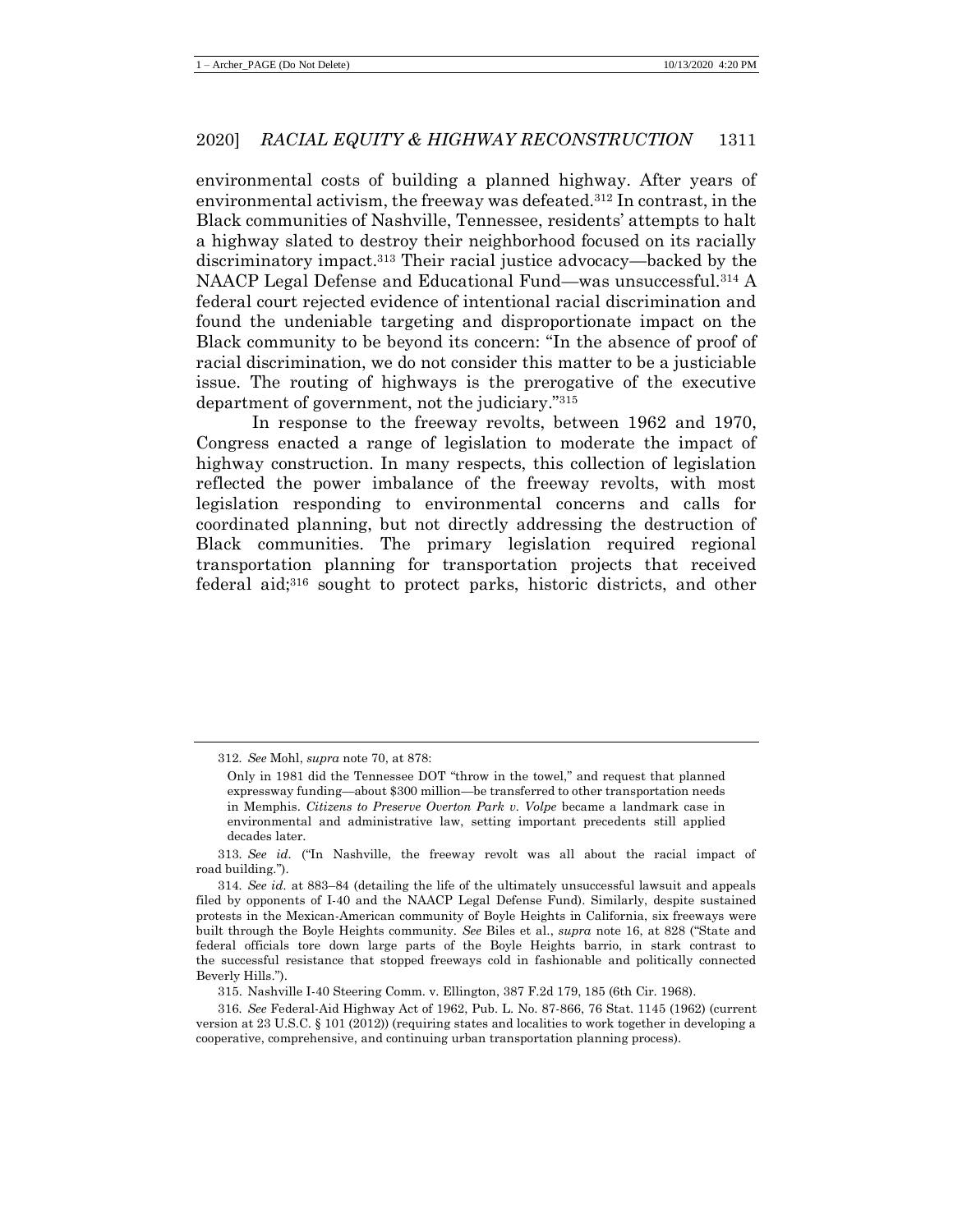environmental costs of building a planned highway. After years of environmental activism, the freeway was defeated.[312] In contrast, in the Black communities of Nashville, Tennessee, residents' attempts to halt a highway slated to destroy their neighborhood focused on its racially discriminatory impact.[313] Their racial justice advocacy—backed by the NAACP Legal Defense and Educational Fund—was unsuccessful.[314] A federal court rejected evidence of intentional racial discrimination and found the undeniable targeting and disproportionate impact on the Black community to be beyond its concern: "In the absence of proof of racial discrimination, we do not consider this matter to be a justiciable issue. The routing of highways is the prerogative of the executive department of government, not the judiciary."[315]

In response to the freeway revolts, between 1962 and 1970, Congress enacted a range of legislation to moderate the impact of highway construction. In many respects, this collection of legislation reflected the power imbalance of the freeway revolts, with most legislation responding to environmental concerns and calls for coordinated planning, but not directly addressing the destruction of Black communities. The primary legislation required regional transportation planning for transportation projects that received federal aid;[316] sought to protect parks, historic districts, and other

---

312. *See* Mohl, *supra* note 70, at 878:

> Only in 1981 did the Tennessee DOT "throw in the towel," and request that planned expressway funding—about $300 million—be transferred to other transportation needs in Memphis. *Citizens to Preserve Overton Park v. Volpe* became a landmark case in environmental and administrative law, setting important precedents still applied decades later.

313. *See id.* ("In Nashville, the freeway revolt was all about the racial impact of road building.").

314. *See id.* at 883–84 (detailing the life of the ultimately unsuccessful lawsuit and appeals filed by opponents of I-40 and the NAACP Legal Defense Fund). Similarly, despite sustained protests in the Mexican-American community of Boyle Heights in California, six freeways were built through the Boyle Heights community. *See* Biles et al., *supra* note 16, at 828 ("State and federal officials tore down large parts of the Boyle Heights barrio, in stark contrast to the successful resistance that stopped freeways cold in fashionable and politically connected Beverly Hills.").

315. Nashville I-40 Steering Comm. v. Ellington, 387 F.2d 179, 185 (6th Cir. 1968).

316. *See* Federal-Aid Highway Act of 1962, Pub. L. No. 87-866, 76 Stat. 1145 (1962) (current version at 23 U.S.C. § 101 (2012)) (requiring states and localities to work together in developing a cooperative, comprehensive, and continuing urban transportation planning process).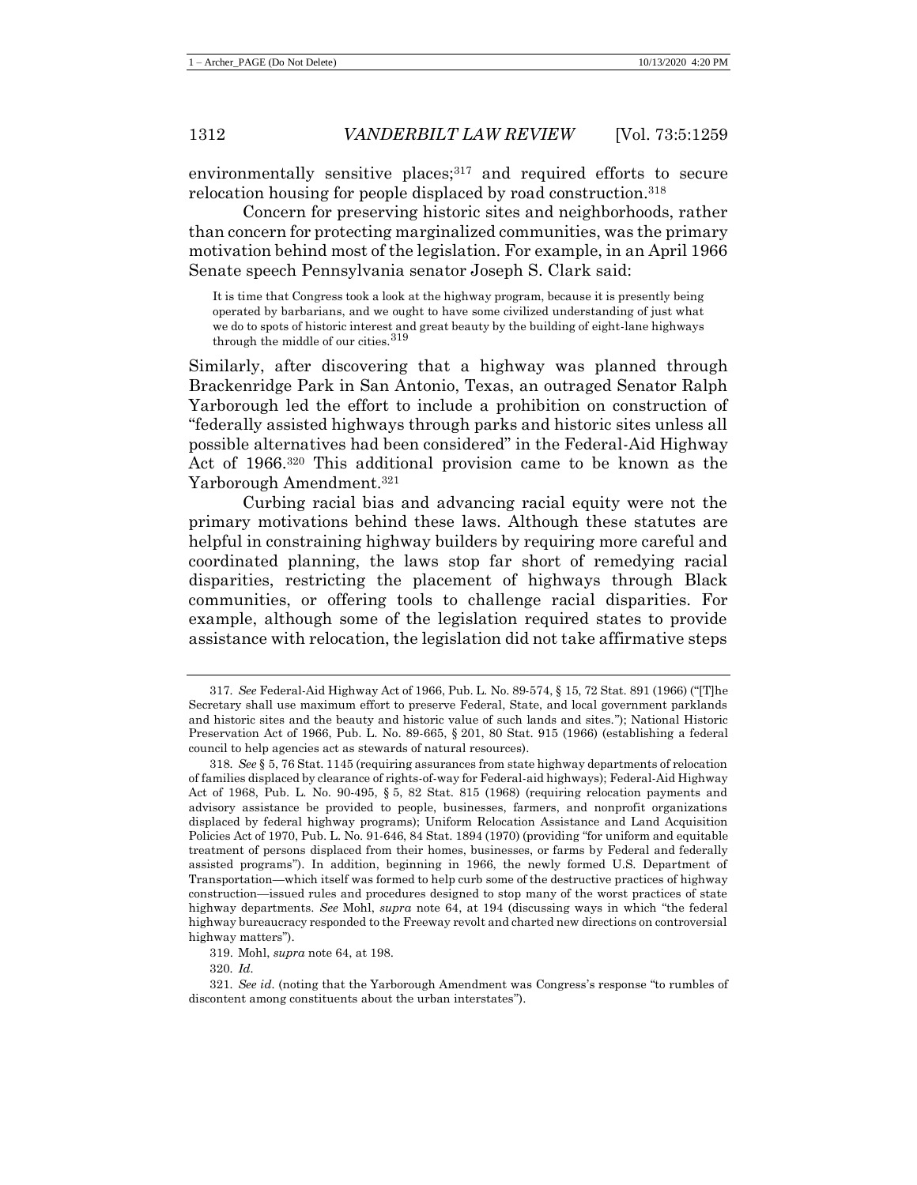environmentally sensitive places;[317] and required efforts to secure relocation housing for people displaced by road construction.[318]

Concern for preserving historic sites and neighborhoods, rather than concern for protecting marginalized communities, was the primary motivation behind most of the legislation. For example, in an April 1966 Senate speech Pennsylvania senator Joseph S. Clark said:

> It is time that Congress took a look at the highway program, because it is presently being operated by barbarians, and we ought to have some civilized understanding of just what we do to spots of historic interest and great beauty by the building of eight-lane highways through the middle of our cities.[319]

Similarly, after discovering that a highway was planned through Brackenridge Park in San Antonio, Texas, an outraged Senator Ralph Yarborough led the effort to include a prohibition on construction of "federally assisted highways through parks and historic sites unless all possible alternatives had been considered" in the Federal-Aid Highway Act of 1966.[320] This additional provision came to be known as the Yarborough Amendment.[321]

Curbing racial bias and advancing racial equity were not the primary motivations behind these laws. Although these statutes are helpful in constraining highway builders by requiring more careful and coordinated planning, the laws stop far short of remedying racial disparities, restricting the placement of highways through Black communities, or offering tools to challenge racial disparities. For example, although some of the legislation required states to provide assistance with relocation, the legislation did not take affirmative steps

---

317. *See* Federal-Aid Highway Act of 1966, Pub. L. No. 89-574, § 15, 72 Stat. 891 (1966) ("[T]he Secretary shall use maximum effort to preserve Federal, State, and local government parklands and historic sites and the beauty and historic value of such lands and sites."); National Historic Preservation Act of 1966, Pub. L. No. 89-665, § 201, 80 Stat. 915 (1966) (establishing a federal council to help agencies act as stewards of natural resources).

318. *See* § 5, 76 Stat. 1145 (requiring assurances from state highway departments of relocation of families displaced by clearance of rights-of-way for Federal-aid highways); Federal-Aid Highway Act of 1968, Pub. L. No. 90-495, § 5, 82 Stat. 815 (1968) (requiring relocation payments and advisory assistance be provided to people, businesses, farmers, and nonprofit organizations displaced by federal highway programs); Uniform Relocation Assistance and Land Acquisition Policies Act of 1970, Pub. L. No. 91-646, 84 Stat. 1894 (1970) (providing "for uniform and equitable treatment of persons displaced from their homes, businesses, or farms by Federal and federally assisted programs"). In addition, beginning in 1966, the newly formed U.S. Department of Transportation—which itself was formed to help curb some of the destructive practices of highway construction—issued rules and procedures designed to stop many of the worst practices of state highway departments. *See* Mohl, *supra* note 64, at 194 (discussing ways in which "the federal highway bureaucracy responded to the Freeway revolt and charted new directions on controversial highway matters").

319. Mohl, *supra* note 64, at 198.

320. *Id.*

321. *See id.* (noting that the Yarborough Amendment was Congress's response "to rumbles of discontent among constituents about the urban interstates").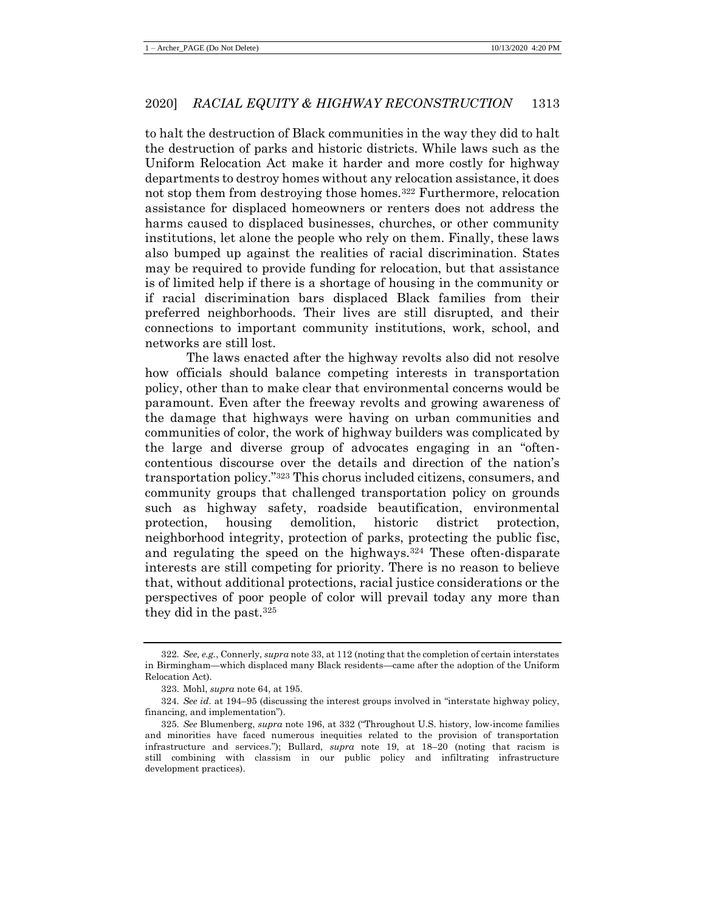to halt the destruction of Black communities in the way they did to halt the destruction of parks and historic districts. While laws such as the Uniform Relocation Act make it harder and more costly for highway departments to destroy homes without any relocation assistance, it does not stop them from destroying those homes.[322] Furthermore, relocation assistance for displaced homeowners or renters does not address the harms caused to displaced businesses, churches, or other community institutions, let alone the people who rely on them. Finally, these laws also bumped up against the realities of racial discrimination. States may be required to provide funding for relocation, but that assistance is of limited help if there is a shortage of housing in the community or if racial discrimination bars displaced Black families from their preferred neighborhoods. Their lives are still disrupted, and their connections to important community institutions, work, school, and networks are still lost.

The laws enacted after the highway revolts also did not resolve how officials should balance competing interests in transportation policy, other than to make clear that environmental concerns would be paramount. Even after the freeway revolts and growing awareness of the damage that highways were having on urban communities and communities of color, the work of highway builders was complicated by the large and diverse group of advocates engaging in an "often-contentious discourse over the details and direction of the nation's transportation policy."[323] This chorus included citizens, consumers, and community groups that challenged transportation policy on grounds such as highway safety, roadside beautification, environmental protection, housing demolition, historic district protection, neighborhood integrity, protection of parks, protecting the public fisc, and regulating the speed on the highways.[324] These often-disparate interests are still competing for priority. There is no reason to believe that, without additional protections, racial justice considerations or the perspectives of poor people of color will prevail today any more than they did in the past.[325]

---

322. *See, e.g.*, Connerly, *supra* note 33, at 112 (noting that the completion of certain interstates in Birmingham—which displaced many Black residents—came after the adoption of the Uniform Relocation Act).

323. Mohl, *supra* note 64, at 195.

324. *See id.* at 194–95 (discussing the interest groups involved in "interstate highway policy, financing, and implementation").

325. *See* Blumenberg, *supra* note 196, at 332 ("Throughout U.S. history, low-income families and minorities have faced numerous inequities related to the provision of transportation infrastructure and services."); Bullard, *supra* note 19, at 18–20 (noting that racism is still combining with classism in our public policy and infiltrating infrastructure development practices).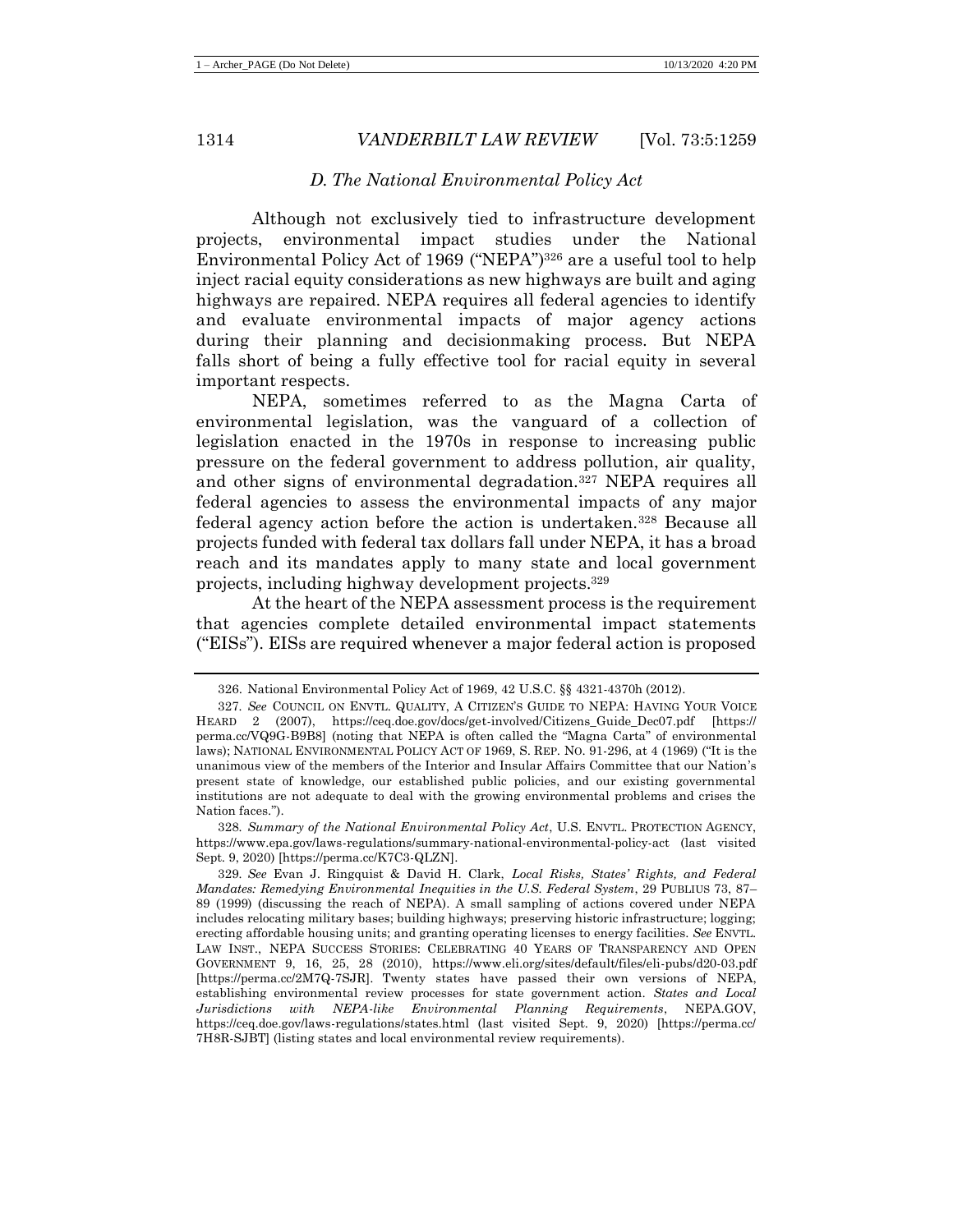### *D. The National Environmental Policy Act*

Although not exclusively tied to infrastructure development projects, environmental impact studies under the National Environmental Policy Act of 1969 ("NEPA")[326] are a useful tool to help inject racial equity considerations as new highways are built and aging highways are repaired. NEPA requires all federal agencies to identify and evaluate environmental impacts of major agency actions during their planning and decisionmaking process. But NEPA falls short of being a fully effective tool for racial equity in several important respects.

NEPA, sometimes referred to as the Magna Carta of environmental legislation, was the vanguard of a collection of legislation enacted in the 1970s in response to increasing public pressure on the federal government to address pollution, air quality, and other signs of environmental degradation.[327] NEPA requires all federal agencies to assess the environmental impacts of any major federal agency action before the action is undertaken.[328] Because all projects funded with federal tax dollars fall under NEPA, it has a broad reach and its mandates apply to many state and local government projects, including highway development projects.[329]

At the heart of the NEPA assessment process is the requirement that agencies complete detailed environmental impact statements ("EISs"). EISs are required whenever a major federal action is proposed

---

326. National Environmental Policy Act of 1969, 42 U.S.C. §§ 4321-4370h (2012).

327. *See* COUNCIL ON ENVTL. QUALITY, A CITIZEN'S GUIDE TO NEPA: HAVING YOUR VOICE HEARD 2 (2007), https://ceq.doe.gov/docs/get-involved/Citizens_Guide_Dec07.pdf [https://perma.cc/VQ9G-B9B8] (noting that NEPA is often called the "Magna Carta" of environmental laws); NATIONAL ENVIRONMENTAL POLICY ACT OF 1969, S. REP. NO. 91-296, at 4 (1969) ("It is the unanimous view of the members of the Interior and Insular Affairs Committee that our Nation's present state of knowledge, our established public policies, and our existing governmental institutions are not adequate to deal with the growing environmental problems and crises the Nation faces.").

328. *Summary of the National Environmental Policy Act*, U.S. ENVTL. PROTECTION AGENCY, https://www.epa.gov/laws-regulations/summary-national-environmental-policy-act (last visited Sept. 9, 2020) [https://perma.cc/K7C3-QLZN].

329. *See* Evan J. Ringquist & David H. Clark, *Local Risks, States' Rights, and Federal Mandates: Remedying Environmental Inequities in the U.S. Federal System*, 29 PUBLIUS 73, 87–89 (1999) (discussing the reach of NEPA). A small sampling of actions covered under NEPA includes relocating military bases; building highways; preserving historic infrastructure; logging; erecting affordable housing units; and granting operating licenses to energy facilities. *See* ENVTL. LAW INST., NEPA SUCCESS STORIES: CELEBRATING 40 YEARS OF TRANSPARENCY AND OPEN GOVERNMENT 9, 16, 25, 28 (2010), https://www.eli.org/sites/default/files/eli-pubs/d20-03.pdf [https://perma.cc/2M7Q-7SJR]. Twenty states have passed their own versions of NEPA, establishing environmental review processes for state government action. *States and Local Jurisdictions with NEPA-like Environmental Planning Requirements*, NEPA.GOV, https://ceq.doe.gov/laws-regulations/states.html (last visited Sept. 9, 2020) [https://perma.cc/7H8R-SJBT] (listing states and local environmental review requirements).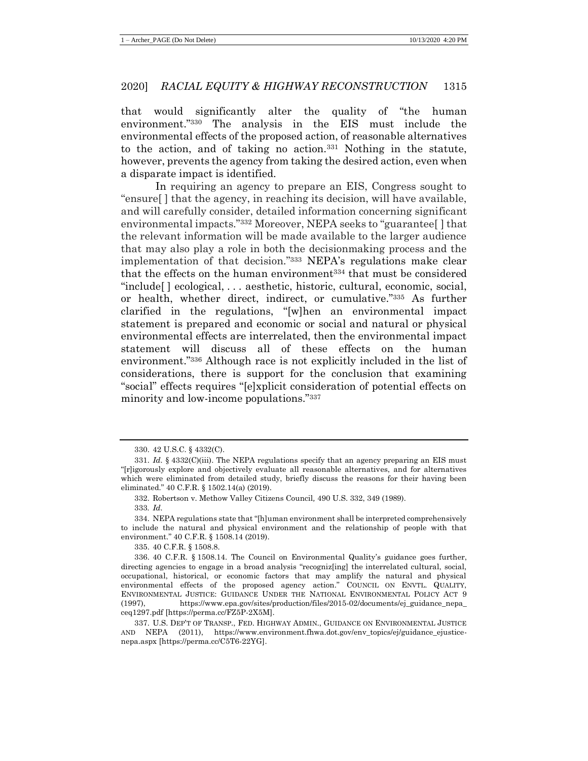that would significantly alter the quality of "the human environment."[330] The analysis in the EIS must include the environmental effects of the proposed action, of reasonable alternatives to the action, and of taking no action.[331] Nothing in the statute, however, prevents the agency from taking the desired action, even when a disparate impact is identified.

In requiring an agency to prepare an EIS, Congress sought to "ensure[ ] that the agency, in reaching its decision, will have available, and will carefully consider, detailed information concerning significant environmental impacts."[332] Moreover, NEPA seeks to "guarantee[ ] that the relevant information will be made available to the larger audience that may also play a role in both the decisionmaking process and the implementation of that decision."[333] NEPA's regulations make clear that the effects on the human environment[334] that must be considered "include[ ] ecological, . . . aesthetic, historic, cultural, economic, social, or health, whether direct, indirect, or cumulative."[335] As further clarified in the regulations, "[w]hen an environmental impact statement is prepared and economic or social and natural or physical environmental effects are interrelated, then the environmental impact statement will discuss all of these effects on the human environment."[336] Although race is not explicitly included in the list of considerations, there is support for the conclusion that examining "social" effects requires "[e]xplicit consideration of potential effects on minority and low-income populations."[337]

---

330. 42 U.S.C. § 4332(C).

331. *Id.* § 4332(C)(iii). The NEPA regulations specify that an agency preparing an EIS must "[r]igorously explore and objectively evaluate all reasonable alternatives, and for alternatives which were eliminated from detailed study, briefly discuss the reasons for their having been eliminated." 40 C.F.R. § 1502.14(a) (2019).

332. Robertson v. Methow Valley Citizens Council*,* 490 U.S. 332, 349 (1989).

333. *Id*.

334. NEPA regulations state that "[h]uman environment shall be interpreted comprehensively to include the natural and physical environment and the relationship of people with that environment." 40 C.F.R. § 1508.14 (2019).

335. 40 C.F.R. § 1508.8.

336. 40 C.F.R. § 1508.14. The Council on Environmental Quality's guidance goes further, directing agencies to engage in a broad analysis "recogniz[ing] the interrelated cultural, social, occupational, historical, or economic factors that may amplify the natural and physical environmental effects of the proposed agency action." COUNCIL ON ENVTL. QUALITY, ENVIRONMENTAL JUSTICE: GUIDANCE UNDER THE NATIONAL ENVIRONMENTAL POLICY ACT 9 (1997), https://www.epa.gov/sites/production/files/2015-02/documents/ej_guidance_nepa_ceq1297.pdf [https://perma.cc/FZ5P-2X5M].

337. U.S. DEP'T OF TRANSP., FED. HIGHWAY ADMIN., GUIDANCE ON ENVIRONMENTAL JUSTICE AND NEPA (2011), https://www.environment.fhwa.dot.gov/env_topics/ej/guidance_ejustice-nepa.aspx [https://perma.cc/C5T6-22YG].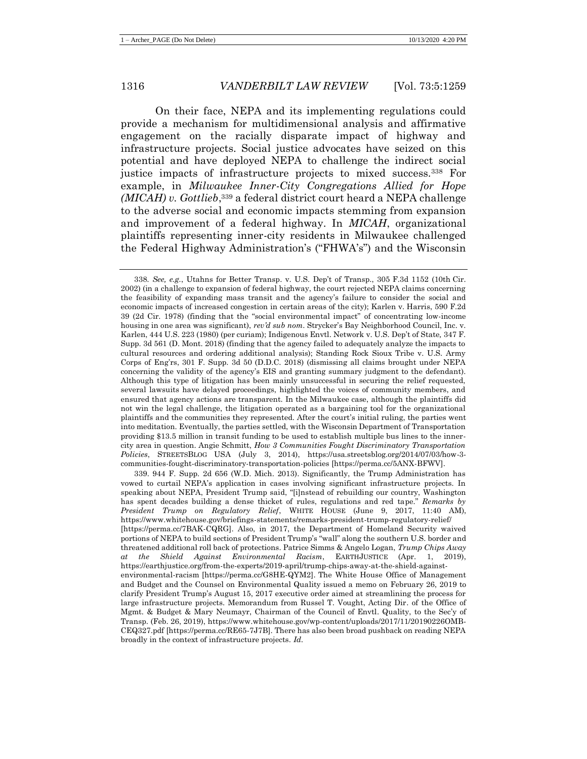On their face, NEPA and its implementing regulations could provide a mechanism for multidimensional analysis and affirmative engagement on the racially disparate impact of highway and infrastructure projects. Social justice advocates have seized on this potential and have deployed NEPA to challenge the indirect social justice impacts of infrastructure projects to mixed success.[338] For example, in *Milwaukee Inner-City Congregations Allied for Hope (MICAH) v. Gottlieb*,[339] a federal district court heard a NEPA challenge to the adverse social and economic impacts stemming from expansion and improvement of a federal highway. In *MICAH*, organizational plaintiffs representing inner-city residents in Milwaukee challenged the Federal Highway Administration's ("FHWA's") and the Wisconsin

---

338. *See, e.g.*, Utahns for Better Transp. v. U.S. Dep't of Transp., 305 F.3d 1152 (10th Cir. 2002) (in a challenge to expansion of federal highway, the court rejected NEPA claims concerning the feasibility of expanding mass transit and the agency's failure to consider the social and economic impacts of increased congestion in certain areas of the city); Karlen v. Harris, 590 F.2d 39 (2d Cir. 1978) (finding that the "social environmental impact" of concentrating low-income housing in one area was significant), *rev'd sub nom.* Strycker's Bay Neighborhood Council, Inc. v. Karlen, 444 U.S. 223 (1980) (per curiam); Indigenous Envtl. Network v. U.S. Dep't of State, 347 F. Supp. 3d 561 (D. Mont. 2018) (finding that the agency failed to adequately analyze the impacts to cultural resources and ordering additional analysis); Standing Rock Sioux Tribe v. U.S. Army Corps of Eng'rs, 301 F. Supp. 3d 50 (D.D.C. 2018) (dismissing all claims brought under NEPA concerning the validity of the agency's EIS and granting summary judgment to the defendant). Although this type of litigation has been mainly unsuccessful in securing the relief requested, several lawsuits have delayed proceedings, highlighted the voices of community members, and ensured that agency actions are transparent. In the Milwaukee case, although the plaintiffs did not win the legal challenge, the litigation operated as a bargaining tool for the organizational plaintiffs and the communities they represented. After the court's initial ruling, the parties went into meditation. Eventually, the parties settled, with the Wisconsin Department of Transportation providing $13.5 million in transit funding to be used to establish multiple bus lines to the inner-city area in question. Angie Schmitt, *How 3 Communities Fought Discriminatory Transportation Policies*, STREETSBLOG USA (July 3, 2014), https://usa.streetsblog.org/2014/07/03/how-3-communities-fought-discriminatory-transportation-policies [https://perma.cc/5ANX-BFWV].

339. 944 F. Supp. 2d 656 (W.D. Mich. 2013). Significantly, the Trump Administration has vowed to curtail NEPA's application in cases involving significant infrastructure projects. In speaking about NEPA, President Trump said, "[i]nstead of rebuilding our country, Washington has spent decades building a dense thicket of rules, regulations and red tape." *Remarks by President Trump on Regulatory Relief*, WHITE HOUSE (June 9, 2017, 11:40 AM), https://www.whitehouse.gov/briefings-statements/remarks-president-trump-regulatory-relief/ [https://perma.cc/7BAK-CQRG]. Also, in 2017, the Department of Homeland Security waived portions of NEPA to build sections of President Trump's "wall" along the southern U.S. border and threatened additional roll back of protections. Patrice Simms & Angelo Logan, *Trump Chips Away at the Shield Against Environmental Racism*, EARTHJUSTICE (Apr. 1, 2019), https://earthjustice.org/from-the-experts/2019-april/trump-chips-away-at-the-shield-against-environmental-racism [https://perma.cc/G8HE-QYM2]. The White House Office of Management and Budget and the Counsel on Environmental Quality issued a memo on February 26, 2019 to clarify President Trump's August 15, 2017 executive order aimed at streamlining the process for large infrastructure projects. Memorandum from Russel T. Vought, Acting Dir. of the Office of Mgmt. & Budget & Mary Neumayr, Chairman of the Council of Envtl. Quality, to the Sec'y of Transp. (Feb. 26, 2019), https://www.whitehouse.gov/wp-content/uploads/2017/11/20190226OMB-CEQ327.pdf [https://perma.cc/RE65-7J7B]. There has also been broad pushback on reading NEPA broadly in the context of infrastructure projects. *Id.*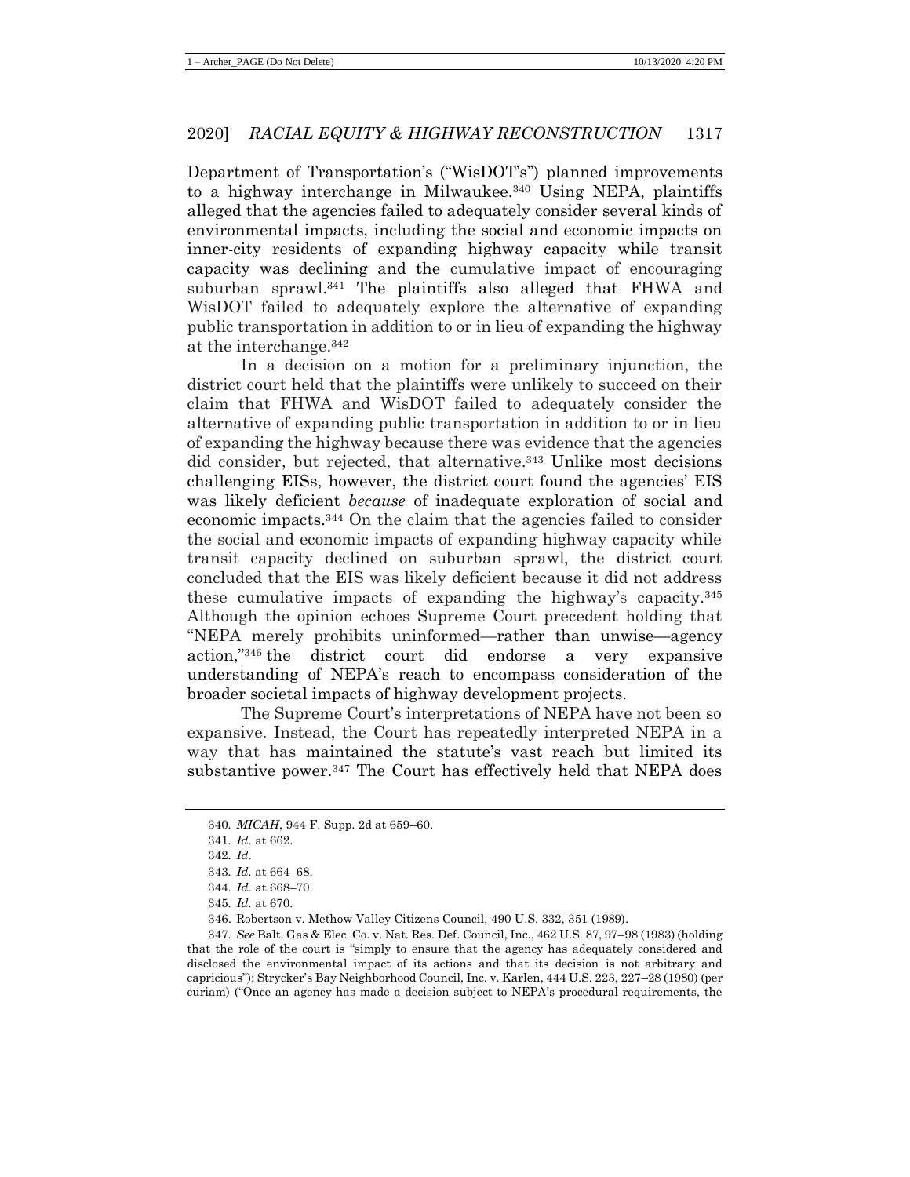Department of Transportation's ("WisDOT's") planned improvements to a highway interchange in Milwaukee.[340] Using NEPA, plaintiffs alleged that the agencies failed to adequately consider several kinds of environmental impacts, including the social and economic impacts on inner-city residents of expanding highway capacity while transit capacity was declining and the cumulative impact of encouraging suburban sprawl.[341] The plaintiffs also alleged that FHWA and WisDOT failed to adequately explore the alternative of expanding public transportation in addition to or in lieu of expanding the highway at the interchange.[342]

In a decision on a motion for a preliminary injunction, the district court held that the plaintiffs were unlikely to succeed on their claim that FHWA and WisDOT failed to adequately consider the alternative of expanding public transportation in addition to or in lieu of expanding the highway because there was evidence that the agencies did consider, but rejected, that alternative.[343] Unlike most decisions challenging EISs, however, the district court found the agencies' EIS was likely deficient *because* of inadequate exploration of social and economic impacts.[344] On the claim that the agencies failed to consider the social and economic impacts of expanding highway capacity while transit capacity declined on suburban sprawl, the district court concluded that the EIS was likely deficient because it did not address these cumulative impacts of expanding the highway's capacity.[345] Although the opinion echoes Supreme Court precedent holding that "NEPA merely prohibits uninformed—rather than unwise—agency action,"[346] the district court did endorse a very expansive understanding of NEPA's reach to encompass consideration of the broader societal impacts of highway development projects.

The Supreme Court's interpretations of NEPA have not been so expansive. Instead, the Court has repeatedly interpreted NEPA in a way that has maintained the statute's vast reach but limited its substantive power.[347] The Court has effectively held that NEPA does

340. *MICAH*, 944 F. Supp. 2d at 659–60.

341. *Id.* at 662.

342. *Id.*

343. *Id.* at 664–68.

344. *Id.* at 668–70.

345. *Id.* at 670.

346. Robertson v. Methow Valley Citizens Council, 490 U.S. 332, 351 (1989).

347. *See* Balt. Gas & Elec. Co. v. Nat. Res. Def. Council, Inc., 462 U.S. 87, 97–98 (1983) (holding that the role of the court is "simply to ensure that the agency has adequately considered and disclosed the environmental impact of its actions and that its decision is not arbitrary and capricious"); Strycker's Bay Neighborhood Council, Inc. v. Karlen, 444 U.S. 223, 227–28 (1980) (per curiam) ("Once an agency has made a decision subject to NEPA's procedural requirements, the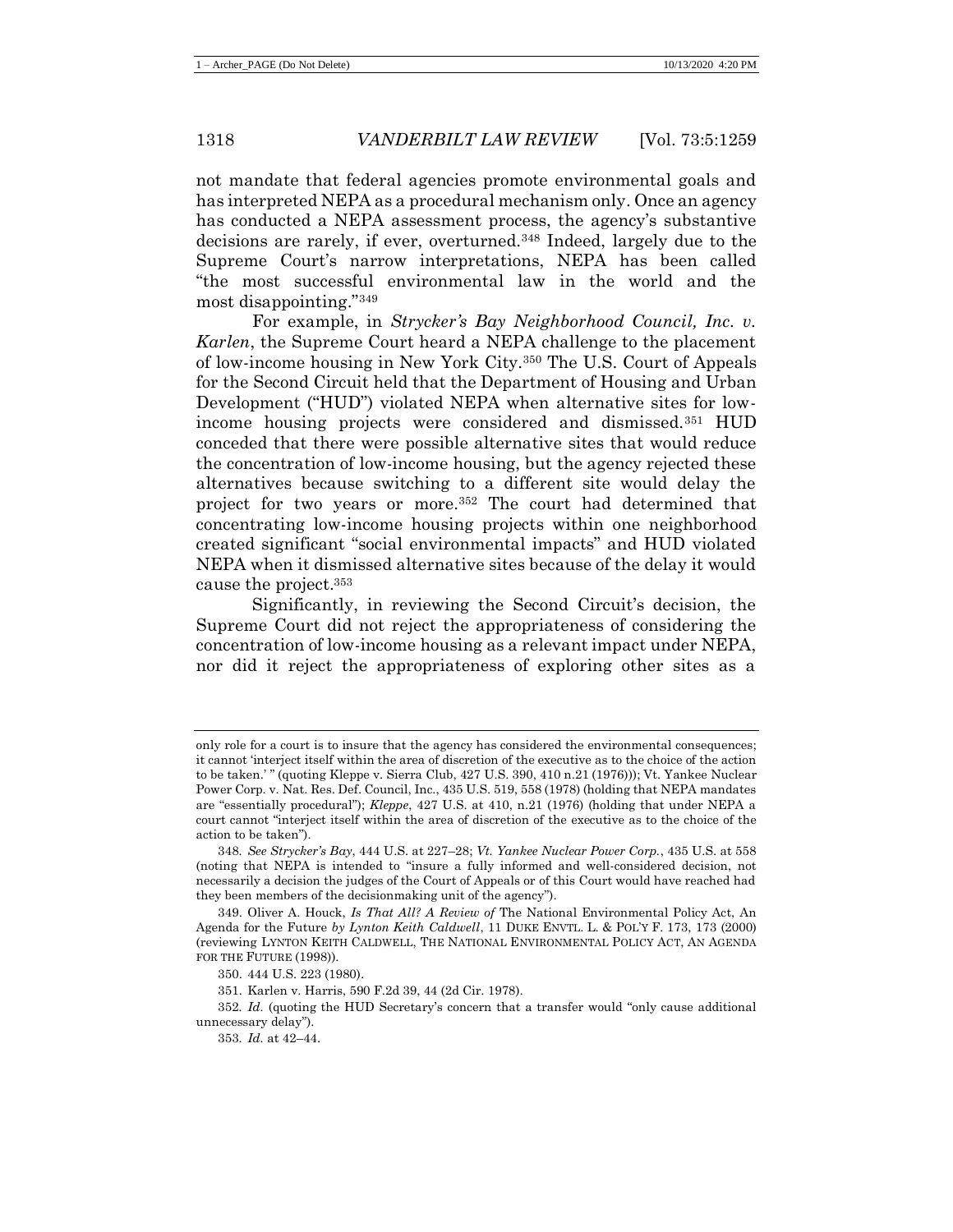not mandate that federal agencies promote environmental goals and has interpreted NEPA as a procedural mechanism only. Once an agency has conducted a NEPA assessment process, the agency's substantive decisions are rarely, if ever, overturned.[348] Indeed, largely due to the Supreme Court's narrow interpretations, NEPA has been called "the most successful environmental law in the world and the most disappointing."[349]

For example, in *Strycker's Bay Neighborhood Council, Inc. v. Karlen*, the Supreme Court heard a NEPA challenge to the placement of low-income housing in New York City.[350] The U.S. Court of Appeals for the Second Circuit held that the Department of Housing and Urban Development ("HUD") violated NEPA when alternative sites for low-income housing projects were considered and dismissed.[351] HUD conceded that there were possible alternative sites that would reduce the concentration of low-income housing, but the agency rejected these alternatives because switching to a different site would delay the project for two years or more.[352] The court had determined that concentrating low-income housing projects within one neighborhood created significant "social environmental impacts" and HUD violated NEPA when it dismissed alternative sites because of the delay it would cause the project.[353]

Significantly, in reviewing the Second Circuit's decision, the Supreme Court did not reject the appropriateness of considering the concentration of low-income housing as a relevant impact under NEPA, nor did it reject the appropriateness of exploring other sites as a

---

only role for a court is to insure that the agency has considered the environmental consequences; it cannot 'interject itself within the area of discretion of the executive as to the choice of the action to be taken.' " (quoting Kleppe v. Sierra Club, 427 U.S. 390, 410 n.21 (1976))); Vt. Yankee Nuclear Power Corp. v. Nat. Res. Def. Council, Inc., 435 U.S. 519, 558 (1978) (holding that NEPA mandates are "essentially procedural"); *Kleppe*, 427 U.S. at 410, n.21 (1976) (holding that under NEPA a court cannot "interject itself within the area of discretion of the executive as to the choice of the action to be taken").

348. *See Strycker's Bay*, 444 U.S. at 227–28; *Vt. Yankee Nuclear Power Corp.*, 435 U.S. at 558 (noting that NEPA is intended to "insure a fully informed and well-considered decision, not necessarily a decision the judges of the Court of Appeals or of this Court would have reached had they been members of the decisionmaking unit of the agency").

349. Oliver A. Houck, *Is That All? A Review of* The National Environmental Policy Act, An Agenda for the Future *by Lynton Keith Caldwell*, 11 DUKE ENVTL. L. & POL'Y F. 173, 173 (2000) (reviewing LYNTON KEITH CALDWELL, THE NATIONAL ENVIRONMENTAL POLICY ACT, AN AGENDA FOR THE FUTURE (1998)).

350. 444 U.S. 223 (1980).

351. Karlen v. Harris, 590 F.2d 39, 44 (2d Cir. 1978).

352. *Id.* (quoting the HUD Secretary's concern that a transfer would "only cause additional unnecessary delay").

353. *Id.* at 42–44.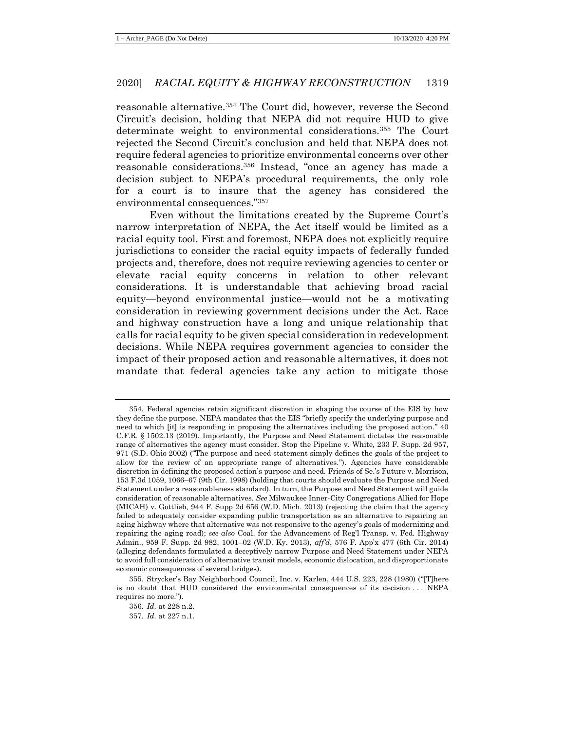reasonable alternative.[354] The Court did, however, reverse the Second Circuit's decision, holding that NEPA did not require HUD to give determinate weight to environmental considerations.[355] The Court rejected the Second Circuit's conclusion and held that NEPA does not require federal agencies to prioritize environmental concerns over other reasonable considerations.[356] Instead, "once an agency has made a decision subject to NEPA's procedural requirements, the only role for a court is to insure that the agency has considered the environmental consequences."[357]

Even without the limitations created by the Supreme Court's narrow interpretation of NEPA, the Act itself would be limited as a racial equity tool. First and foremost, NEPA does not explicitly require jurisdictions to consider the racial equity impacts of federally funded projects and, therefore, does not require reviewing agencies to center or elevate racial equity concerns in relation to other relevant considerations. It is understandable that achieving broad racial equity—beyond environmental justice—would not be a motivating consideration in reviewing government decisions under the Act. Race and highway construction have a long and unique relationship that calls for racial equity to be given special consideration in redevelopment decisions. While NEPA requires government agencies to consider the impact of their proposed action and reasonable alternatives, it does not mandate that federal agencies take any action to mitigate those

---

354. Federal agencies retain significant discretion in shaping the course of the EIS by how they define the purpose. NEPA mandates that the EIS "briefly specify the underlying purpose and need to which [it] is responding in proposing the alternatives including the proposed action." 40 C.F.R. § 1502.13 (2019). Importantly, the Purpose and Need Statement dictates the reasonable range of alternatives the agency must consider. Stop the Pipeline v. White*,* 233 F. Supp. 2d 957, 971 (S.D. Ohio 2002) ("The purpose and need statement simply defines the goals of the project to allow for the review of an appropriate range of alternatives."). Agencies have considerable discretion in defining the proposed action's purpose and need. Friends of Se.'s Future v. Morrison, 153 F.3d 1059, 1066–67 (9th Cir. 1998) (holding that courts should evaluate the Purpose and Need Statement under a reasonableness standard). In turn, the Purpose and Need Statement will guide consideration of reasonable alternatives. *See* Milwaukee Inner-City Congregations Allied for Hope (MICAH) v. Gottlieb*,* 944 F. Supp 2d 656 (W.D. Mich. 2013) (rejecting the claim that the agency failed to adequately consider expanding public transportation as an alternative to repairing an aging highway where that alternative was not responsive to the agency's goals of modernizing and repairing the aging road); *see also* Coal. for the Advancement of Reg'l Transp. v. Fed. Highway Admin., 959 F. Supp. 2d 982, 1001–02 (W.D. Ky. 2013), *aff'd*, 576 F. App'x 477 (6th Cir. 2014) (alleging defendants formulated a deceptively narrow Purpose and Need Statement under NEPA to avoid full consideration of alternative transit models, economic dislocation, and disproportionate economic consequences of several bridges).

355. Strycker's Bay Neighborhood Council, Inc. v. Karlen, 444 U.S. 223, 228 (1980) ("[T]here is no doubt that HUD considered the environmental consequences of its decision . . . NEPA requires no more.").

356. *Id.* at 228 n.2.

357. *Id.* at 227 n.1.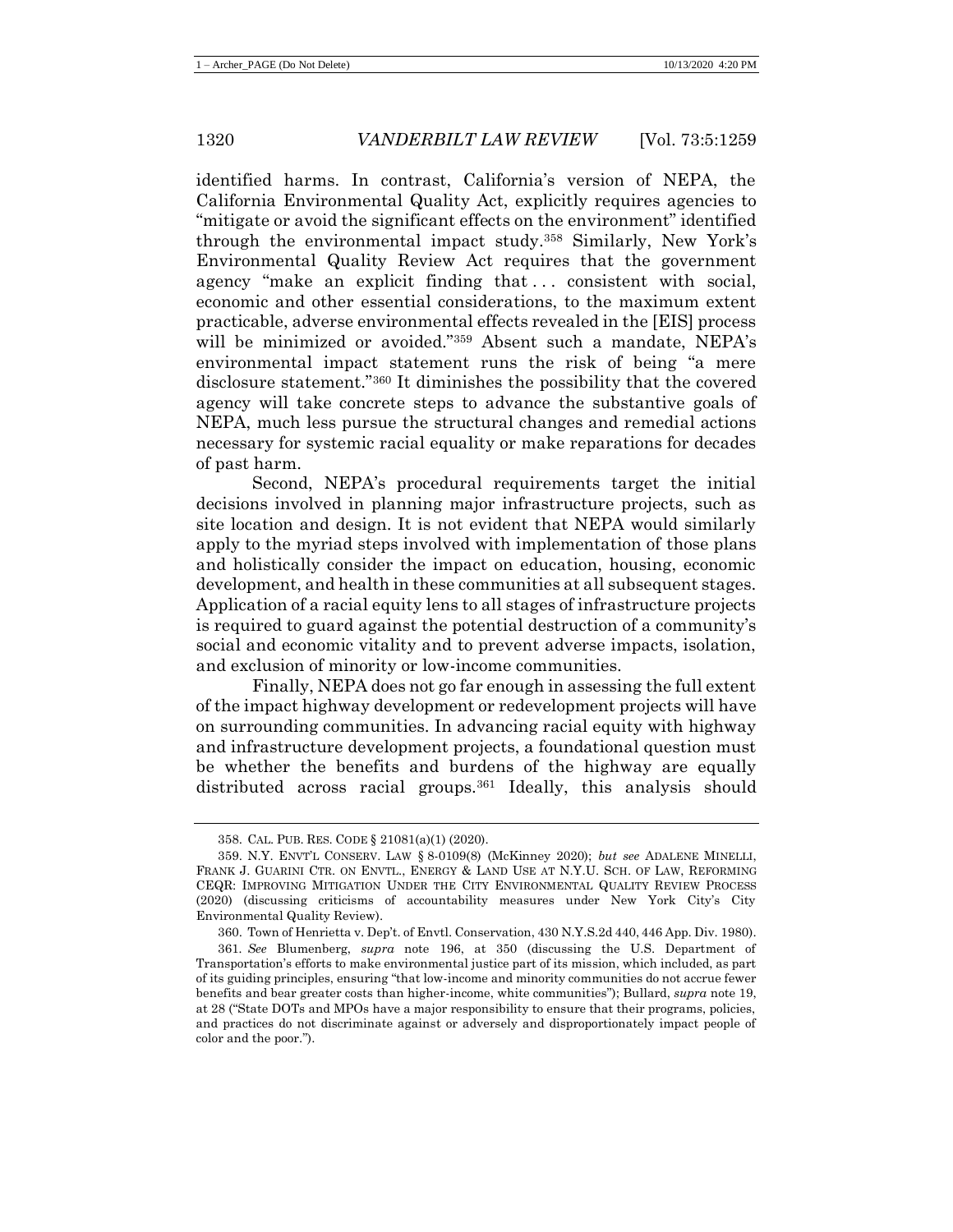identified harms. In contrast, California's version of NEPA, the California Environmental Quality Act, explicitly requires agencies to "mitigate or avoid the significant effects on the environment" identified through the environmental impact study.[358] Similarly, New York's Environmental Quality Review Act requires that the government agency "make an explicit finding that . . . consistent with social, economic and other essential considerations, to the maximum extent practicable, adverse environmental effects revealed in the [EIS] process will be minimized or avoided."[359] Absent such a mandate, NEPA's environmental impact statement runs the risk of being "a mere disclosure statement."[360] It diminishes the possibility that the covered agency will take concrete steps to advance the substantive goals of NEPA, much less pursue the structural changes and remedial actions necessary for systemic racial equality or make reparations for decades of past harm.

Second, NEPA's procedural requirements target the initial decisions involved in planning major infrastructure projects, such as site location and design. It is not evident that NEPA would similarly apply to the myriad steps involved with implementation of those plans and holistically consider the impact on education, housing, economic development, and health in these communities at all subsequent stages. Application of a racial equity lens to all stages of infrastructure projects is required to guard against the potential destruction of a community's social and economic vitality and to prevent adverse impacts, isolation, and exclusion of minority or low-income communities.

Finally, NEPA does not go far enough in assessing the full extent of the impact highway development or redevelopment projects will have on surrounding communities. In advancing racial equity with highway and infrastructure development projects, a foundational question must be whether the benefits and burdens of the highway are equally distributed across racial groups.[361] Ideally, this analysis should

---

358. CAL. PUB. RES. CODE § 21081(a)(1) (2020).

359. N.Y. ENVT'L CONSERV. LAW § 8-0109(8) (McKinney 2020); *but see* ADALENE MINELLI, FRANK J. GUARINI CTR. ON ENVTL., ENERGY & LAND USE AT N.Y.U. SCH. OF LAW, REFORMING CEQR: IMPROVING MITIGATION UNDER THE CITY ENVIRONMENTAL QUALITY REVIEW PROCESS (2020) (discussing criticisms of accountability measures under New York City's City Environmental Quality Review).

360. Town of Henrietta v. Dep't. of Envtl. Conservation, 430 N.Y.S.2d 440, 446 App. Div. 1980).

361. *See* Blumenberg, *supra* note 196, at 350 (discussing the U.S. Department of Transportation's efforts to make environmental justice part of its mission, which included, as part of its guiding principles, ensuring "that low-income and minority communities do not accrue fewer benefits and bear greater costs than higher-income, white communities"); Bullard, *supra* note 19, at 28 ("State DOTs and MPOs have a major responsibility to ensure that their programs, policies, and practices do not discriminate against or adversely and disproportionately impact people of color and the poor.").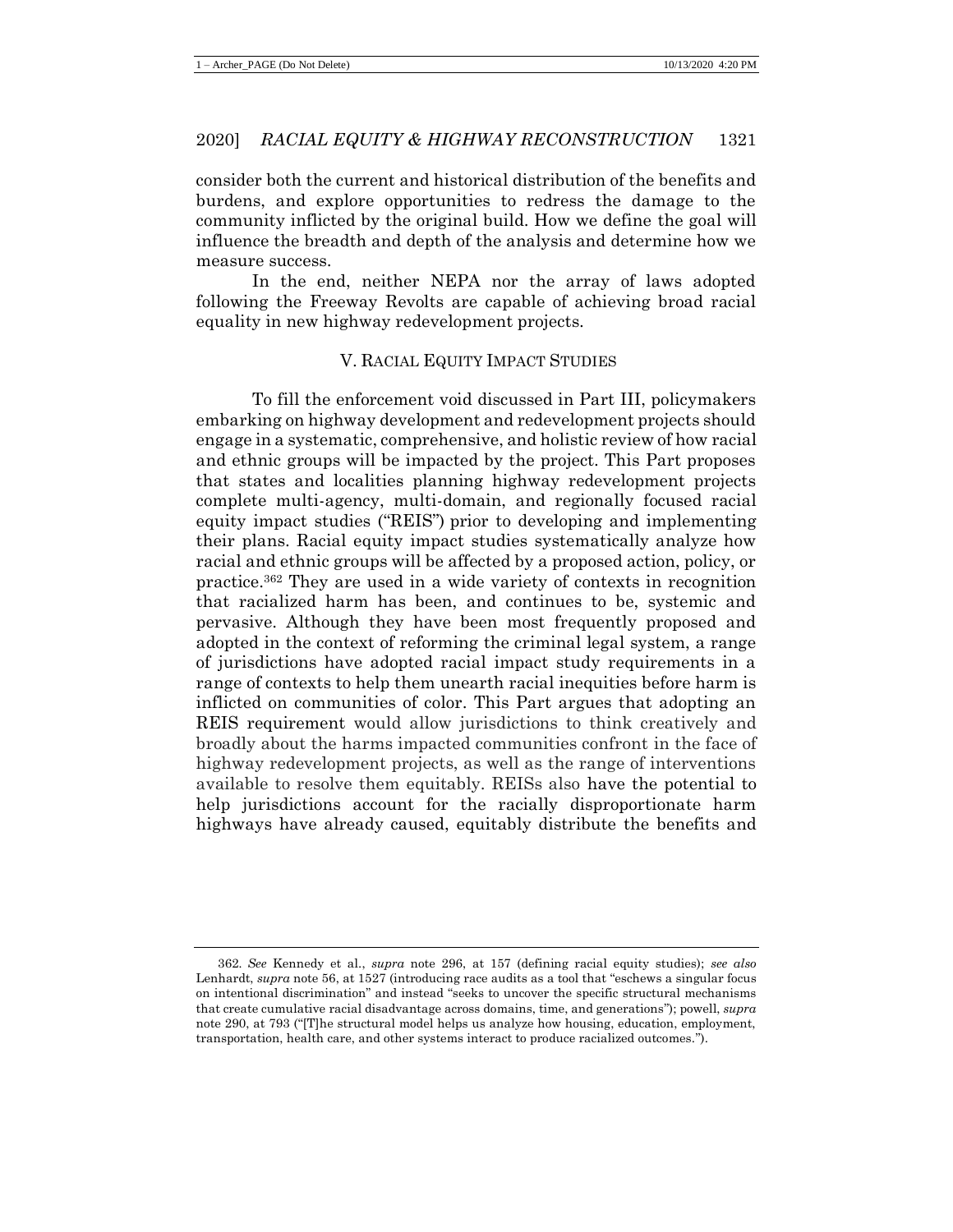consider both the current and historical distribution of the benefits and burdens, and explore opportunities to redress the damage to the community inflicted by the original build. How we define the goal will influence the breadth and depth of the analysis and determine how we measure success.

In the end, neither NEPA nor the array of laws adopted following the Freeway Revolts are capable of achieving broad racial equality in new highway redevelopment projects.

## V. RACIAL EQUITY IMPACT STUDIES

To fill the enforcement void discussed in Part III, policymakers embarking on highway development and redevelopment projects should engage in a systematic, comprehensive, and holistic review of how racial and ethnic groups will be impacted by the project. This Part proposes that states and localities planning highway redevelopment projects complete multi-agency, multi-domain, and regionally focused racial equity impact studies ("REIS") prior to developing and implementing their plans. Racial equity impact studies systematically analyze how racial and ethnic groups will be affected by a proposed action, policy, or practice.[362] They are used in a wide variety of contexts in recognition that racialized harm has been, and continues to be, systemic and pervasive. Although they have been most frequently proposed and adopted in the context of reforming the criminal legal system, a range of jurisdictions have adopted racial impact study requirements in a range of contexts to help them unearth racial inequities before harm is inflicted on communities of color. This Part argues that adopting an REIS requirement would allow jurisdictions to think creatively and broadly about the harms impacted communities confront in the face of highway redevelopment projects, as well as the range of interventions available to resolve them equitably. REISs also have the potential to help jurisdictions account for the racially disproportionate harm highways have already caused, equitably distribute the benefits and

---

362. *See* Kennedy et al., *supra* note 296, at 157 (defining racial equity studies); *see also* Lenhardt, *supra* note 56, at 1527 (introducing race audits as a tool that "eschews a singular focus on intentional discrimination" and instead "seeks to uncover the specific structural mechanisms that create cumulative racial disadvantage across domains, time, and generations"); powell, *supra* note 290, at 793 ("[T]he structural model helps us analyze how housing, education, employment, transportation, health care, and other systems interact to produce racialized outcomes.").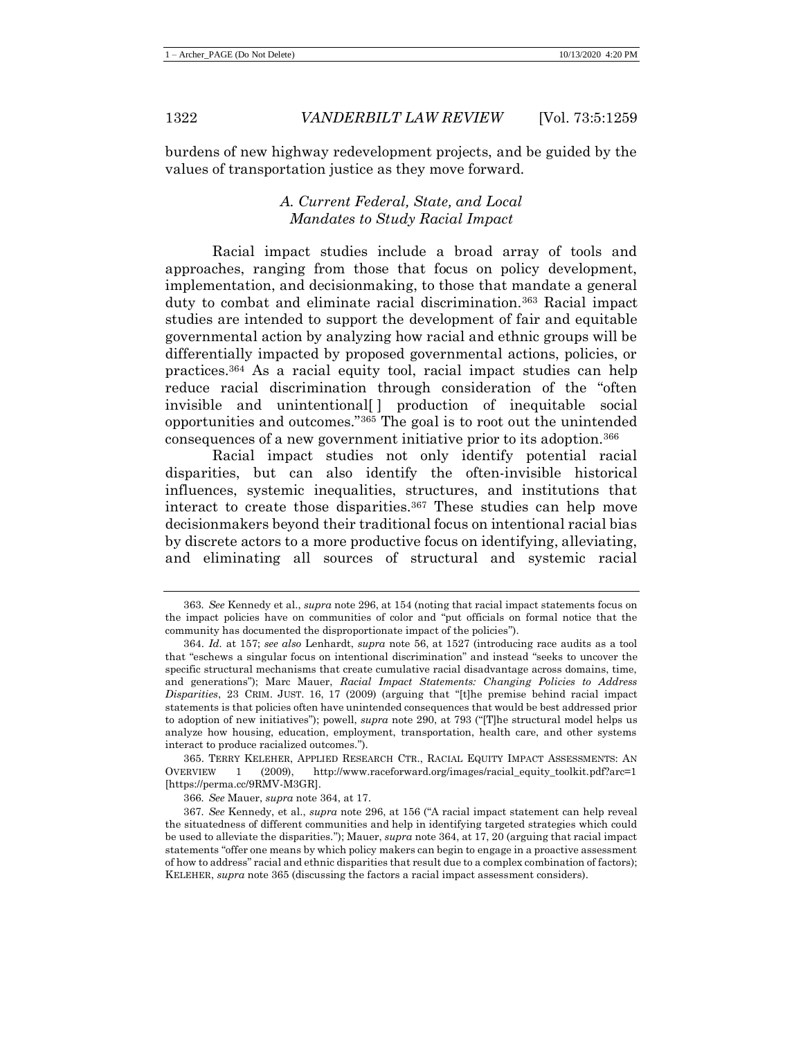burdens of new highway redevelopment projects, and be guided by the values of transportation justice as they move forward.

### *A. Current Federal, State, and Local Mandates to Study Racial Impact*

Racial impact studies include a broad array of tools and approaches, ranging from those that focus on policy development, implementation, and decisionmaking, to those that mandate a general duty to combat and eliminate racial discrimination.[363] Racial impact studies are intended to support the development of fair and equitable governmental action by analyzing how racial and ethnic groups will be differentially impacted by proposed governmental actions, policies, or practices.[364] As a racial equity tool, racial impact studies can help reduce racial discrimination through consideration of the "often invisible and unintentional[ ] production of inequitable social opportunities and outcomes."[365] The goal is to root out the unintended consequences of a new government initiative prior to its adoption.[366]

Racial impact studies not only identify potential racial disparities, but can also identify the often-invisible historical influences, systemic inequalities, structures, and institutions that interact to create those disparities.[367] These studies can help move decisionmakers beyond their traditional focus on intentional racial bias by discrete actors to a more productive focus on identifying, alleviating, and eliminating all sources of structural and systemic racial

---

363. *See* Kennedy et al., *supra* note 296, at 154 (noting that racial impact statements focus on the impact policies have on communities of color and "put officials on formal notice that the community has documented the disproportionate impact of the policies").

364. *Id.* at 157; *see also* Lenhardt, *supra* note 56, at 1527 (introducing race audits as a tool that "eschews a singular focus on intentional discrimination" and instead "seeks to uncover the specific structural mechanisms that create cumulative racial disadvantage across domains, time, and generations"); Marc Mauer, *Racial Impact Statements: Changing Policies to Address Disparities*, 23 CRIM. JUST. 16, 17 (2009) (arguing that "[t]he premise behind racial impact statements is that policies often have unintended consequences that would be best addressed prior to adoption of new initiatives"); powell, *supra* note 290, at 793 ("[T]he structural model helps us analyze how housing, education, employment, transportation, health care, and other systems interact to produce racialized outcomes.").

365. TERRY KELEHER, APPLIED RESEARCH CTR., RACIAL EQUITY IMPACT ASSESSMENTS: AN OVERVIEW 1 (2009), http://www.raceforward.org/images/racial_equity_toolkit.pdf?arc=1 [https://perma.cc/9RMV-M3GR].

366. *See* Mauer, *supra* note 364, at 17.

367. *See* Kennedy, et al., *supra* note 296, at 156 ("A racial impact statement can help reveal the situatedness of different communities and help in identifying targeted strategies which could be used to alleviate the disparities."); Mauer, *supra* note 364, at 17, 20 (arguing that racial impact statements "offer one means by which policy makers can begin to engage in a proactive assessment of how to address" racial and ethnic disparities that result due to a complex combination of factors); KELEHER, *supra* note 365 (discussing the factors a racial impact assessment considers).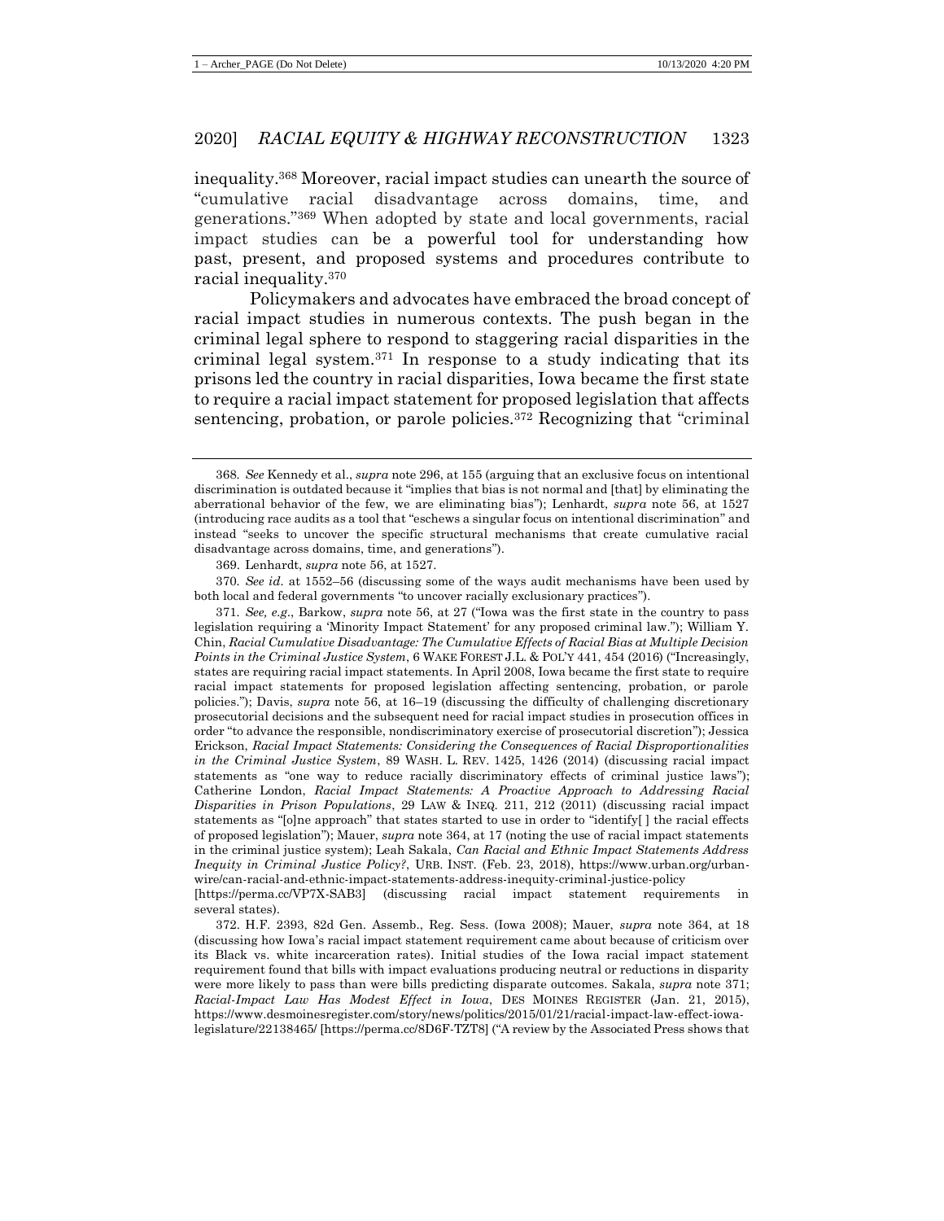inequality.[368] Moreover, racial impact studies can unearth the source of "cumulative racial disadvantage across domains, time, and generations."[369] When adopted by state and local governments, racial impact studies can be a powerful tool for understanding how past, present, and proposed systems and procedures contribute to racial inequality.[370]

Policymakers and advocates have embraced the broad concept of racial impact studies in numerous contexts. The push began in the criminal legal sphere to respond to staggering racial disparities in the criminal legal system.[371] In response to a study indicating that its prisons led the country in racial disparities, Iowa became the first state to require a racial impact statement for proposed legislation that affects sentencing, probation, or parole policies.[372] Recognizing that "criminal

---

368. *See* Kennedy et al., *supra* note 296, at 155 (arguing that an exclusive focus on intentional discrimination is outdated because it "implies that bias is not normal and [that] by eliminating the aberrational behavior of the few, we are eliminating bias"); Lenhardt, *supra* note 56, at 1527 (introducing race audits as a tool that "eschews a singular focus on intentional discrimination" and instead "seeks to uncover the specific structural mechanisms that create cumulative racial disadvantage across domains, time, and generations").

369. Lenhardt, *supra* note 56, at 1527.

370. *See id.* at 1552–56 (discussing some of the ways audit mechanisms have been used by both local and federal governments "to uncover racially exclusionary practices").

371. *See, e.g.*, Barkow, *supra* note 56, at 27 ("Iowa was the first state in the country to pass legislation requiring a 'Minority Impact Statement' for any proposed criminal law."); William Y. Chin, *Racial Cumulative Disadvantage: The Cumulative Effects of Racial Bias at Multiple Decision Points in the Criminal Justice System*, 6 WAKE FOREST J.L. & POL'Y 441, 454 (2016) ("Increasingly, states are requiring racial impact statements. In April 2008, Iowa became the first state to require racial impact statements for proposed legislation affecting sentencing, probation, or parole policies."); Davis, *supra* note 56, at 16–19 (discussing the difficulty of challenging discretionary prosecutorial decisions and the subsequent need for racial impact studies in prosecution offices in order "to advance the responsible, nondiscriminatory exercise of prosecutorial discretion"); Jessica Erickson, *Racial Impact Statements: Considering the Consequences of Racial Disproportionalities in the Criminal Justice System*, 89 WASH. L. REV. 1425, 1426 (2014) (discussing racial impact statements as "one way to reduce racially discriminatory effects of criminal justice laws"); Catherine London, *Racial Impact Statements: A Proactive Approach to Addressing Racial Disparities in Prison Populations*, 29 LAW & INEQ. 211, 212 (2011) (discussing racial impact statements as "[o]ne approach" that states started to use in order to "identify[ ] the racial effects of proposed legislation"); Mauer, *supra* note 364, at 17 (noting the use of racial impact statements in the criminal justice system); Leah Sakala, *Can Racial and Ethnic Impact Statements Address Inequity in Criminal Justice Policy?*, URB. INST. (Feb. 23, 2018), https://www.urban.org/urban-wire/can-racial-and-ethnic-impact-statements-address-inequity-criminal-justice-policy [https://perma.cc/VP7X-SAB3] (discussing racial impact statement requirements in several states).

372. H.F. 2393, 82d Gen. Assemb., Reg. Sess. (Iowa 2008); Mauer, *supra* note 364, at 18 (discussing how Iowa's racial impact statement requirement came about because of criticism over its Black vs. white incarceration rates). Initial studies of the Iowa racial impact statement requirement found that bills with impact evaluations producing neutral or reductions in disparity were more likely to pass than were bills predicting disparate outcomes. Sakala, *supra* note 371; *Racial-Impact Law Has Modest Effect in Iowa*, DES MOINES REGISTER (Jan. 21, 2015), https://www.desmoinesregister.com/story/news/politics/2015/01/21/racial-impact-law-effect-iowa-legislature/22138465/ [https://perma.cc/8D6F-TZT8] ("A review by the Associated Press shows that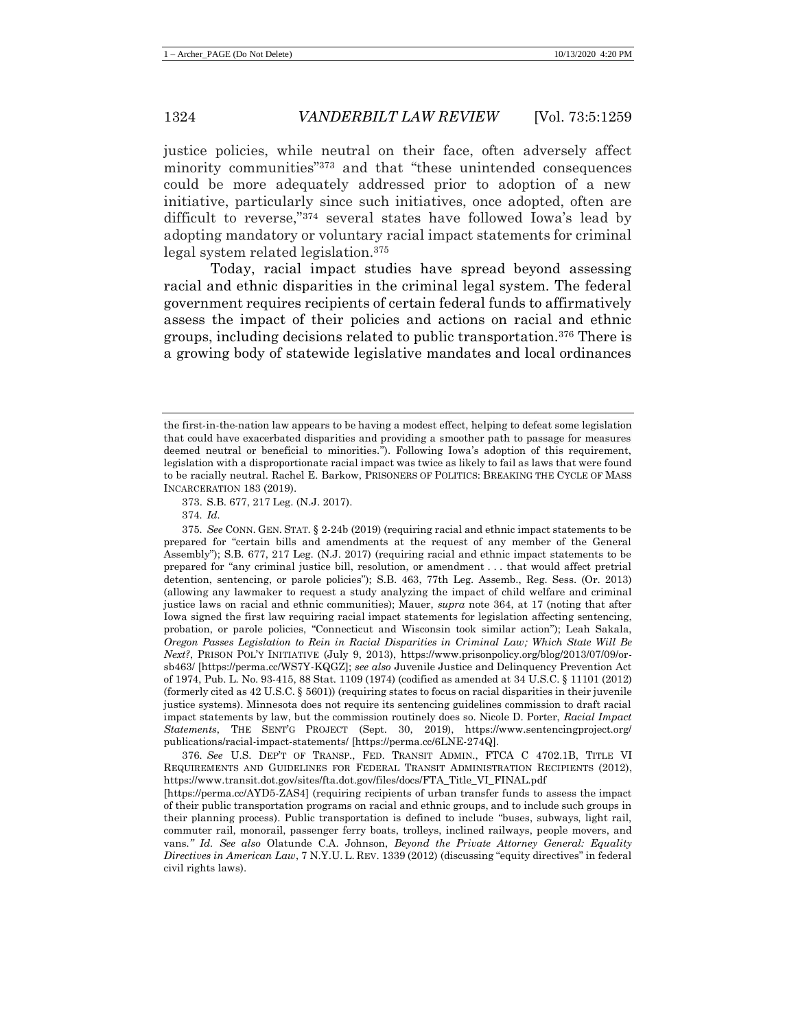justice policies, while neutral on their face, often adversely affect minority communities"[373] and that "these unintended consequences could be more adequately addressed prior to adoption of a new initiative, particularly since such initiatives, once adopted, often are difficult to reverse,"[374] several states have followed Iowa's lead by adopting mandatory or voluntary racial impact statements for criminal legal system related legislation.[375]

Today, racial impact studies have spread beyond assessing racial and ethnic disparities in the criminal legal system. The federal government requires recipients of certain federal funds to affirmatively assess the impact of their policies and actions on racial and ethnic groups, including decisions related to public transportation.[376] There is a growing body of statewide legislative mandates and local ordinances

---

the first-in-the-nation law appears to be having a modest effect, helping to defeat some legislation that could have exacerbated disparities and providing a smoother path to passage for measures deemed neutral or beneficial to minorities."). Following Iowa's adoption of this requirement, legislation with a disproportionate racial impact was twice as likely to fail as laws that were found to be racially neutral. Rachel E. Barkow, PRISONERS OF POLITICS: BREAKING THE CYCLE OF MASS INCARCERATION 183 (2019).

373. S.B. 677, 217 Leg. (N.J. 2017).

374. *Id.*

375. *See* CONN. GEN. STAT. § 2-24b (2019) (requiring racial and ethnic impact statements to be prepared for "certain bills and amendments at the request of any member of the General Assembly"); S.B. 677, 217 Leg. (N.J. 2017) (requiring racial and ethnic impact statements to be prepared for "any criminal justice bill, resolution, or amendment . . . that would affect pretrial detention, sentencing, or parole policies"); S.B. 463, 77th Leg. Assemb., Reg. Sess. (Or. 2013) (allowing any lawmaker to request a study analyzing the impact of child welfare and criminal justice laws on racial and ethnic communities); Mauer, *supra* note 364, at 17 (noting that after Iowa signed the first law requiring racial impact statements for legislation affecting sentencing, probation, or parole policies, "Connecticut and Wisconsin took similar action"); Leah Sakala, *Oregon Passes Legislation to Rein in Racial Disparities in Criminal Law; Which State Will Be Next?*, PRISON POL'Y INITIATIVE (July 9, 2013), https://www.prisonpolicy.org/blog/2013/07/09/or-sb463/ [https://perma.cc/WS7Y-KQGZ]; *see also* Juvenile Justice and Delinquency Prevention Act of 1974, Pub. L. No. 93-415, 88 Stat. 1109 (1974) (codified as amended at 34 U.S.C. § 11101 (2012) (formerly cited as 42 U.S.C. § 5601)) (requiring states to focus on racial disparities in their juvenile justice systems). Minnesota does not require its sentencing guidelines commission to draft racial impact statements by law, but the commission routinely does so. Nicole D. Porter, *Racial Impact Statements*, THE SENT'G PROJECT (Sept. 30, 2019), https://www.sentencingproject.org/publications/racial-impact-statements/ [https://perma.cc/6LNE-274Q].

376. *See* U.S. DEP'T OF TRANSP., FED. TRANSIT ADMIN., FTCA C 4702.1B, TITLE VI REQUIREMENTS AND GUIDELINES FOR FEDERAL TRANSIT ADMINISTRATION RECIPIENTS (2012), https://www.transit.dot.gov/sites/fta.dot.gov/files/docs/FTA_Title_VI_FINAL.pdf [https://perma.cc/AYD5-ZAS4] (requiring recipients of urban transfer funds to assess the impact of their public transportation programs on racial and ethnic groups, and to include such groups in their planning process). Public transportation is defined to include "buses, subways, light rail, commuter rail, monorail, passenger ferry boats, trolleys, inclined railways, people movers, and vans." *Id. See also* Olatunde C.A. Johnson, *Beyond the Private Attorney General: Equality Directives in American Law*, 7 N.Y.U. L. REV. 1339 (2012) (discussing "equity directives" in federal civil rights laws).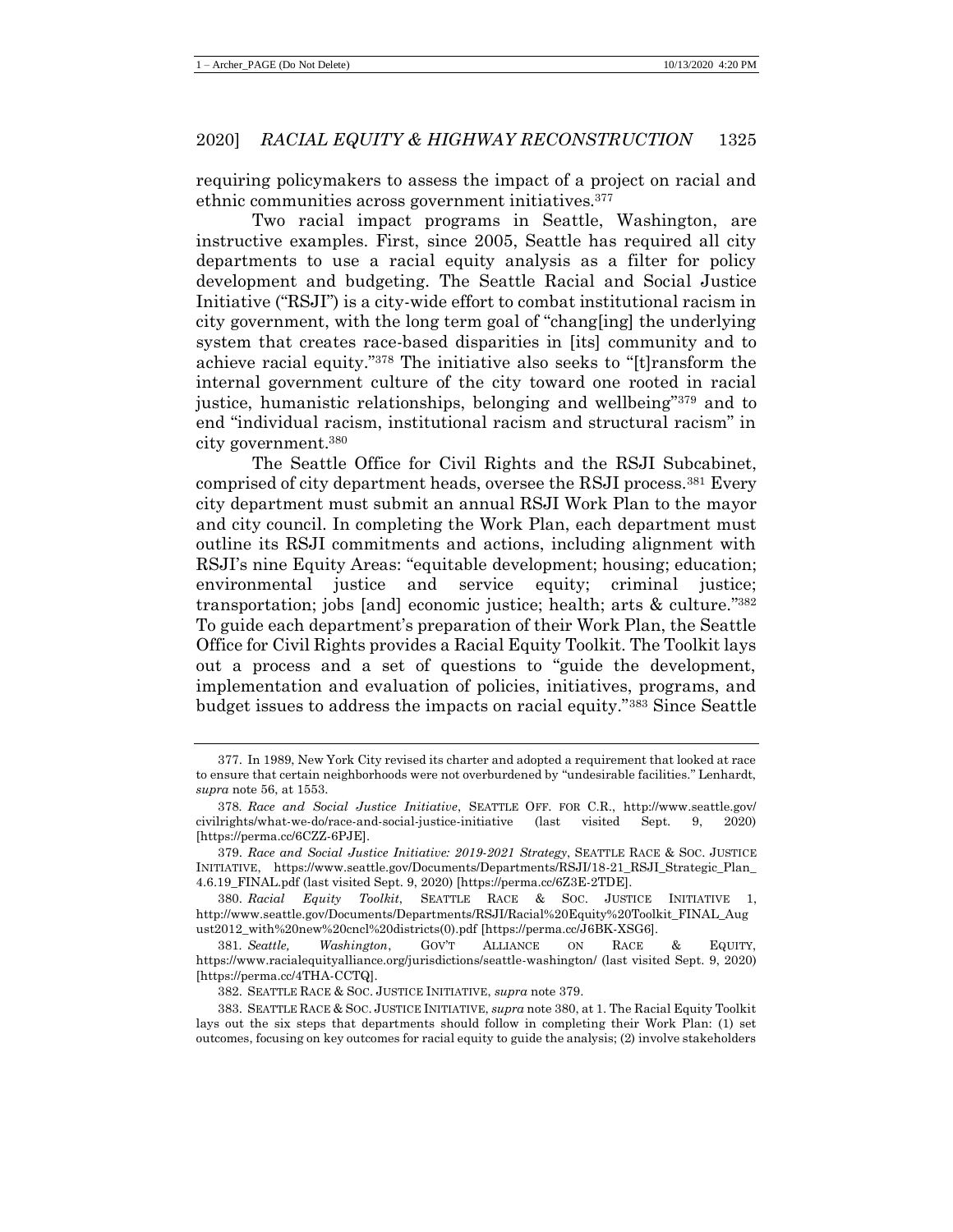requiring policymakers to assess the impact of a project on racial and ethnic communities across government initiatives.[377]

Two racial impact programs in Seattle, Washington, are instructive examples. First, since 2005, Seattle has required all city departments to use a racial equity analysis as a filter for policy development and budgeting. The Seattle Racial and Social Justice Initiative ("RSJI") is a city-wide effort to combat institutional racism in city government, with the long term goal of "chang[ing] the underlying system that creates race-based disparities in [its] community and to achieve racial equity."[378] The initiative also seeks to "[t]ransform the internal government culture of the city toward one rooted in racial justice, humanistic relationships, belonging and wellbeing"[379] and to end "individual racism, institutional racism and structural racism" in city government.[380]

The Seattle Office for Civil Rights and the RSJI Subcabinet, comprised of city department heads, oversee the RSJI process.[381] Every city department must submit an annual RSJI Work Plan to the mayor and city council. In completing the Work Plan, each department must outline its RSJI commitments and actions, including alignment with RSJI's nine Equity Areas: "equitable development; housing; education; environmental justice and service equity; criminal justice; transportation; jobs [and] economic justice; health; arts & culture."[382] To guide each department's preparation of their Work Plan, the Seattle Office for Civil Rights provides a Racial Equity Toolkit. The Toolkit lays out a process and a set of questions to "guide the development, implementation and evaluation of policies, initiatives, programs, and budget issues to address the impacts on racial equity."[383] Since Seattle

---

377. In 1989, New York City revised its charter and adopted a requirement that looked at race to ensure that certain neighborhoods were not overburdened by "undesirable facilities." Lenhardt, *supra* note 56, at 1553.

378. *Race and Social Justice Initiative*, SEATTLE OFF. FOR C.R., http://www.seattle.gov/civilrights/what-we-do/race-and-social-justice-initiative (last visited Sept. 9, 2020) [https://perma.cc/6CZZ-6PJE].

379. *Race and Social Justice Initiative: 2019-2021 Strategy*, SEATTLE RACE & SOC. JUSTICE INITIATIVE, https://www.seattle.gov/Documents/Departments/RSJI/18-21_RSJI_Strategic_Plan_4.6.19_FINAL.pdf (last visited Sept. 9, 2020) [https://perma.cc/6Z3E-2TDE].

380. *Racial Equity Toolkit*, SEATTLE RACE & SOC. JUSTICE INITIATIVE 1, http://www.seattle.gov/Documents/Departments/RSJI/Racial%20Equity%20Toolkit_FINAL_August2012_with%20new%20cncl%20districts(0).pdf [https://perma.cc/J6BK-XSG6].

381. *Seattle, Washington*, GOV'T ALLIANCE ON RACE & EQUITY, https://www.racialequityalliance.org/jurisdictions/seattle-washington/ (last visited Sept. 9, 2020) [https://perma.cc/4THA-CCTQ].

382. SEATTLE RACE & SOC. JUSTICE INITIATIVE, *supra* note 379.

383. SEATTLE RACE & SOC. JUSTICE INITIATIVE, *supra* note 380, at 1. The Racial Equity Toolkit lays out the six steps that departments should follow in completing their Work Plan: (1) set outcomes, focusing on key outcomes for racial equity to guide the analysis; (2) involve stakeholders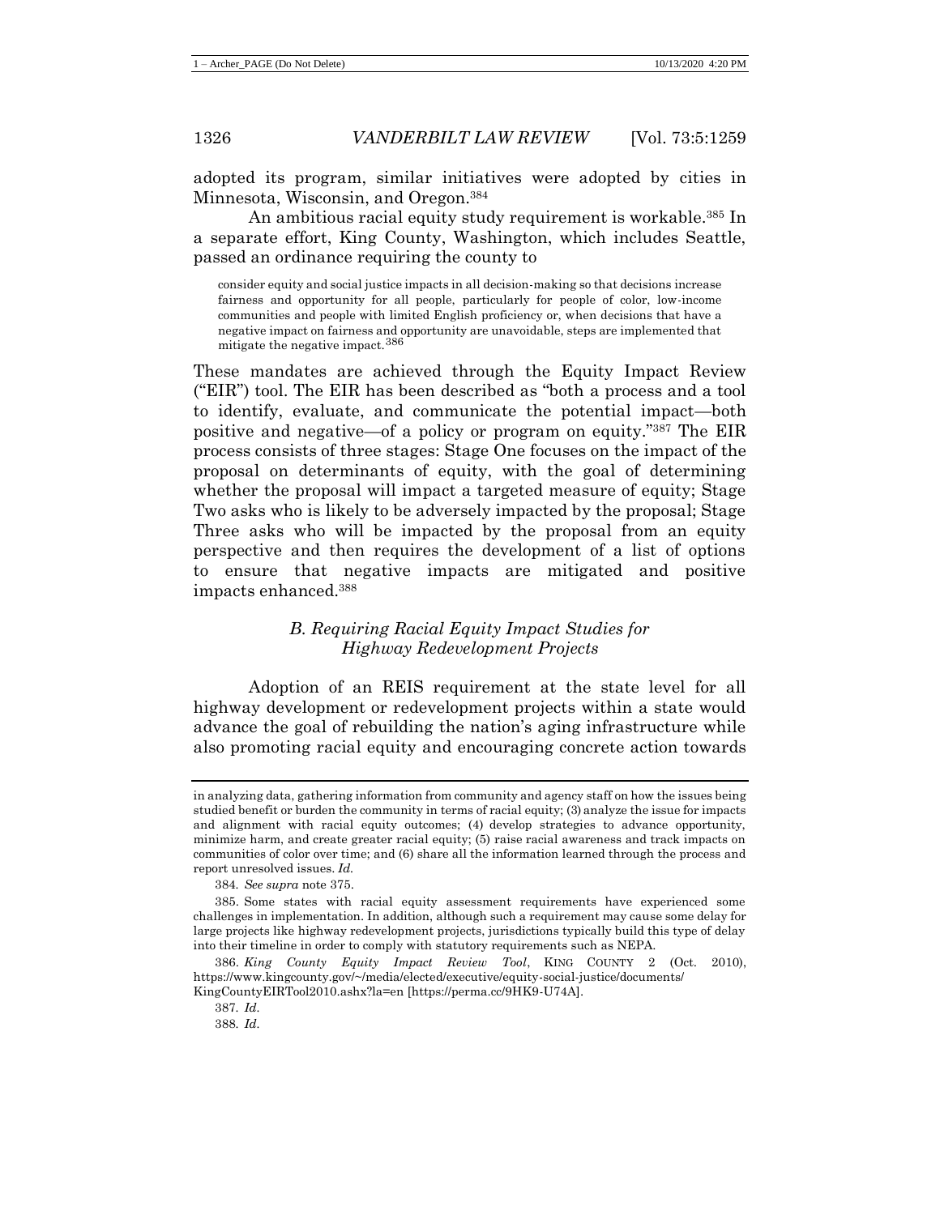adopted its program, similar initiatives were adopted by cities in Minnesota, Wisconsin, and Oregon.[384]

An ambitious racial equity study requirement is workable.[385] In a separate effort, King County, Washington, which includes Seattle, passed an ordinance requiring the county to

> consider equity and social justice impacts in all decision-making so that decisions increase fairness and opportunity for all people, particularly for people of color, low-income communities and people with limited English proficiency or, when decisions that have a negative impact on fairness and opportunity are unavoidable, steps are implemented that mitigate the negative impact.[386]

These mandates are achieved through the Equity Impact Review ("EIR") tool. The EIR has been described as "both a process and a tool to identify, evaluate, and communicate the potential impact—both positive and negative—of a policy or program on equity."[387] The EIR process consists of three stages: Stage One focuses on the impact of the proposal on determinants of equity, with the goal of determining whether the proposal will impact a targeted measure of equity; Stage Two asks who is likely to be adversely impacted by the proposal; Stage Three asks who will be impacted by the proposal from an equity perspective and then requires the development of a list of options to ensure that negative impacts are mitigated and positive impacts enhanced.[388]

### *B. Requiring Racial Equity Impact Studies for Highway Redevelopment Projects*

Adoption of an REIS requirement at the state level for all highway development or redevelopment projects within a state would advance the goal of rebuilding the nation's aging infrastructure while also promoting racial equity and encouraging concrete action towards

---

in analyzing data, gathering information from community and agency staff on how the issues being studied benefit or burden the community in terms of racial equity; (3) analyze the issue for impacts and alignment with racial equity outcomes; (4) develop strategies to advance opportunity, minimize harm, and create greater racial equity; (5) raise racial awareness and track impacts on communities of color over time; and (6) share all the information learned through the process and report unresolved issues. *Id.*

384. *See supra* note 375.

385. Some states with racial equity assessment requirements have experienced some challenges in implementation. In addition, although such a requirement may cause some delay for large projects like highway redevelopment projects, jurisdictions typically build this type of delay into their timeline in order to comply with statutory requirements such as NEPA.

386. *King County Equity Impact Review Tool*, KING COUNTY 2 (Oct. 2010), https://www.kingcounty.gov/~/media/elected/executive/equity-social-justice/documents/KingCountyEIRTool2010.ashx?la=en [https://perma.cc/9HK9-U74A].

387. *Id.*

388. *Id.*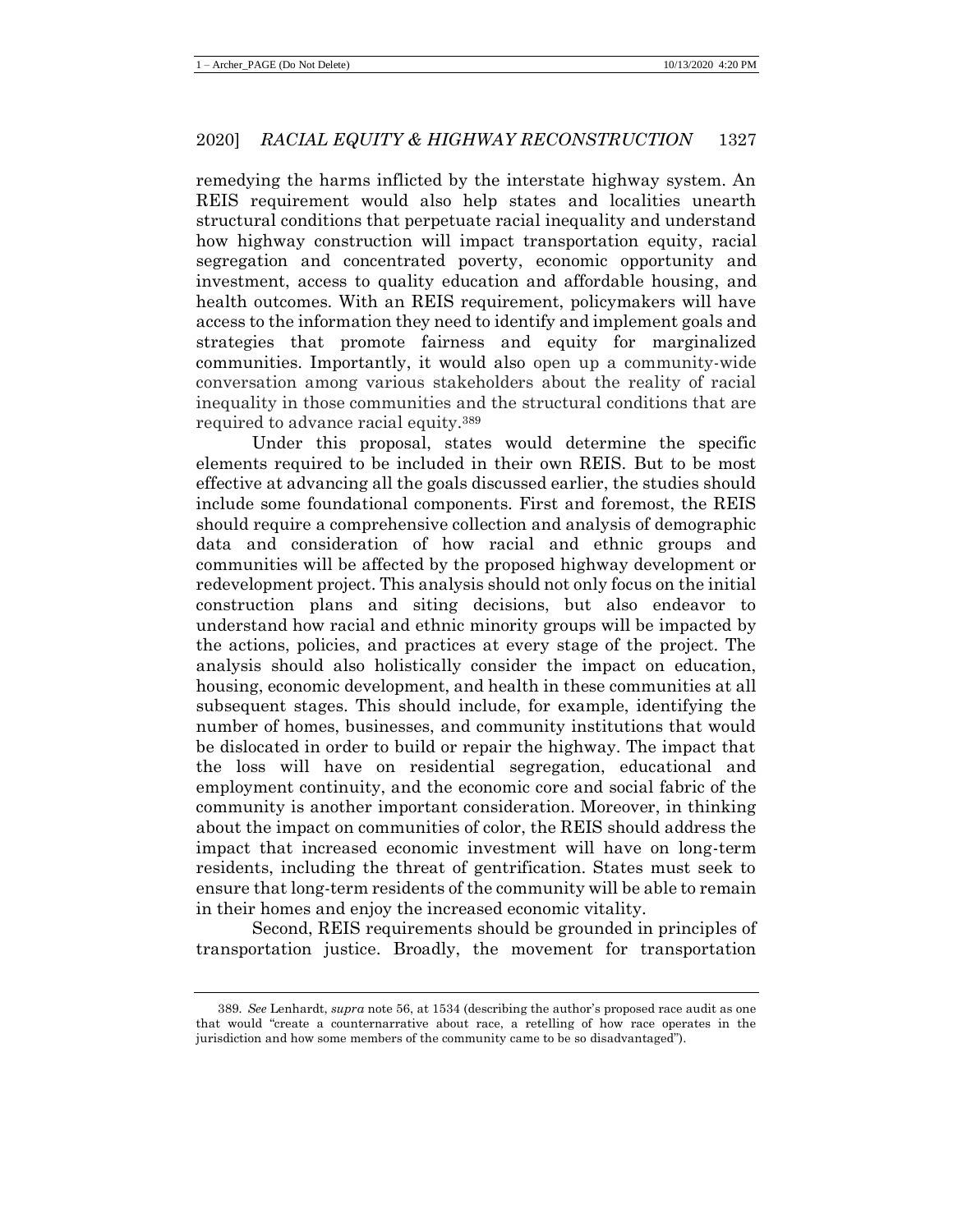remedying the harms inflicted by the interstate highway system. An REIS requirement would also help states and localities unearth structural conditions that perpetuate racial inequality and understand how highway construction will impact transportation equity, racial segregation and concentrated poverty, economic opportunity and investment, access to quality education and affordable housing, and health outcomes. With an REIS requirement, policymakers will have access to the information they need to identify and implement goals and strategies that promote fairness and equity for marginalized communities. Importantly, it would also open up a community-wide conversation among various stakeholders about the reality of racial inequality in those communities and the structural conditions that are required to advance racial equity.[389]

Under this proposal, states would determine the specific elements required to be included in their own REIS. But to be most effective at advancing all the goals discussed earlier, the studies should include some foundational components. First and foremost, the REIS should require a comprehensive collection and analysis of demographic data and consideration of how racial and ethnic groups and communities will be affected by the proposed highway development or redevelopment project. This analysis should not only focus on the initial construction plans and siting decisions, but also endeavor to understand how racial and ethnic minority groups will be impacted by the actions, policies, and practices at every stage of the project. The analysis should also holistically consider the impact on education, housing, economic development, and health in these communities at all subsequent stages. This should include, for example, identifying the number of homes, businesses, and community institutions that would be dislocated in order to build or repair the highway. The impact that the loss will have on residential segregation, educational and employment continuity, and the economic core and social fabric of the community is another important consideration. Moreover, in thinking about the impact on communities of color, the REIS should address the impact that increased economic investment will have on long-term residents, including the threat of gentrification. States must seek to ensure that long-term residents of the community will be able to remain in their homes and enjoy the increased economic vitality.

Second, REIS requirements should be grounded in principles of transportation justice. Broadly, the movement for transportation

---

389. *See* Lenhardt, *supra* note 56, at 1534 (describing the author's proposed race audit as one that would "create a counternarrative about race, a retelling of how race operates in the jurisdiction and how some members of the community came to be so disadvantaged").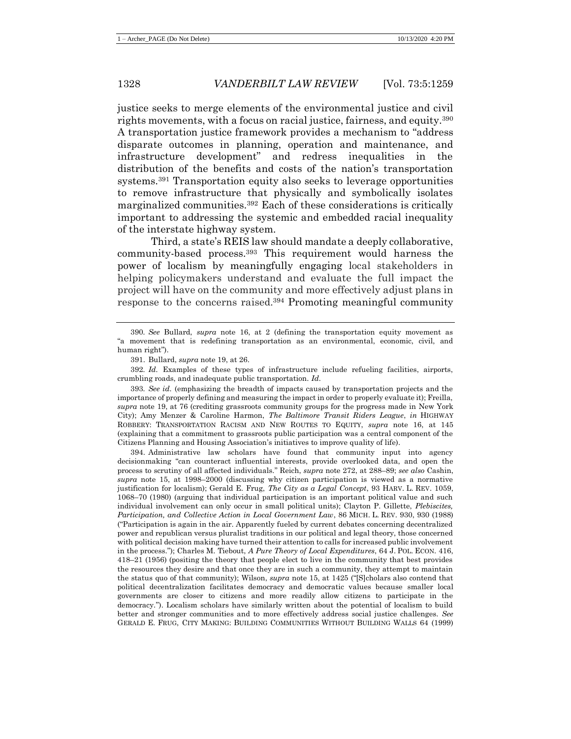justice seeks to merge elements of the environmental justice and civil rights movements, with a focus on racial justice, fairness, and equity.[390] A transportation justice framework provides a mechanism to "address disparate outcomes in planning, operation and maintenance, and infrastructure development" and redress inequalities in the distribution of the benefits and costs of the nation's transportation systems.[391] Transportation equity also seeks to leverage opportunities to remove infrastructure that physically and symbolically isolates marginalized communities.[392] Each of these considerations is critically important to addressing the systemic and embedded racial inequality of the interstate highway system.

Third, a state's REIS law should mandate a deeply collaborative, community-based process.[393] This requirement would harness the power of localism by meaningfully engaging local stakeholders in helping policymakers understand and evaluate the full impact the project will have on the community and more effectively adjust plans in response to the concerns raised.[394] Promoting meaningful community

---

390. *See* Bullard, *supra* note 16, at 2 (defining the transportation equity movement as "a movement that is redefining transportation as an environmental, economic, civil, and human right").

391. Bullard, *supra* note 19, at 26.

392. *Id.* Examples of these types of infrastructure include refueling facilities, airports, crumbling roads, and inadequate public transportation. *Id.*

393. *See id.* (emphasizing the breadth of impacts caused by transportation projects and the importance of properly defining and measuring the impact in order to properly evaluate it); Freilla, *supra* note 19, at 76 (crediting grassroots community groups for the progress made in New York City); Amy Menzer & Caroline Harmon, *The Baltimore Transit Riders League*, *in* HIGHWAY ROBBERY: TRANSPORTATION RACISM AND NEW ROUTES TO EQUITY, *supra* note 16, at 145 (explaining that a commitment to grassroots public participation was a central component of the Citizens Planning and Housing Association's initiatives to improve quality of life).

394. Administrative law scholars have found that community input into agency decisionmaking "can counteract influential interests, provide overlooked data, and open the process to scrutiny of all affected individuals." Reich, *supra* note 272, at 288–89; *see also* Cashin, *supra* note 15, at 1998–2000 (discussing why citizen participation is viewed as a normative justification for localism); Gerald E. Frug, *The City as a Legal Concept*, 93 HARV. L. REV. 1059, 1068–70 (1980) (arguing that individual participation is an important political value and such individual involvement can only occur in small political units); Clayton P. Gillette, *Plebiscites, Participation, and Collective Action in Local Government Law*, 86 MICH. L. REV. 930, 930 (1988) ("Participation is again in the air. Apparently fueled by current debates concerning decentralized power and republican versus pluralist traditions in our political and legal theory, those concerned with political decision making have turned their attention to calls for increased public involvement in the process."); Charles M. Tiebout, *A Pure Theory of Local Expenditures*, 64 J. POL. ECON. 416, 418–21 (1956) (positing the theory that people elect to live in the community that best provides the resources they desire and that once they are in such a community, they attempt to maintain the status quo of that community); Wilson, *supra* note 15, at 1425 ("[S]cholars also contend that political decentralization facilitates democracy and democratic values because smaller local governments are closer to citizens and more readily allow citizens to participate in the democracy."). Localism scholars have similarly written about the potential of localism to build better and stronger communities and to more effectively address social justice challenges. *See* GERALD E. FRUG, CITY MAKING: BUILDING COMMUNITIES WITHOUT BUILDING WALLS 64 (1999)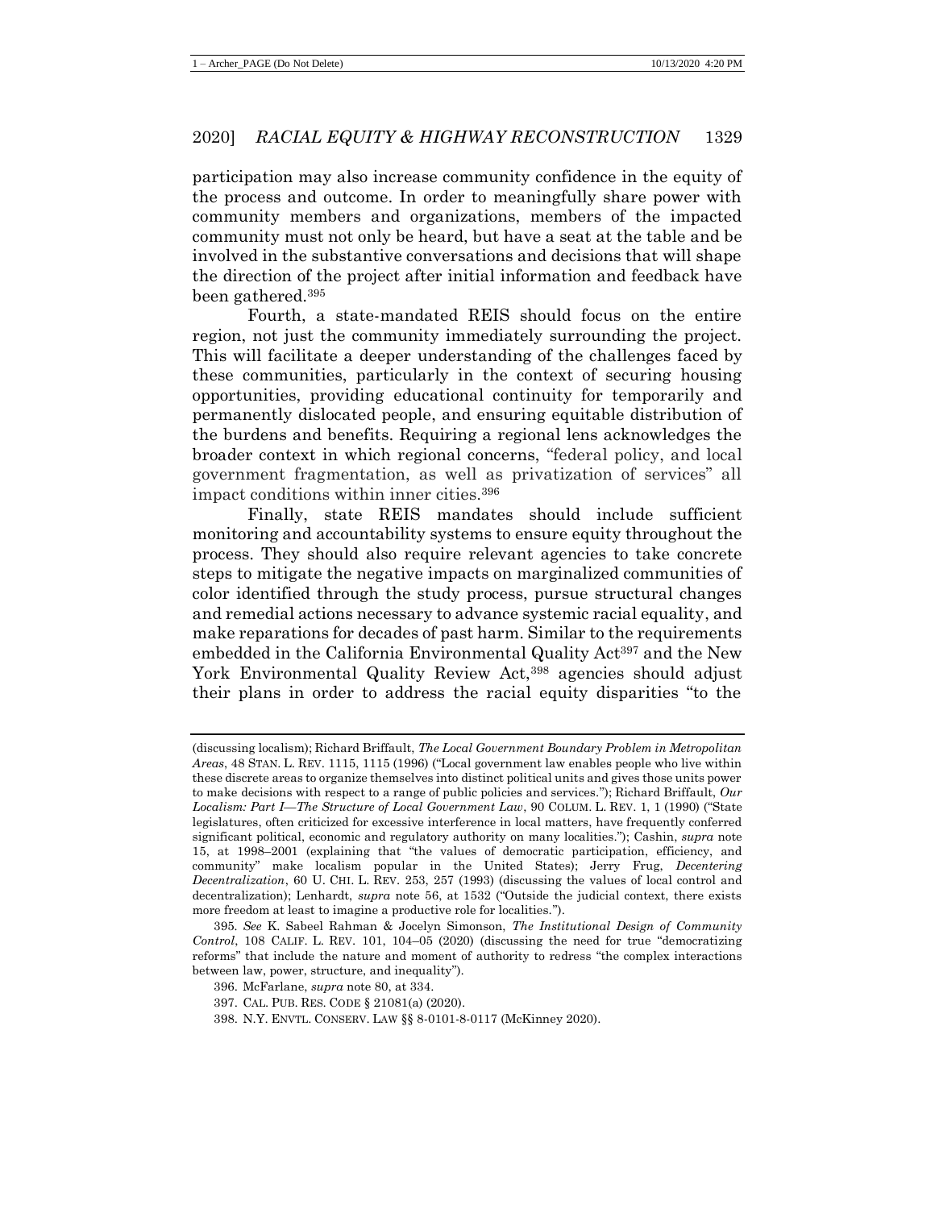participation may also increase community confidence in the equity of the process and outcome. In order to meaningfully share power with community members and organizations, members of the impacted community must not only be heard, but have a seat at the table and be involved in the substantive conversations and decisions that will shape the direction of the project after initial information and feedback have been gathered.[395]

Fourth, a state-mandated REIS should focus on the entire region, not just the community immediately surrounding the project. This will facilitate a deeper understanding of the challenges faced by these communities, particularly in the context of securing housing opportunities, providing educational continuity for temporarily and permanently dislocated people, and ensuring equitable distribution of the burdens and benefits. Requiring a regional lens acknowledges the broader context in which regional concerns, "federal policy, and local government fragmentation, as well as privatization of services" all impact conditions within inner cities.[396]

Finally, state REIS mandates should include sufficient monitoring and accountability systems to ensure equity throughout the process. They should also require relevant agencies to take concrete steps to mitigate the negative impacts on marginalized communities of color identified through the study process, pursue structural changes and remedial actions necessary to advance systemic racial equality, and make reparations for decades of past harm. Similar to the requirements embedded in the California Environmental Quality Act[397] and the New York Environmental Quality Review Act,[398] agencies should adjust their plans in order to address the racial equity disparities "to the

---

(discussing localism); Richard Briffault, *The Local Government Boundary Problem in Metropolitan Areas*, 48 STAN. L. REV. 1115, 1115 (1996) ("Local government law enables people who live within these discrete areas to organize themselves into distinct political units and gives those units power to make decisions with respect to a range of public policies and services."); Richard Briffault, *Our Localism: Part I—The Structure of Local Government Law*, 90 COLUM. L. REV. 1, 1 (1990) ("State legislatures, often criticized for excessive interference in local matters, have frequently conferred significant political, economic and regulatory authority on many localities."); Cashin, *supra* note 15, at 1998–2001 (explaining that "the values of democratic participation, efficiency, and community" make localism popular in the United States); Jerry Frug, *Decentering Decentralization*, 60 U. CHI. L. REV. 253, 257 (1993) (discussing the values of local control and decentralization); Lenhardt, *supra* note 56, at 1532 ("Outside the judicial context, there exists more freedom at least to imagine a productive role for localities.").

395. *See* K. Sabeel Rahman & Jocelyn Simonson, *The Institutional Design of Community Control*, 108 CALIF. L. REV. 101, 104–05 (2020) (discussing the need for true "democratizing reforms" that include the nature and moment of authority to redress "the complex interactions between law, power, structure, and inequality").

396. McFarlane, *supra* note 80, at 334.

397. CAL. PUB. RES. CODE § 21081(a) (2020).

398. N.Y. ENVTL. CONSERV. LAW §§ 8-0101-8-0117 (McKinney 2020).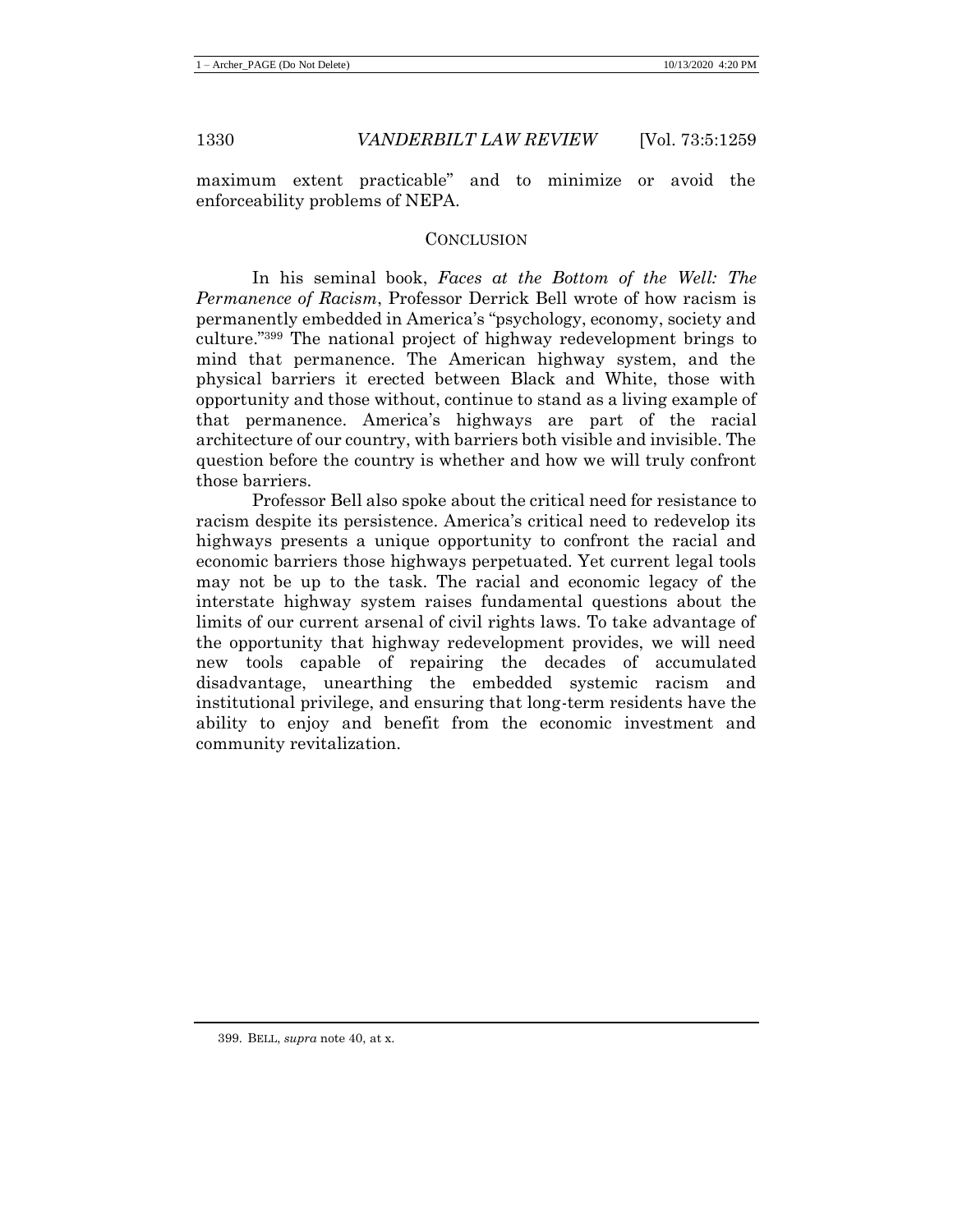maximum extent practicable" and to minimize or avoid the enforceability problems of NEPA.

## CONCLUSION

In his seminal book, *Faces at the Bottom of the Well: The Permanence of Racism*, Professor Derrick Bell wrote of how racism is permanently embedded in America's "psychology, economy, society and culture."[399] The national project of highway redevelopment brings to mind that permanence. The American highway system, and the physical barriers it erected between Black and White, those with opportunity and those without, continue to stand as a living example of that permanence. America's highways are part of the racial architecture of our country, with barriers both visible and invisible. The question before the country is whether and how we will truly confront those barriers.

Professor Bell also spoke about the critical need for resistance to racism despite its persistence. America's critical need to redevelop its highways presents a unique opportunity to confront the racial and economic barriers those highways perpetuated. Yet current legal tools may not be up to the task. The racial and economic legacy of the interstate highway system raises fundamental questions about the limits of our current arsenal of civil rights laws. To take advantage of the opportunity that highway redevelopment provides, we will need new tools capable of repairing the decades of accumulated disadvantage, unearthing the embedded systemic racism and institutional privilege, and ensuring that long-term residents have the ability to enjoy and benefit from the economic investment and community revitalization.

399. BELL, *supra* note 40, at x.